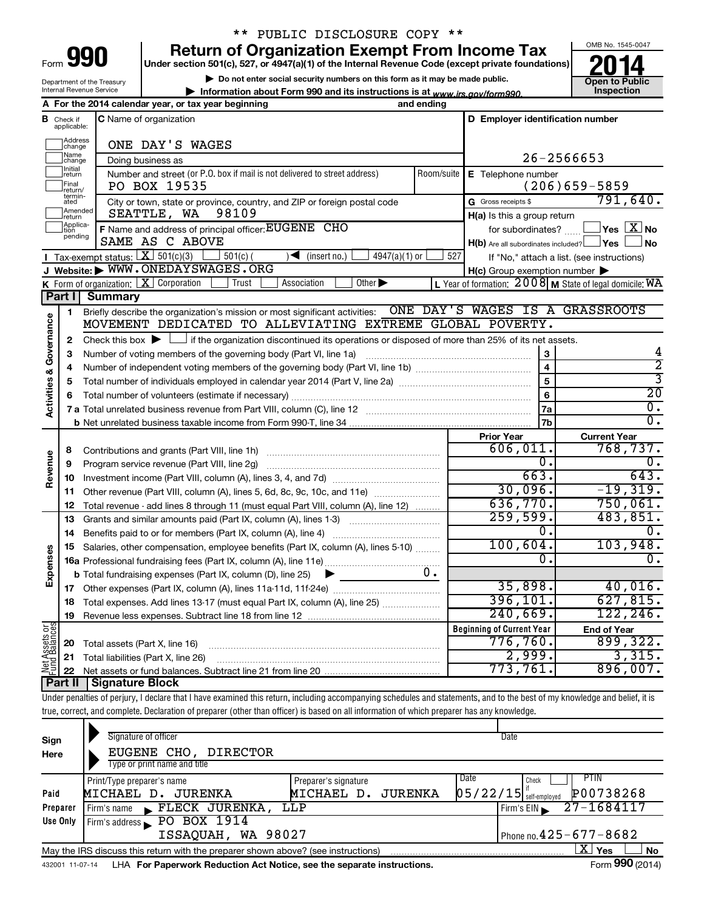** PUBLIC DISCLOSURE COPY **

# Form 990 — Return of Organization Exempt From Income Tax (2014)

Under section 501(c), 527, or 4947(a)(1) of the Internal Revenue Code (except private foundations)

▶ Do not enter social security numbers on this form as it may be made public.

▶ Information about Form 990 and its instructions is at www.irs.gov/form990.

OMB No. 1545-0047

**Open to Public Inspection**

Department of the Treasury
Internal Revenue Service

**A** For the 2014 calendar year, or tax year beginning and ending

**B** Check if applicable: Address change, Name change, Initial return, Final return/terminated, Amended return, Application pending

**C** Name of organization: ONE DAY'S WAGES

Doing business as

Number and street (or P.O. box if mail is not delivered to street address): PO BOX 19535 — Room/suite

City or town, state or province, country, and ZIP or foreign postal code: SEATTLE, WA 98109

**D** Employer identification number: 26-2566653

**E** Telephone number: (206)659-5859

**G** Gross receipts $ 791,640.

**F** Name and address of principal officer: EUGENE CHO, SAME AS C ABOVE

**H(a)** Is this a group return for subordinates? ☐ Yes ☒ No

**H(b)** Are all subordinates included? ☐ Yes ☐ No — If "No," attach a list. (see instructions)

**H(c)** Group exemption number ▶

**I** Tax-exempt status: ☒ 501(c)(3) ☐ 501(c) ( ) ◀ (insert no.) ☐ 4947(a)(1) or ☐ 527

**J** Website: ▶ WWW.ONEDAYSWAGES.ORG

**K** Form of organization: ☒ Corporation ☐ Trust ☐ Association ☐ Other ▶

**L** Year of formation: 2008 **M** State of legal domicile: WA

## Part I Summary

**Activities & Governance**

1. Briefly describe the organization's mission or most significant activities: ONE DAY'S WAGES IS A GRASSROOTS MOVEMENT DEDICATED TO ALLEVIATING EXTREME GLOBAL POVERTY.
2. Check this box ▶ ☐ if the organization discontinued its operations or disposed of more than 25% of its net assets.

| Line | Description | | Value |
|---|---|---|---|
| 3 | Number of voting members of the governing body (Part VI, line 1a) | 3 | 4 |
| 4 | Number of independent voting members of the governing body (Part VI, line 1b) | 4 | 2 |
| 5 | Total number of individuals employed in calendar year 2014 (Part V, line 2a) | 5 | 3 |
| 6 | Total number of volunteers (estimate if necessary) | 6 | 20 |
| 7a | Total unrelated business revenue from Part VIII, column (C), line 12 | 7a | 0. |
| 7b | Net unrelated business taxable income from Form 990-T, line 34 | 7b | 0. |

| | Line | Description | Prior Year | Current Year |
|---|---|---|---|---|
| Revenue | 8 | Contributions and grants (Part VIII, line 1h) | 606,011. | 768,737. |
| | 9 | Program service revenue (Part VIII, line 2g) | 0. | 0. |
| | 10 | Investment income (Part VIII, column (A), lines 3, 4, and 7d) | 663. | 643. |
| | 11 | Other revenue (Part VIII, column (A), lines 5, 6d, 8c, 9c, 10c, and 11e) | 30,096. | -19,319. |
| | 12 | Total revenue - add lines 8 through 11 (must equal Part VIII, column (A), line 12) | 636,770. | 750,061. |
| Expenses | 13 | Grants and similar amounts paid (Part IX, column (A), lines 1-3) | 259,599. | 483,851. |
| | 14 | Benefits paid to or for members (Part IX, column (A), line 4) | 0. | 0. |
| | 15 | Salaries, other compensation, employee benefits (Part IX, column (A), lines 5-10) | 100,604. | 103,948. |
| | 16a | Professional fundraising fees (Part IX, column (A), line 11e) | 0. | 0. |
| | b | Total fundraising expenses (Part IX, column (D), line 25) ▶ 0. | | |
| | 17 | Other expenses (Part IX, column (A), lines 11a-11d, 11f-24e) | 35,898. | 40,016. |
| | 18 | Total expenses. Add lines 13-17 (must equal Part IX, column (A), line 25) | 396,101. | 627,815. |
| | 19 | Revenue less expenses. Subtract line 18 from line 12 | 240,669. | 122,246. |

| | Line | Description | Beginning of Current Year | End of Year |
|---|---|---|---|---|
| Net Assets or Fund Balances | 20 | Total assets (Part X, line 16) | 776,760. | 899,322. |
| | 21 | Total liabilities (Part X, line 26) | 2,999. | 3,315. |
| | 22 | Net assets or fund balances. Subtract line 21 from line 20 | 773,761. | 896,007. |

## Part II Signature Block

Under penalties of perjury, I declare that I have examined this return, including accompanying schedules and statements, and to the best of my knowledge and belief, it is true, correct, and complete. Declaration of preparer (other than officer) is based on all information of which preparer has any knowledge.

**Sign Here**

Signature of officer — Date

EUGENE CHO, DIRECTOR
Type or print name and title

**Paid Preparer Use Only**

| Print/Type preparer's name | Preparer's signature | Date | Check if self-employed | PTIN |
|---|---|---|---|---|
| MICHAEL D. JURENKA | MICHAEL D. JURENKA | 05/22/15 | ☐ | P00738268 |

Firm's name ▶ FLECK JURENKA, LLP — Firm's EIN ▶ 27-1684117

Firm's address ▶ PO BOX 1914, ISSAQUAH, WA 98027 — Phone no. 425-677-8682

May the IRS discuss this return with the preparer shown above? (see instructions) ☒ Yes ☐ No

432001 11-07-14 LHA For Paperwork Reduction Act Notice, see the separate instructions. Form **990** (2014)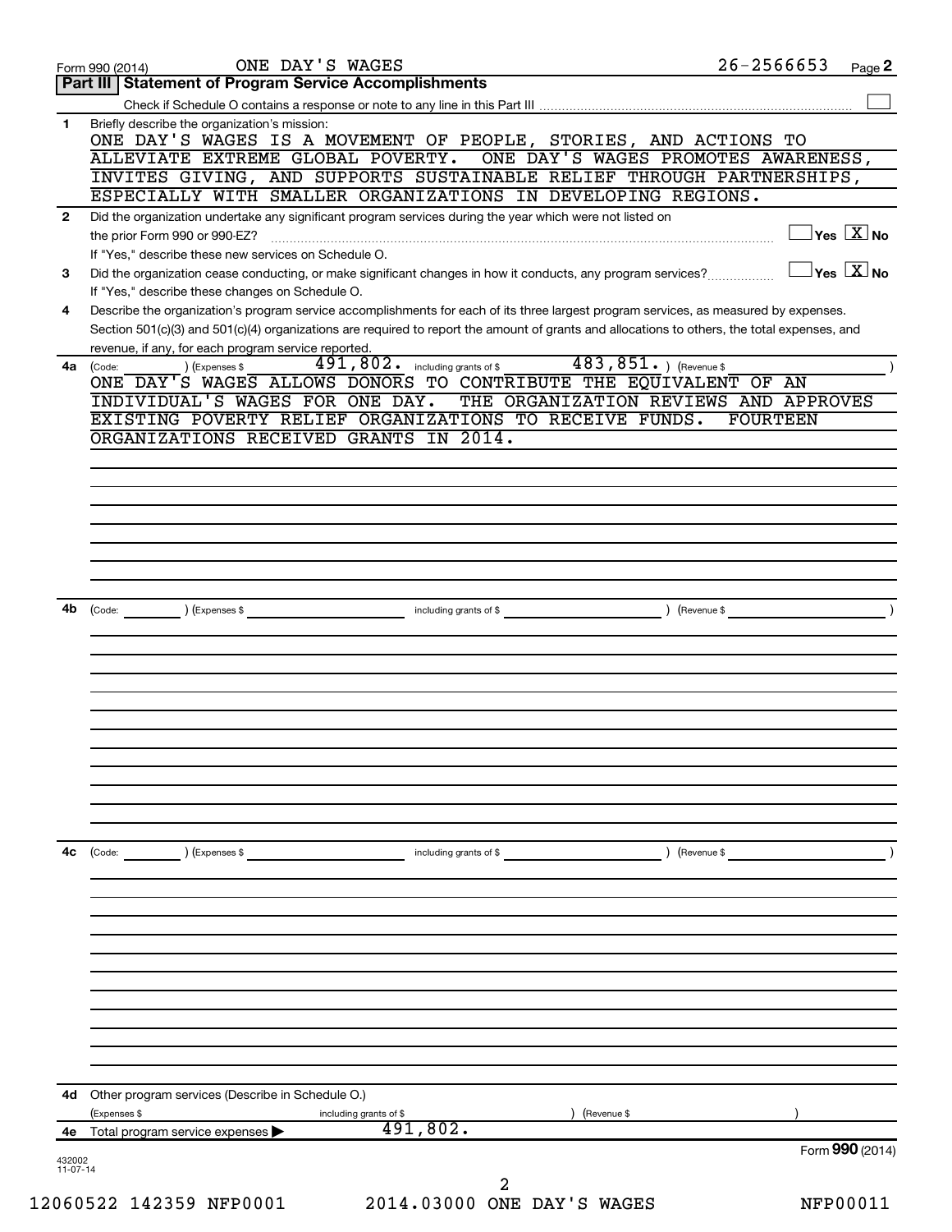Form 990 (2014) ONE DAY'S WAGES 26-2566653 Page **2**

## Part III Statement of Program Service Accomplishments

Check if Schedule O contains a response or note to any line in this Part III ☐

**1** Briefly describe the organization's mission:

ONE DAY'S WAGES IS A MOVEMENT OF PEOPLE, STORIES, AND ACTIONS TO ALLEVIATE EXTREME GLOBAL POVERTY. ONE DAY'S WAGES PROMOTES AWARENESS, INVITES GIVING, AND SUPPORTS SUSTAINABLE RELIEF THROUGH PARTNERSHIPS, ESPECIALLY WITH SMALLER ORGANIZATIONS IN DEVELOPING REGIONS.

**2** Did the organization undertake any significant program services during the year which were not listed on the prior Form 990 or 990-EZ? ☐ Yes ☒ No

If "Yes," describe these new services on Schedule O.

**3** Did the organization cease conducting, or make significant changes in how it conducts, any program services? ☐ Yes ☒ No

If "Yes," describe these changes on Schedule O.

**4** Describe the organization's program service accomplishments for each of its three largest program services, as measured by expenses. Section 501(c)(3) and 501(c)(4) organizations are required to report the amount of grants and allocations to others, the total expenses, and revenue, if any, for each program service reported.

**4a** (Code: ) (Expenses $ 491,802. including grants of $ 483,851. ) (Revenue $ )

ONE DAY'S WAGES ALLOWS DONORS TO CONTRIBUTE THE EQUIVALENT OF AN INDIVIDUAL'S WAGES FOR ONE DAY. THE ORGANIZATION REVIEWS AND APPROVES EXISTING POVERTY RELIEF ORGANIZATIONS TO RECEIVE FUNDS. FOURTEEN ORGANIZATIONS RECEIVED GRANTS IN 2014.

**4b** (Code: ) (Expenses $ including grants of $ ) (Revenue $ )

**4c** (Code: ) (Expenses $ including grants of $ ) (Revenue $ )

**4d** Other program services (Describe in Schedule O.)

(Expenses $ including grants of $ ) (Revenue $ )

**4e** Total program service expenses ▶ 491,802.

Form **990** (2014)

432002 11-07-14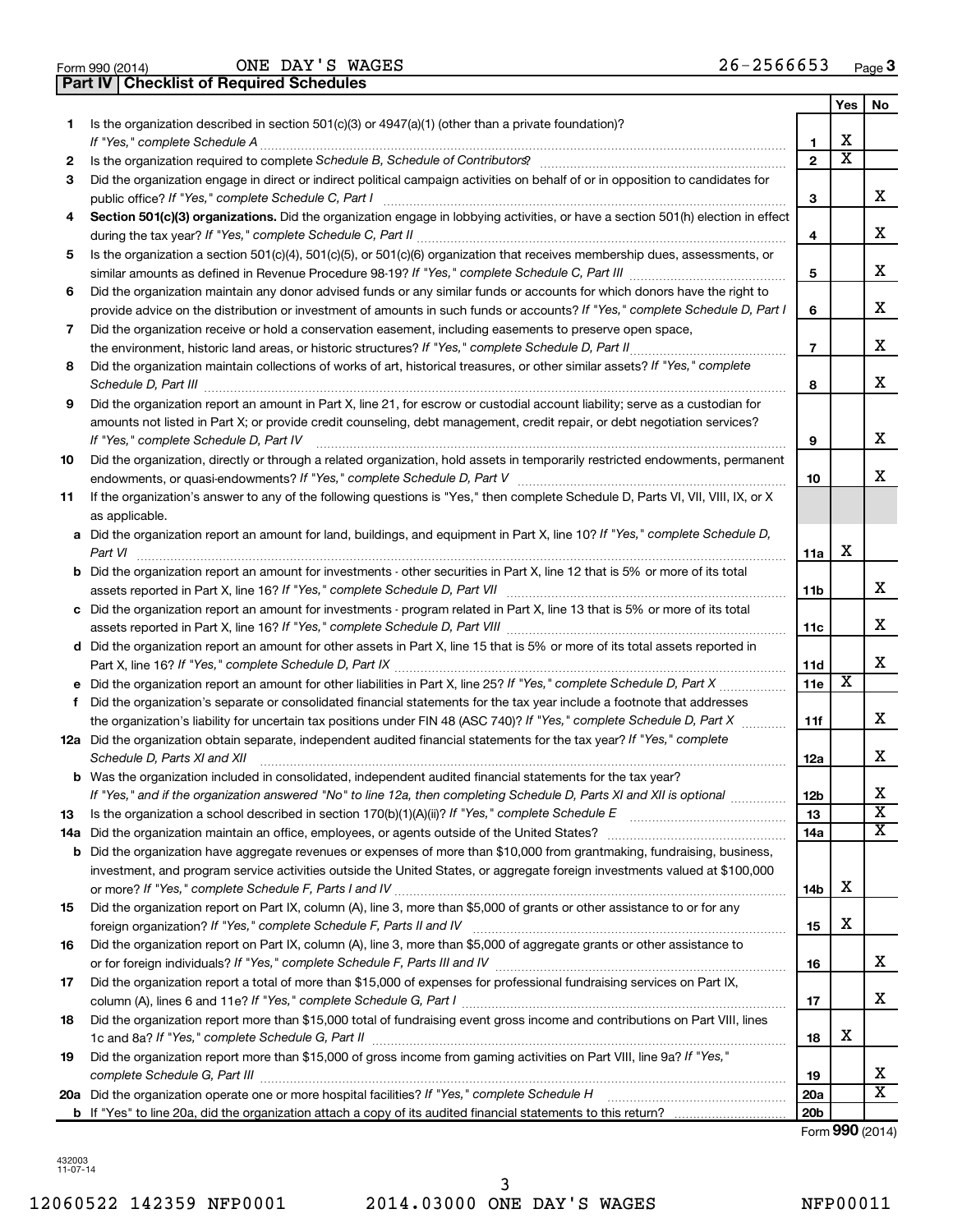Form 990 (2014) ONE DAY'S WAGES 26-2566653

## Part IV | Checklist of Required Schedules

| | | | Yes | No |
|---|---|---|---|---|
| 1 | Is the organization described in section 501(c)(3) or 4947(a)(1) (other than a private foundation)? *If "Yes," complete Schedule A* | 1 | X | |
| 2 | Is the organization required to complete *Schedule B, Schedule of Contributors*? | 2 | X | |
| 3 | Did the organization engage in direct or indirect political campaign activities on behalf of or in opposition to candidates for public office? *If "Yes," complete Schedule C, Part I* | 3 | | X |
| 4 | **Section 501(c)(3) organizations.** Did the organization engage in lobbying activities, or have a section 501(h) election in effect during the tax year? *If "Yes," complete Schedule C, Part II* | 4 | | X |
| 5 | Is the organization a section 501(c)(4), 501(c)(5), or 501(c)(6) organization that receives membership dues, assessments, or similar amounts as defined in Revenue Procedure 98-19? *If "Yes," complete Schedule C, Part III* | 5 | | X |
| 6 | Did the organization maintain any donor advised funds or any similar funds or accounts for which donors have the right to provide advice on the distribution or investment of amounts in such funds or accounts? *If "Yes," complete Schedule D, Part I* | 6 | | X |
| 7 | Did the organization receive or hold a conservation easement, including easements to preserve open space, the environment, historic land areas, or historic structures? *If "Yes," complete Schedule D, Part II* | 7 | | X |
| 8 | Did the organization maintain collections of works of art, historical treasures, or other similar assets? *If "Yes," complete Schedule D, Part III* | 8 | | X |
| 9 | Did the organization report an amount in Part X, line 21, for escrow or custodial account liability; serve as a custodian for amounts not listed in Part X; or provide credit counseling, debt management, credit repair, or debt negotiation services? *If "Yes," complete Schedule D, Part IV* | 9 | | X |
| 10 | Did the organization, directly or through a related organization, hold assets in temporarily restricted endowments, permanent endowments, or quasi-endowments? *If "Yes," complete Schedule D, Part V* | 10 | | X |
| 11 | If the organization's answer to any of the following questions is "Yes," then complete Schedule D, Parts VI, VII, VIII, IX, or X as applicable. | | | |
| a | Did the organization report an amount for land, buildings, and equipment in Part X, line 10? *If "Yes," complete Schedule D, Part VI* | 11a | X | |
| b | Did the organization report an amount for investments - other securities in Part X, line 12 that is 5% or more of its total assets reported in Part X, line 16? *If "Yes," complete Schedule D, Part VII* | 11b | | X |
| c | Did the organization report an amount for investments - program related in Part X, line 13 that is 5% or more of its total assets reported in Part X, line 16? *If "Yes," complete Schedule D, Part VIII* | 11c | | X |
| d | Did the organization report an amount for other assets in Part X, line 15 that is 5% or more of its total assets reported in Part X, line 16? *If "Yes," complete Schedule D, Part IX* | 11d | | X |
| e | Did the organization report an amount for other liabilities in Part X, line 25? *If "Yes," complete Schedule D, Part X* | 11e | X | |
| f | Did the organization's separate or consolidated financial statements for the tax year include a footnote that addresses the organization's liability for uncertain tax positions under FIN 48 (ASC 740)? *If "Yes," complete Schedule D, Part X* | 11f | | X |
| 12a | Did the organization obtain separate, independent audited financial statements for the tax year? *If "Yes," complete Schedule D, Parts XI and XII* | 12a | | X |
| b | Was the organization included in consolidated, independent audited financial statements for the tax year? *If "Yes," and if the organization answered "No" to line 12a, then completing Schedule D, Parts XI and XII is optional* | 12b | | X |
| 13 | Is the organization a school described in section 170(b)(1)(A)(ii)? *If "Yes," complete Schedule E* | 13 | | X |
| 14a | Did the organization maintain an office, employees, or agents outside of the United States? | 14a | | X |
| b | Did the organization have aggregate revenues or expenses of more than $10,000 from grantmaking, fundraising, business, investment, and program service activities outside the United States, or aggregate foreign investments valued at $100,000 or more? *If "Yes," complete Schedule F, Parts I and IV* | 14b | X | |
| 15 | Did the organization report on Part IX, column (A), line 3, more than $5,000 of grants or other assistance to or for any foreign organization? *If "Yes," complete Schedule F, Parts II and IV* | 15 | X | |
| 16 | Did the organization report on Part IX, column (A), line 3, more than $5,000 of aggregate grants or other assistance to or for foreign individuals? *If "Yes," complete Schedule F, Parts III and IV* | 16 | | X |
| 17 | Did the organization report a total of more than $15,000 of expenses for professional fundraising services on Part IX, column (A), lines 6 and 11e? *If "Yes," complete Schedule G, Part I* | 17 | | X |
| 18 | Did the organization report more than $15,000 total of fundraising event gross income and contributions on Part VIII, lines 1c and 8a? *If "Yes," complete Schedule G, Part II* | 18 | X | |
| 19 | Did the organization report more than $15,000 of gross income from gaming activities on Part VIII, line 9a? *If "Yes," complete Schedule G, Part III* | 19 | | X |
| 20a | Did the organization operate one or more hospital facilities? *If "Yes," complete Schedule H* | 20a | | X |
| b | If "Yes" to line 20a, did the organization attach a copy of its audited financial statements to this return? | 20b | | |

Form **990** (2014)

432003 11-07-14

12060522 142359 NFP0001 2014.03000 ONE DAY'S WAGES NFP00011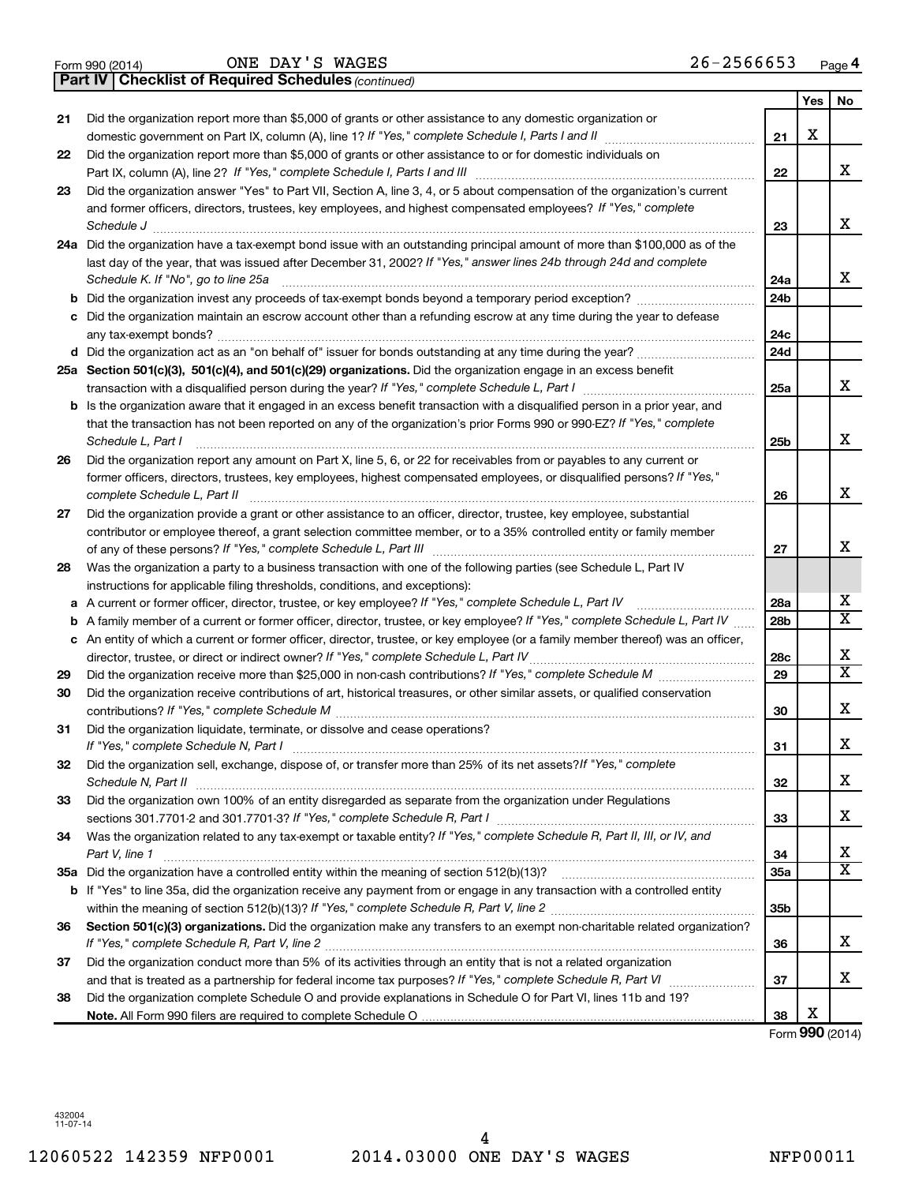Form 990 (2014) ONE DAY'S WAGES 26-2566653 Page 4

**Part IV Checklist of Required Schedules** *(continued)*

| | | | Yes | No |
|---|---|---|---|---|
| 21 | Did the organization report more than $5,000 of grants or other assistance to any domestic organization or domestic government on Part IX, column (A), line 1? *If "Yes," complete Schedule I, Parts I and II* | 21 | X | |
| 22 | Did the organization report more than $5,000 of grants or other assistance to or for domestic individuals on Part IX, column (A), line 2? *If "Yes," complete Schedule I, Parts I and III* | 22 | | X |
| 23 | Did the organization answer "Yes" to Part VII, Section A, line 3, 4, or 5 about compensation of the organization's current and former officers, directors, trustees, key employees, and highest compensated employees? *If "Yes," complete Schedule J* | 23 | | X |
| 24a | Did the organization have a tax-exempt bond issue with an outstanding principal amount of more than $100,000 as of the last day of the year, that was issued after December 31, 2002? *If "Yes," answer lines 24b through 24d and complete Schedule K. If "No", go to line 25a* | 24a | | X |
| b | Did the organization invest any proceeds of tax-exempt bonds beyond a temporary period exception? | 24b | | |
| c | Did the organization maintain an escrow account other than a refunding escrow at any time during the year to defease any tax-exempt bonds? | 24c | | |
| d | Did the organization act as an "on behalf of" issuer for bonds outstanding at any time during the year? | 24d | | |
| 25a | **Section 501(c)(3), 501(c)(4), and 501(c)(29) organizations.** Did the organization engage in an excess benefit transaction with a disqualified person during the year? *If "Yes," complete Schedule L, Part I* | 25a | | X |
| b | Is the organization aware that it engaged in an excess benefit transaction with a disqualified person in a prior year, and that the transaction has not been reported on any of the organization's prior Forms 990 or 990-EZ? *If "Yes," complete Schedule L, Part I* | 25b | | X |
| 26 | Did the organization report any amount on Part X, line 5, 6, or 22 for receivables from or payables to any current or former officers, directors, trustees, key employees, highest compensated employees, or disqualified persons? *If "Yes," complete Schedule L, Part II* | 26 | | X |
| 27 | Did the organization provide a grant or other assistance to an officer, director, trustee, key employee, substantial contributor or employee thereof, a grant selection committee member, or to a 35% controlled entity or family member of any of these persons? *If "Yes," complete Schedule L, Part III* | 27 | | X |
| 28 | Was the organization a party to a business transaction with one of the following parties (see Schedule L, Part IV instructions for applicable filing thresholds, conditions, and exceptions): | | | |
| a | A current or former officer, director, trustee, or key employee? *If "Yes," complete Schedule L, Part IV* | 28a | | X |
| b | A family member of a current or former officer, director, trustee, or key employee? *If "Yes," complete Schedule L, Part IV* | 28b | | X |
| c | An entity of which a current or former officer, director, trustee, or key employee (or a family member thereof) was an officer, director, trustee, or direct or indirect owner? *If "Yes," complete Schedule L, Part IV* | 28c | | X |
| 29 | Did the organization receive more than $25,000 in non-cash contributions? *If "Yes," complete Schedule M* | 29 | | X |
| 30 | Did the organization receive contributions of art, historical treasures, or other similar assets, or qualified conservation contributions? *If "Yes," complete Schedule M* | 30 | | X |
| 31 | Did the organization liquidate, terminate, or dissolve and cease operations? *If "Yes," complete Schedule N, Part I* | 31 | | X |
| 32 | Did the organization sell, exchange, dispose of, or transfer more than 25% of its net assets? *If "Yes," complete Schedule N, Part II* | 32 | | X |
| 33 | Did the organization own 100% of an entity disregarded as separate from the organization under Regulations sections 301.7701-2 and 301.7701-3? *If "Yes," complete Schedule R, Part I* | 33 | | X |
| 34 | Was the organization related to any tax-exempt or taxable entity? *If "Yes," complete Schedule R, Part II, III, or IV, and Part V, line 1* | 34 | | X |
| 35a | Did the organization have a controlled entity within the meaning of section 512(b)(13)? | 35a | | X |
| b | If "Yes" to line 35a, did the organization receive any payment from or engage in any transaction with a controlled entity within the meaning of section 512(b)(13)? *If "Yes," complete Schedule R, Part V, line 2* | 35b | | |
| 36 | **Section 501(c)(3) organizations.** Did the organization make any transfers to an exempt non-charitable related organization? *If "Yes," complete Schedule R, Part V, line 2* | 36 | | X |
| 37 | Did the organization conduct more than 5% of its activities through an entity that is not a related organization and that is treated as a partnership for federal income tax purposes? *If "Yes," complete Schedule R, Part VI* | 37 | | X |
| 38 | Did the organization complete Schedule O and provide explanations in Schedule O for Part VI, lines 11b and 19? **Note.** All Form 990 filers are required to complete Schedule O | 38 | X | |

Form **990** (2014)

432004 11-07-14

12060522 142359 NFP0001 2014.03000 ONE DAY'S WAGES NFP00011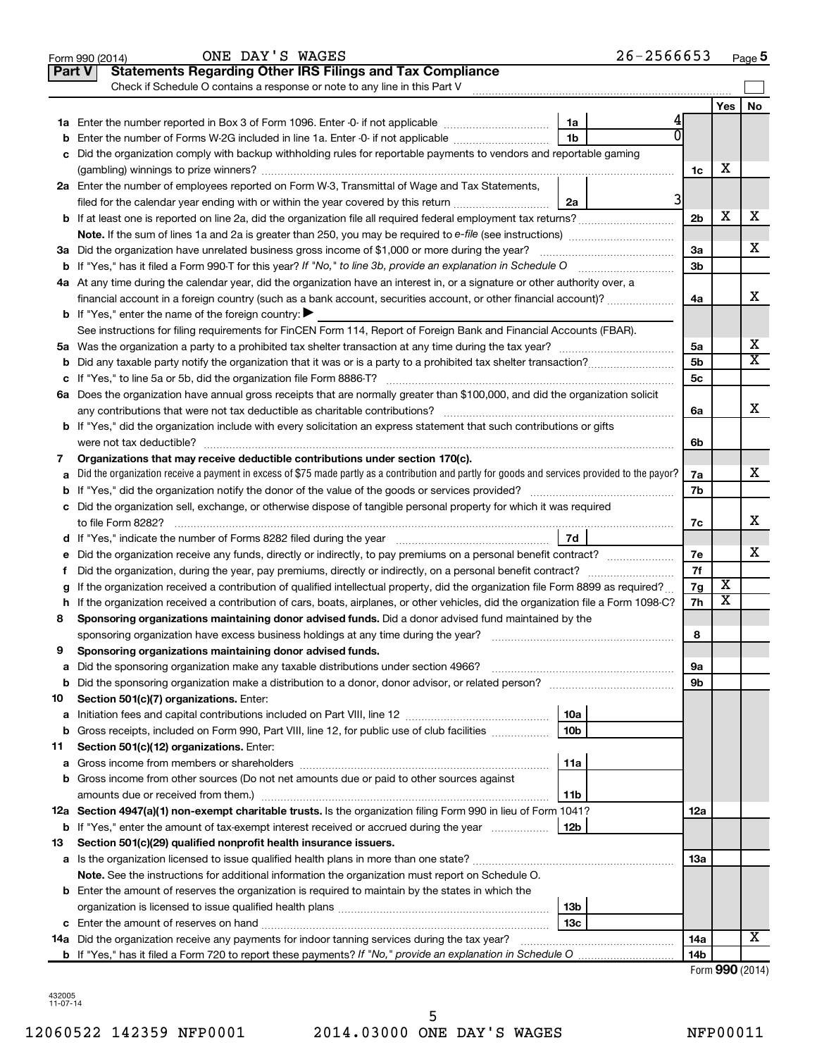Form 990 (2014) ONE DAY'S WAGES 26-2566653 Page 5

**Part V Statements Regarding Other IRS Filings and Tax Compliance**

Check if Schedule O contains a response or note to any line in this Part V

| | | | | | Yes | No |
|---|---|---|---|---|---|---|
| **1a** | Enter the number reported in Box 3 of Form 1096. Enter -0- if not applicable | 1a | 4 | | | |
| **b** | Enter the number of Forms W-2G included in line 1a. Enter -0- if not applicable | 1b | 0 | | | |
| **c** | Did the organization comply with backup withholding rules for reportable payments to vendors and reportable gaming (gambling) winnings to prize winners? | | | 1c | X | |
| **2a** | Enter the number of employees reported on Form W-3, Transmittal of Wage and Tax Statements, filed for the calendar year ending with or within the year covered by this return | 2a | 3 | | | |
| **b** | If at least one is reported on line 2a, did the organization file all required federal employment tax returns? | | | 2b | X | X |
| | **Note.** If the sum of lines 1a and 2a is greater than 250, you may be required to *e-file* (see instructions) | | | | | |
| **3a** | Did the organization have unrelated business gross income of $1,000 or more during the year? | | | 3a | | X |
| **b** | If "Yes," has it filed a Form 990-T for this year? *If "No," to line 3b, provide an explanation in Schedule O* | | | 3b | | |
| **4a** | At any time during the calendar year, did the organization have an interest in, or a signature or other authority over, a financial account in a foreign country (such as a bank account, securities account, or other financial account)? | | | 4a | | X |
| **b** | If "Yes," enter the name of the foreign country: ▶ | | | | | |
| | See instructions for filing requirements for FinCEN Form 114, Report of Foreign Bank and Financial Accounts (FBAR). | | | | | |
| **5a** | Was the organization a party to a prohibited tax shelter transaction at any time during the tax year? | | | 5a | | X |
| **b** | Did any taxable party notify the organization that it was or is a party to a prohibited tax shelter transaction? | | | 5b | | X |
| **c** | If "Yes," to line 5a or 5b, did the organization file Form 8886-T? | | | 5c | | |
| **6a** | Does the organization have annual gross receipts that are normally greater than $100,000, and did the organization solicit any contributions that were not tax deductible as charitable contributions? | | | 6a | | X |
| **b** | If "Yes," did the organization include with every solicitation an express statement that such contributions or gifts were not tax deductible? | | | 6b | | |
| **7** | **Organizations that may receive deductible contributions under section 170(c).** | | | | | |
| **a** | Did the organization receive a payment in excess of $75 made partly as a contribution and partly for goods and services provided to the payor? | | | 7a | | X |
| **b** | If "Yes," did the organization notify the donor of the value of the goods or services provided? | | | 7b | | |
| **c** | Did the organization sell, exchange, or otherwise dispose of tangible personal property for which it was required to file Form 8282? | | | 7c | | X |
| **d** | If "Yes," indicate the number of Forms 8282 filed during the year | 7d | | | | |
| **e** | Did the organization receive any funds, directly or indirectly, to pay premiums on a personal benefit contract? | | | 7e | | X |
| **f** | Did the organization, during the year, pay premiums, directly or indirectly, on a personal benefit contract? | | | 7f | | |
| **g** | If the organization received a contribution of qualified intellectual property, did the organization file Form 8899 as required? | | | 7g | X | |
| **h** | If the organization received a contribution of cars, boats, airplanes, or other vehicles, did the organization file a Form 1098-C? | | | 7h | X | |
| **8** | **Sponsoring organizations maintaining donor advised funds.** Did a donor advised fund maintained by the sponsoring organization have excess business holdings at any time during the year? | | | 8 | | |
| **9** | **Sponsoring organizations maintaining donor advised funds.** | | | | | |
| **a** | Did the sponsoring organization make any taxable distributions under section 4966? | | | 9a | | |
| **b** | Did the sponsoring organization make a distribution to a donor, donor advisor, or related person? | | | 9b | | |
| **10** | **Section 501(c)(7) organizations.** Enter: | | | | | |
| **a** | Initiation fees and capital contributions included on Part VIII, line 12 | 10a | | | | |
| **b** | Gross receipts, included on Form 990, Part VIII, line 12, for public use of club facilities | 10b | | | | |
| **11** | **Section 501(c)(12) organizations.** Enter: | | | | | |
| **a** | Gross income from members or shareholders | 11a | | | | |
| **b** | Gross income from other sources (Do not net amounts due or paid to other sources against amounts due or received from them.) | 11b | | | | |
| **12a** | **Section 4947(a)(1) non-exempt charitable trusts.** Is the organization filing Form 990 in lieu of Form 1041? | | | 12a | | |
| **b** | If "Yes," enter the amount of tax-exempt interest received or accrued during the year | 12b | | | | |
| **13** | **Section 501(c)(29) qualified nonprofit health insurance issuers.** | | | | | |
| **a** | Is the organization licensed to issue qualified health plans in more than one state? | | | 13a | | |
| | **Note.** See the instructions for additional information the organization must report on Schedule O. | | | | | |
| **b** | Enter the amount of reserves the organization is required to maintain by the states in which the organization is licensed to issue qualified health plans | 13b | | | | |
| **c** | Enter the amount of reserves on hand | 13c | | | | |
| **14a** | Did the organization receive any payments for indoor tanning services during the tax year? | | | 14a | | X |
| **b** | If "Yes," has it filed a Form 720 to report these payments? *If "No," provide an explanation in Schedule O* | | | 14b | | |

Form **990** (2014)

432005
11-07-14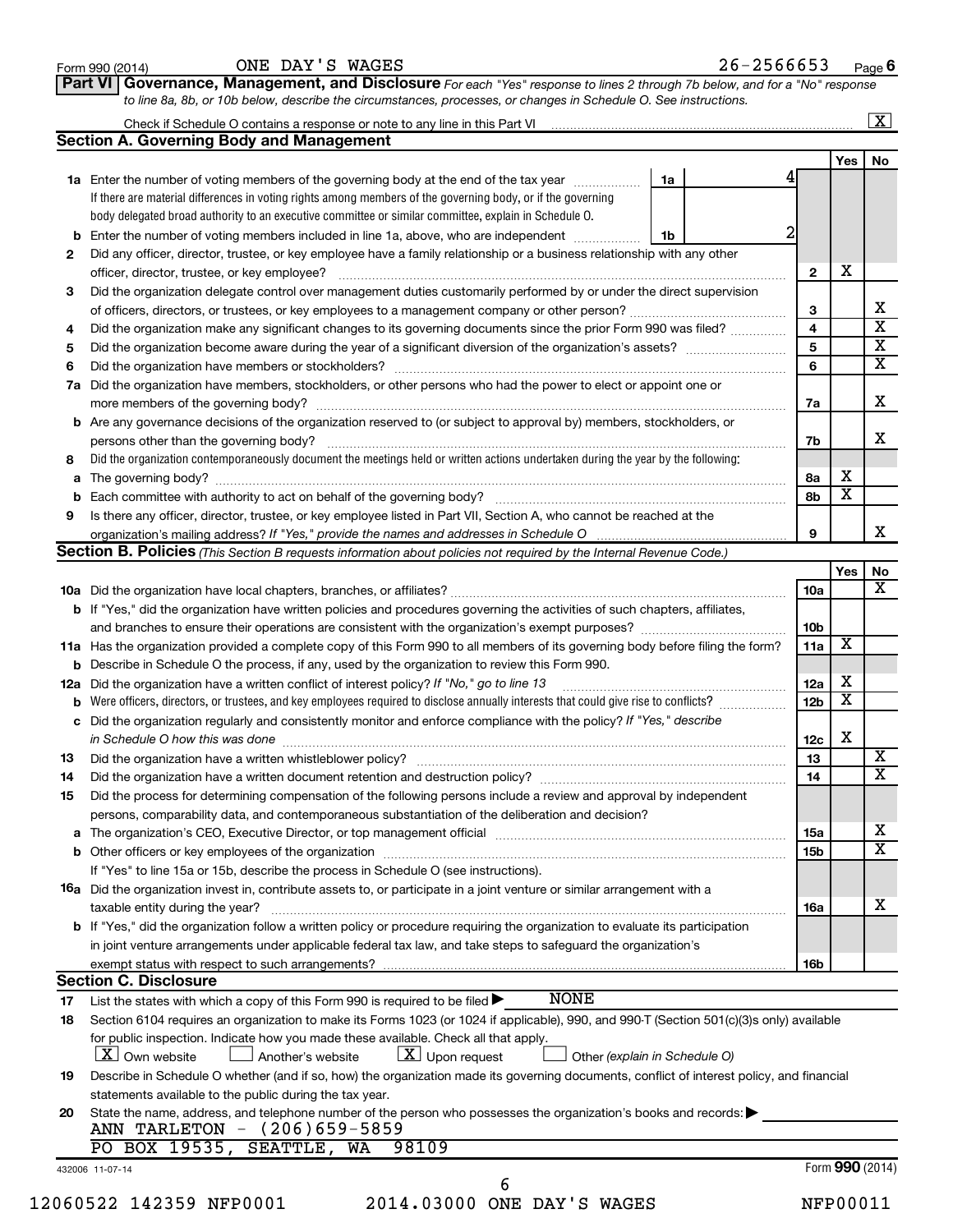Form 990 (2014) ONE DAY'S WAGES 26-2566653

**Part VI Governance, Management, and Disclosure** *For each "Yes" response to lines 2 through 7b below, and for a "No" response to line 8a, 8b, or 10b below, describe the circumstances, processes, or changes in Schedule O. See instructions.*

Check if Schedule O contains a response or note to any line in this Part VI [X]

## Section A. Governing Body and Management

| | | | Yes | No |
|---|---|---|---|---|
| **1a** | Enter the number of voting members of the governing body at the end of the tax year **1a** 4. If there are material differences in voting rights among members of the governing body, or if the governing body delegated broad authority to an executive committee or similar committee, explain in Schedule O. | | | |
| **b** | Enter the number of voting members included in line 1a, above, who are independent **1b** 2 | | | |
| **2** | Did any officer, director, trustee, or key employee have a family relationship or a business relationship with any other officer, director, trustee, or key employee? | 2 | X | |
| **3** | Did the organization delegate control over management duties customarily performed by or under the direct supervision of officers, directors, or trustees, or key employees to a management company or other person? | 3 | | X |
| **4** | Did the organization make any significant changes to its governing documents since the prior Form 990 was filed? | 4 | | X |
| **5** | Did the organization become aware during the year of a significant diversion of the organization's assets? | 5 | | X |
| **6** | Did the organization have members or stockholders? | 6 | | X |
| **7a** | Did the organization have members, stockholders, or other persons who had the power to elect or appoint one or more members of the governing body? | 7a | | X |
| **b** | Are any governance decisions of the organization reserved to (or subject to approval by) members, stockholders, or persons other than the governing body? | 7b | | X |
| **8** | Did the organization contemporaneously document the meetings held or written actions undertaken during the year by the following: | | | |
| **a** | The governing body? | 8a | X | |
| **b** | Each committee with authority to act on behalf of the governing body? | 8b | X | |
| **9** | Is there any officer, director, trustee, or key employee listed in Part VII, Section A, who cannot be reached at the organization's mailing address? *If "Yes," provide the names and addresses in Schedule O* | 9 | | X |

## Section B. Policies *(This Section B requests information about policies not required by the Internal Revenue Code.)*

| | | | Yes | No |
|---|---|---|---|---|
| **10a** | Did the organization have local chapters, branches, or affiliates? | 10a | | X |
| **b** | If "Yes," did the organization have written policies and procedures governing the activities of such chapters, affiliates, and branches to ensure their operations are consistent with the organization's exempt purposes? | 10b | | |
| **11a** | Has the organization provided a complete copy of this Form 990 to all members of its governing body before filing the form? | 11a | X | |
| **b** | Describe in Schedule O the process, if any, used by the organization to review this Form 990. | | | |
| **12a** | Did the organization have a written conflict of interest policy? *If "No," go to line 13* | 12a | X | |
| **b** | Were officers, directors, or trustees, and key employees required to disclose annually interests that could give rise to conflicts? | 12b | X | |
| **c** | Did the organization regularly and consistently monitor and enforce compliance with the policy? *If "Yes," describe in Schedule O how this was done* | 12c | X | |
| **13** | Did the organization have a written whistleblower policy? | 13 | | X |
| **14** | Did the organization have a written document retention and destruction policy? | 14 | | X |
| **15** | Did the process for determining compensation of the following persons include a review and approval by independent persons, comparability data, and contemporaneous substantiation of the deliberation and decision? | | | |
| **a** | The organization's CEO, Executive Director, or top management official | 15a | | X |
| **b** | Other officers or key employees of the organization | 15b | | X |
| | If "Yes" to line 15a or 15b, describe the process in Schedule O (see instructions). | | | |
| **16a** | Did the organization invest in, contribute assets to, or participate in a joint venture or similar arrangement with a taxable entity during the year? | 16a | | X |
| **b** | If "Yes," did the organization follow a written policy or procedure requiring the organization to evaluate its participation in joint venture arrangements under applicable federal tax law, and take steps to safeguard the organization's exempt status with respect to such arrangements? | 16b | | |

## Section C. Disclosure

**17** List the states with which a copy of this Form 990 is required to be filed ▶ NONE

**18** Section 6104 requires an organization to make its Forms 1023 (or 1024 if applicable), 990, and 990-T (Section 501(c)(3)s only) available for public inspection. Indicate how you made these available. Check all that apply.

[X] Own website  [ ] Another's website  [X] Upon request  [ ] Other *(explain in Schedule O)*

**19** Describe in Schedule O whether (and if so, how) the organization made its governing documents, conflict of interest policy, and financial statements available to the public during the tax year.

**20** State the name, address, and telephone number of the person who possesses the organization's books and records: ▶
ANN TARLETON - (206)659-5859
PO BOX 19535, SEATTLE, WA 98109

432006 11-07-14 Form **990** (2014)

12060522 142359 NFP0001 2014.03000 ONE DAY'S WAGES NFP00011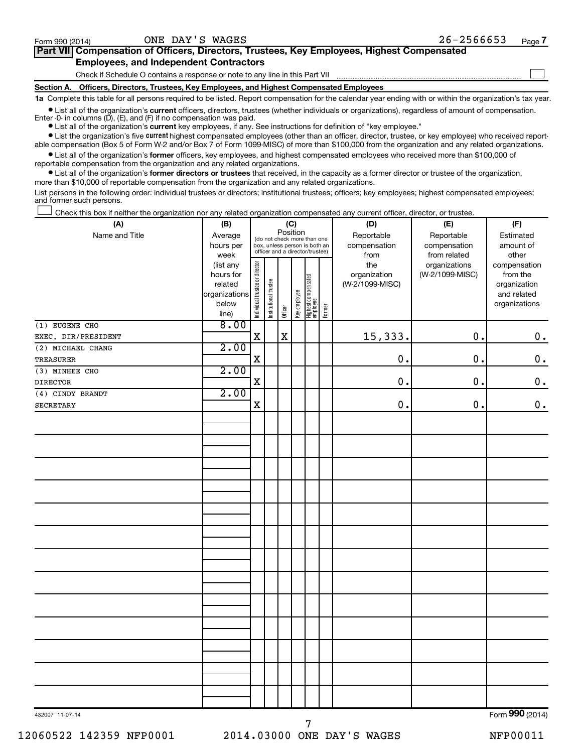Form 990 (2014) ONE DAY'S WAGES 26-2566653 Page 7

## Part VII Compensation of Officers, Directors, Trustees, Key Employees, Highest Compensated Employees, and Independent Contractors

Check if Schedule O contains a response or note to any line in this Part VII ☐

### Section A. Officers, Directors, Trustees, Key Employees, and Highest Compensated Employees

**1a** Complete this table for all persons required to be listed. Report compensation for the calendar year ending with or within the organization's tax year.

- List all of the organization's **current** officers, directors, trustees (whether individuals or organizations), regardless of amount of compensation. Enter -0- in columns (D), (E), and (F) if no compensation was paid.
- List all of the organization's **current** key employees, if any. See instructions for definition of "key employee."
- List the organization's five **current** highest compensated employees (other than an officer, director, trustee, or key employee) who received reportable compensation (Box 5 of Form W-2 and/or Box 7 of Form 1099-MISC) of more than $100,000 from the organization and any related organizations.
- List all of the organization's **former** officers, key employees, and highest compensated employees who received more than $100,000 of reportable compensation from the organization and any related organizations.
- List all of the organization's **former directors or trustees** that received, in the capacity as a former director or trustee of the organization, more than $10,000 of reportable compensation from the organization and any related organizations.

List persons in the following order: individual trustees or directors; institutional trustees; officers; key employees; highest compensated employees; and former such persons.

☐ Check this box if neither the organization nor any related organization compensated any current officer, director, or trustee.

| (A) Name and Title | (B) Average hours per week (list any hours for related organizations below line) | (C) Position: Individual trustee or director | Institutional trustee | Officer | Key employee | Highest compensated employee | Former | (D) Reportable compensation from the organization (W-2/1099-MISC) | (E) Reportable compensation from related organizations (W-2/1099-MISC) | (F) Estimated amount of other compensation from the organization and related organizations |
|---|---|---|---|---|---|---|---|---|---|---|
| (1) EUGENE CHO<br>EXEC. DIR/PRESIDENT | 8.00 | X | | X | | | | 15,333. | 0. | 0. |
| (2) MICHAEL CHANG<br>TREASURER | 2.00 | X | | | | | | 0. | 0. | 0. |
| (3) MINHEE CHO<br>DIRECTOR | 2.00 | X | | | | | | 0. | 0. | 0. |
| (4) CINDY BRANDT<br>SECRETARY | 2.00 | X | | | | | | 0. | 0. | 0. |

432007 11-07-14 Form 990 (2014)

12060522 142359 NFP0001 2014.03000 ONE DAY'S WAGES NFP00011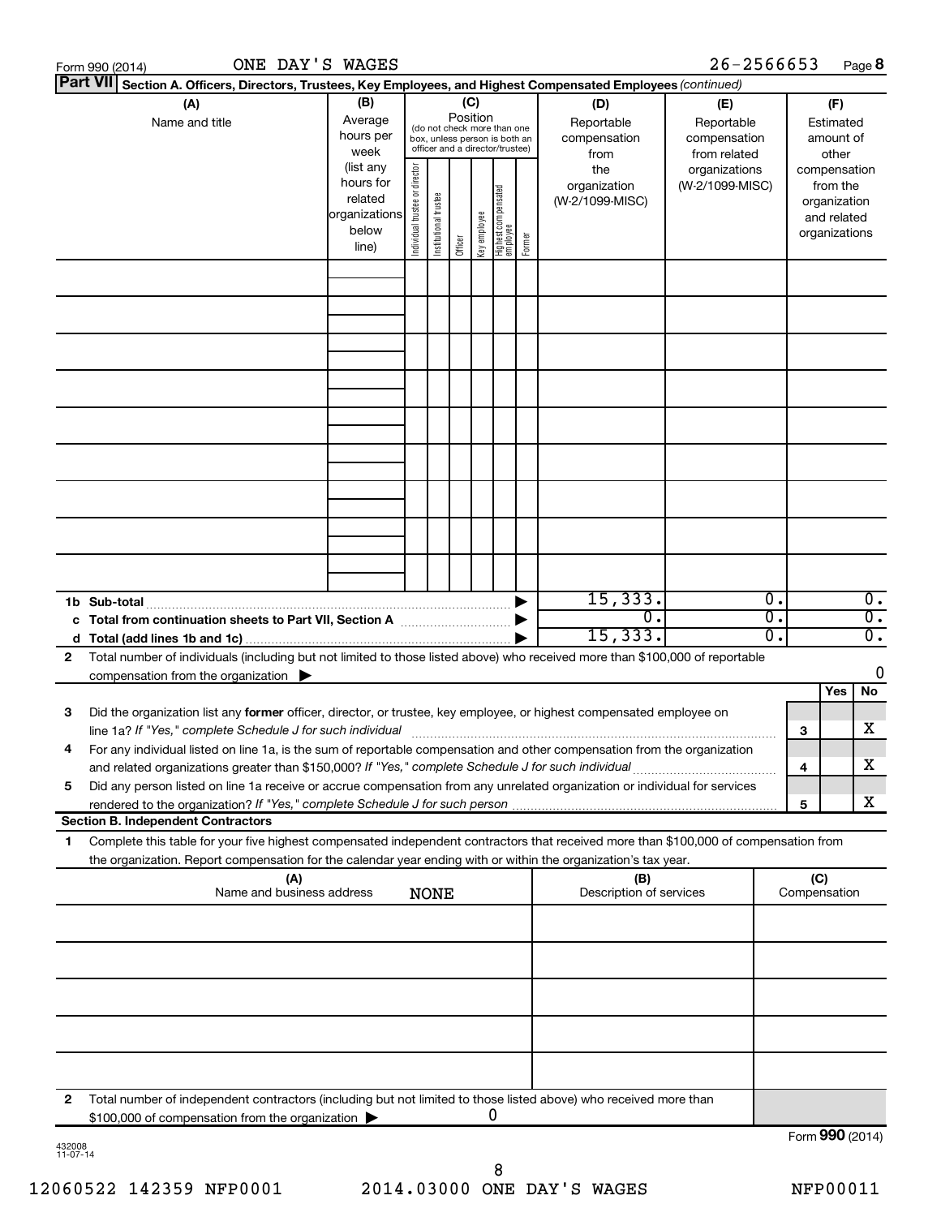Form 990 (2014) ONE DAY'S WAGES 26-2566653 Page 8

**Part VII Section A. Officers, Directors, Trustees, Key Employees, and Highest Compensated Employees** *(continued)*

| (A) Name and title | (B) Average hours per week (list any hours for related organizations below line) | (C) Position (do not check more than one box, unless person is both an officer and a director/trustee): Individual trustee or director | Institutional trustee | Officer | Key employee | Highest compensated employee | Former | (D) Reportable compensation from the organization (W-2/1099-MISC) | (E) Reportable compensation from related organizations (W-2/1099-MISC) | (F) Estimated amount of other compensation from the organization and related organizations |
|---|---|---|---|---|---|---|---|---|---|---|
| | | | | | | | | | | |
| | | | | | | | | | | |
| | | | | | | | | | | |
| | | | | | | | | | | |
| | | | | | | | | | | |
| | | | | | | | | | | |
| | | | | | | | | | | |
| | | | | | | | | | | |
| | | | | | | | | | | |
| **1b Sub-total** | | | | | | | ▶ | 15,333. | 0. | 0. |
| **c Total from continuation sheets to Part VII, Section A** | | | | | | | ▶ | 0. | 0. | 0. |
| **d Total (add lines 1b and 1c)** | | | | | | | ▶ | 15,333. | 0. | 0. |

**2** Total number of individuals (including but not limited to those listed above) who received more than $100,000 of reportable compensation from the organization ▶ 0

| | | | Yes | No |
|---|---|---|---|---|
| **3** | Did the organization list any **former** officer, director, or trustee, key employee, or highest compensated employee on line 1a? *If "Yes," complete Schedule J for such individual* | **3** | | X |
| **4** | For any individual listed on line 1a, is the sum of reportable compensation and other compensation from the organization and related organizations greater than $150,000? *If "Yes," complete Schedule J for such individual* | **4** | | X |
| **5** | Did any person listed on line 1a receive or accrue compensation from any unrelated organization or individual for services rendered to the organization? *If "Yes," complete Schedule J for such person* | **5** | | X |

**Section B. Independent Contractors**

**1** Complete this table for your five highest compensated independent contractors that received more than $100,000 of compensation from the organization. Report compensation for the calendar year ending with or within the organization's tax year.

| (A) Name and business address NONE | (B) Description of services | (C) Compensation |
|---|---|---|
| | | |
| | | |
| | | |
| | | |
| | | |

**2** Total number of independent contractors (including but not limited to those listed above) who received more than $100,000 of compensation from the organization ▶ 0

Form **990** (2014)

432008 11-07-14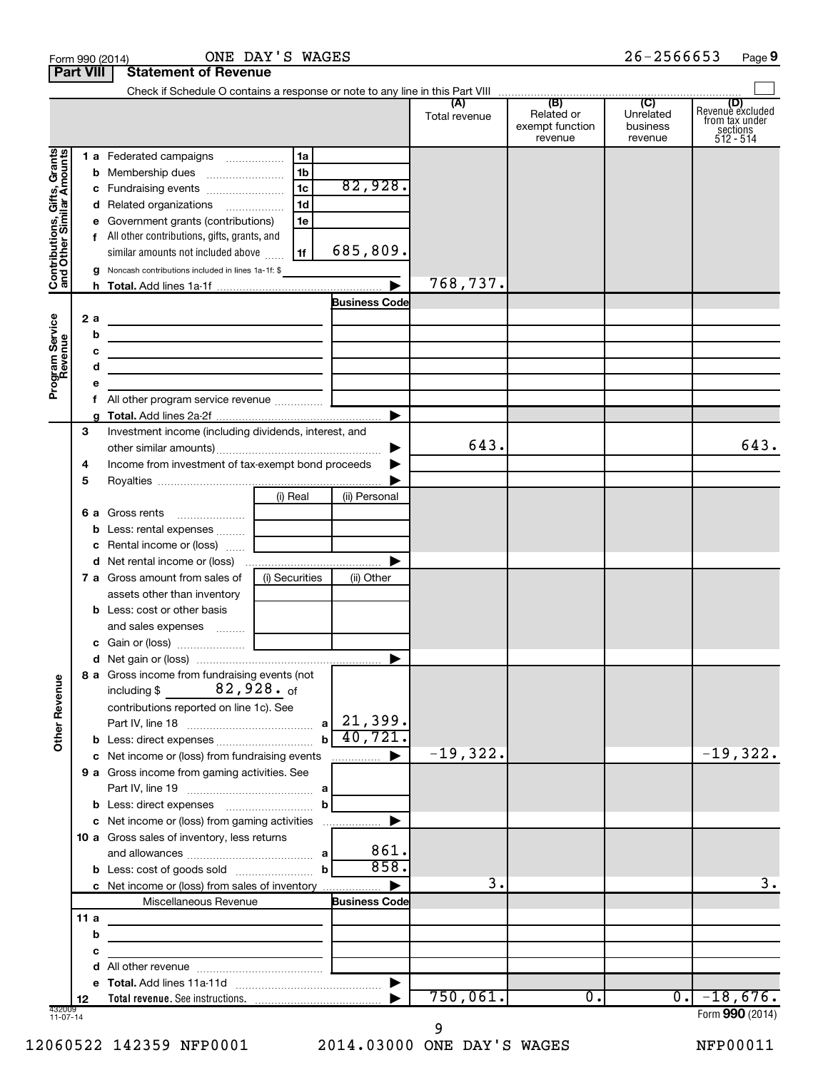Form 990 (2014) ONE DAY'S WAGES 26-2566653 Page 9

**Part VIII Statement of Revenue**

Check if Schedule O contains a response or note to any line in this Part VIII

| | | | (A) Total revenue | (B) Related or exempt function revenue | (C) Unrelated business revenue | (D) Revenue excluded from tax under sections 512 - 514 |
|---|---|---|---|---|---|---|
| **Contributions, Gifts, Grants and Other Similar Amounts** | 1 a Federated campaigns | 1a | | | | |
| | b Membership dues | 1b | | | | |
| | c Fundraising events | 1c 82,928. | | | | |
| | d Related organizations | 1d | | | | |
| | e Government grants (contributions) | 1e | | | | |
| | f All other contributions, gifts, grants, and similar amounts not included above | 1f 685,809. | | | | |
| | g Noncash contributions included in lines 1a-1f: $ | | | | | |
| | h **Total.** Add lines 1a-1f | | 768,737. | | | |
| **Program Service Revenue** | | Business Code | | | | |
| | 2 a | | | | | |
| | b | | | | | |
| | c | | | | | |
| | d | | | | | |
| | e | | | | | |
| | f All other program service revenue | | | | | |
| | g **Total.** Add lines 2a-2f | | | | | |
| | 3 Investment income (including dividends, interest, and other similar amounts) | | 643. | | | 643. |
| | 4 Income from investment of tax-exempt bond proceeds | | | | | |
| | 5 Royalties | | | | | |
| | | (i) Real / (ii) Personal | | | | |
| | 6 a Gross rents | | | | | |
| | b Less: rental expenses | | | | | |
| | c Rental income or (loss) | | | | | |
| | d Net rental income or (loss) | | | | | |
| | 7 a Gross amount from sales of assets other than inventory | (i) Securities / (ii) Other | | | | |
| | b Less: cost or other basis and sales expenses | | | | | |
| | c Gain or (loss) | | | | | |
| | d Net gain or (loss) | | | | | |
| **Other Revenue** | 8 a Gross income from fundraising events (not including $ 82,928. of contributions reported on line 1c). See Part IV, line 18 | a 21,399. | | | | |
| | b Less: direct expenses | b 40,721. | | | | |
| | c Net income or (loss) from fundraising events | | -19,322. | | | -19,322. |
| | 9 a Gross income from gaming activities. See Part IV, line 19 | a | | | | |
| | b Less: direct expenses | b | | | | |
| | c Net income or (loss) from gaming activities | | | | | |
| | 10 a Gross sales of inventory, less returns and allowances | a 861. | | | | |
| | b Less: cost of goods sold | b 858. | | | | |
| | c Net income or (loss) from sales of inventory | | 3. | | | 3. |
| | Miscellaneous Revenue | Business Code | | | | |
| | 11 a | | | | | |
| | b | | | | | |
| | c | | | | | |
| | d All other revenue | | | | | |
| | e **Total.** Add lines 11a-11d | | | | | |
| | 12 **Total revenue.** See instructions. | | 750,061. | 0. | 0. | -18,676. |

Form **990** (2014)

12060522 142359 NFP0001 2014.03000 ONE DAY'S WAGES NFP00011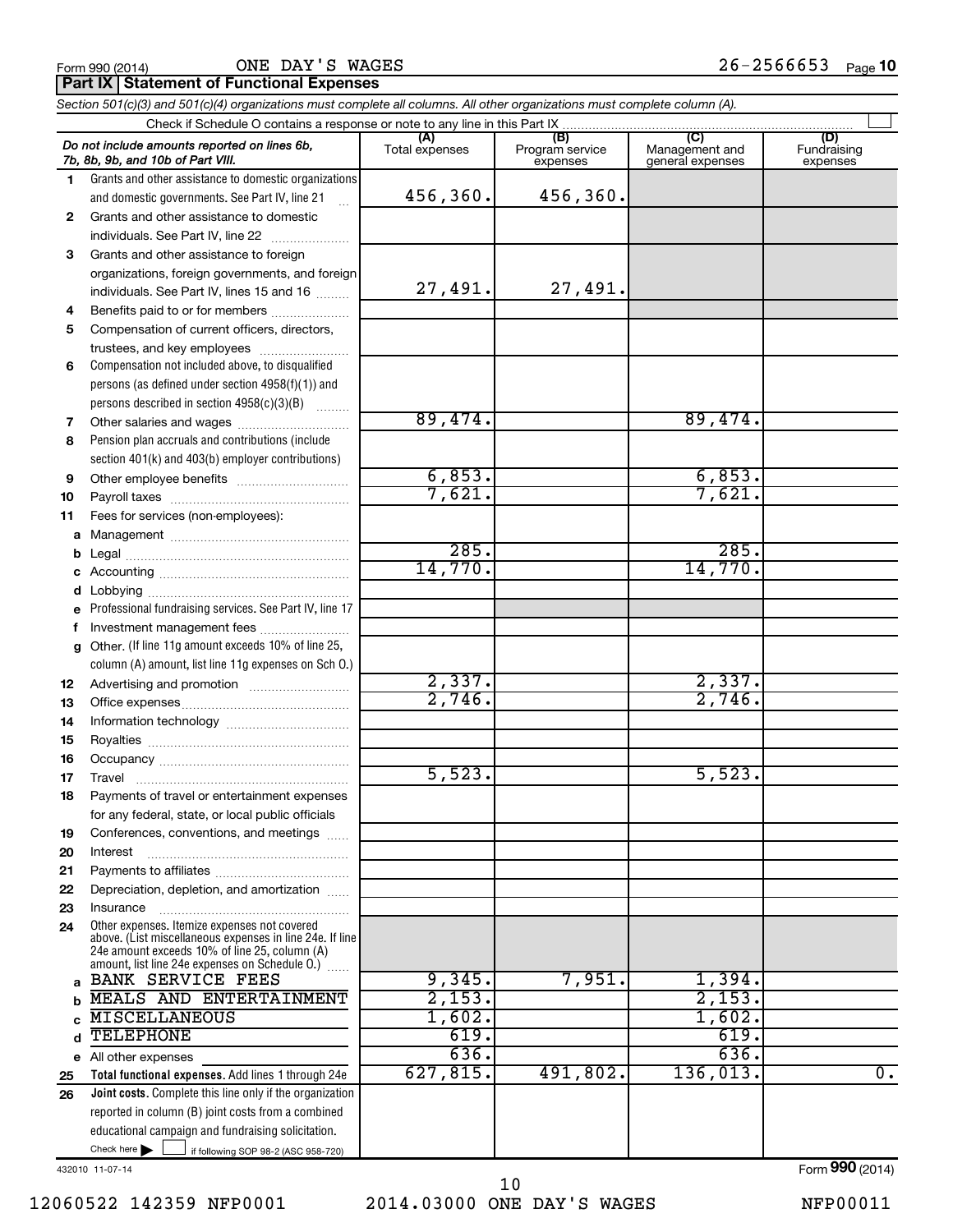Form 990 (2014) ONE DAY'S WAGES 26-2566653 Page 10

**Part IX Statement of Functional Expenses**

*Section 501(c)(3) and 501(c)(4) organizations must complete all columns. All other organizations must complete column (A).*

Check if Schedule O contains a response or note to any line in this Part IX

| | *Do not include amounts reported on lines 6b, 7b, 8b, 9b, and 10b of Part VIII.* | (A) Total expenses | (B) Program service expenses | (C) Management and general expenses | (D) Fundraising expenses |
|---|---|---|---|---|---|
| 1 | Grants and other assistance to domestic organizations and domestic governments. See Part IV, line 21 | 456,360. | 456,360. | | |
| 2 | Grants and other assistance to domestic individuals. See Part IV, line 22 | | | | |
| 3 | Grants and other assistance to foreign organizations, foreign governments, and foreign individuals. See Part IV, lines 15 and 16 | 27,491. | 27,491. | | |
| 4 | Benefits paid to or for members | | | | |
| 5 | Compensation of current officers, directors, trustees, and key employees | | | | |
| 6 | Compensation not included above, to disqualified persons (as defined under section 4958(f)(1)) and persons described in section 4958(c)(3)(B) | | | | |
| 7 | Other salaries and wages | 89,474. | | 89,474. | |
| 8 | Pension plan accruals and contributions (include section 401(k) and 403(b) employer contributions) | | | | |
| 9 | Other employee benefits | 6,853. | | 6,853. | |
| 10 | Payroll taxes | 7,621. | | 7,621. | |
| 11 | Fees for services (non-employees): | | | | |
| a | Management | | | | |
| b | Legal | 285. | | 285. | |
| c | Accounting | 14,770. | | 14,770. | |
| d | Lobbying | | | | |
| e | Professional fundraising services. See Part IV, line 17 | | | | |
| f | Investment management fees | | | | |
| g | Other. (If line 11g amount exceeds 10% of line 25, column (A) amount, list line 11g expenses on Sch O.) | | | | |
| 12 | Advertising and promotion | 2,337. | | 2,337. | |
| 13 | Office expenses | 2,746. | | 2,746. | |
| 14 | Information technology | | | | |
| 15 | Royalties | | | | |
| 16 | Occupancy | | | | |
| 17 | Travel | 5,523. | | 5,523. | |
| 18 | Payments of travel or entertainment expenses for any federal, state, or local public officials | | | | |
| 19 | Conferences, conventions, and meetings | | | | |
| 20 | Interest | | | | |
| 21 | Payments to affiliates | | | | |
| 22 | Depreciation, depletion, and amortization | | | | |
| 23 | Insurance | | | | |
| 24 | Other expenses. Itemize expenses not covered above. (List miscellaneous expenses in line 24e. If line 24e amount exceeds 10% of line 25, column (A) amount, list line 24e expenses on Schedule O.) | | | | |
| a | BANK SERVICE FEES | 9,345. | 7,951. | 1,394. | |
| b | MEALS AND ENTERTAINMENT | 2,153. | | 2,153. | |
| c | MISCELLANEOUS | 1,602. | | 1,602. | |
| d | TELEPHONE | 619. | | 619. | |
| e | All other expenses | 636. | | 636. | |
| 25 | **Total functional expenses.** Add lines 1 through 24e | 627,815. | 491,802. | 136,013. | 0. |
| 26 | **Joint costs.** Complete this line only if the organization reported in column (B) joint costs from a combined educational campaign and fundraising solicitation. Check here ☐ if following SOP 98-2 (ASC 958-720) | | | | |

432010 11-07-14 Form **990** (2014)

12060522 142359 NFP0001 2014.03000 ONE DAY'S WAGES NFP00011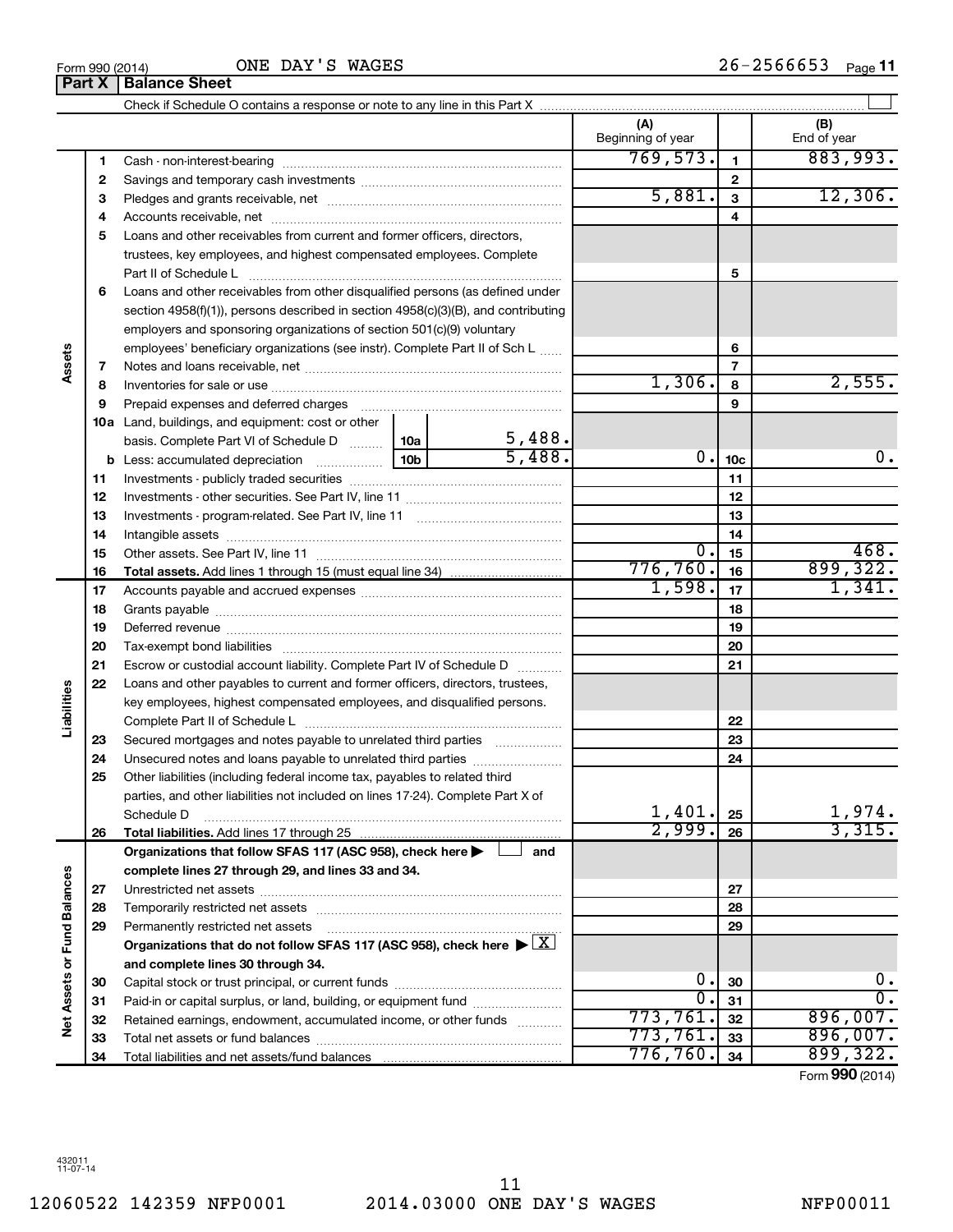Form 990 (2014) ONE DAY'S WAGES 26-2566653

## Part X Balance Sheet

Check if Schedule O contains a response or note to any line in this Part X ☐

| Section | Line | Description | | (A) Beginning of year | Line | (B) End of year |
|---|---|---|---|---|---|---|
| Assets | 1 | Cash - non-interest-bearing | | 769,573. | 1 | 883,993. |
| | 2 | Savings and temporary cash investments | | | 2 | |
| | 3 | Pledges and grants receivable, net | | 5,881. | 3 | 12,306. |
| | 4 | Accounts receivable, net | | | 4 | |
| | 5 | Loans and other receivables from current and former officers, directors, trustees, key employees, and highest compensated employees. Complete Part II of Schedule L | | | 5 | |
| | 6 | Loans and other receivables from other disqualified persons (as defined under section 4958(f)(1)), persons described in section 4958(c)(3)(B), and contributing employers and sponsoring organizations of section 501(c)(9) voluntary employees' beneficiary organizations (see instr). Complete Part II of Sch L | | | 6 | |
| | 7 | Notes and loans receivable, net | | | 7 | |
| | 8 | Inventories for sale or use | | 1,306. | 8 | 2,555. |
| | 9 | Prepaid expenses and deferred charges | | | 9 | |
| | 10a | Land, buildings, and equipment: cost or other basis. Complete Part VI of Schedule D | 10a 5,488. | | | |
| | b | Less: accumulated depreciation | 10b 5,488. | 0. | 10c | 0. |
| | 11 | Investments - publicly traded securities | | | 11 | |
| | 12 | Investments - other securities. See Part IV, line 11 | | | 12 | |
| | 13 | Investments - program-related. See Part IV, line 11 | | | 13 | |
| | 14 | Intangible assets | | | 14 | |
| | 15 | Other assets. See Part IV, line 11 | | 0. | 15 | 468. |
| | 16 | **Total assets.** Add lines 1 through 15 (must equal line 34) | | 776,760. | 16 | 899,322. |
| Liabilities | 17 | Accounts payable and accrued expenses | | 1,598. | 17 | 1,341. |
| | 18 | Grants payable | | | 18 | |
| | 19 | Deferred revenue | | | 19 | |
| | 20 | Tax-exempt bond liabilities | | | 20 | |
| | 21 | Escrow or custodial account liability. Complete Part IV of Schedule D | | | 21 | |
| | 22 | Loans and other payables to current and former officers, directors, trustees, key employees, highest compensated employees, and disqualified persons. Complete Part II of Schedule L | | | 22 | |
| | 23 | Secured mortgages and notes payable to unrelated third parties | | | 23 | |
| | 24 | Unsecured notes and loans payable to unrelated third parties | | | 24 | |
| | 25 | Other liabilities (including federal income tax, payables to related third parties, and other liabilities not included on lines 17-24). Complete Part X of Schedule D | | 1,401. | 25 | 1,974. |
| | 26 | **Total liabilities.** Add lines 17 through 25 | | 2,999. | 26 | 3,315. |
| Net Assets or Fund Balances | | **Organizations that follow SFAS 117 (ASC 958), check here ☐ and complete lines 27 through 29, and lines 33 and 34.** | | | | |
| | 27 | Unrestricted net assets | | | 27 | |
| | 28 | Temporarily restricted net assets | | | 28 | |
| | 29 | Permanently restricted net assets | | | 29 | |
| | | **Organizations that do not follow SFAS 117 (ASC 958), check here ☒ and complete lines 30 through 34.** | | | | |
| | 30 | Capital stock or trust principal, or current funds | | 0. | 30 | 0. |
| | 31 | Paid-in or capital surplus, or land, building, or equipment fund | | 0. | 31 | 0. |
| | 32 | Retained earnings, endowment, accumulated income, or other funds | | 773,761. | 32 | 896,007. |
| | 33 | Total net assets or fund balances | | 773,761. | 33 | 896,007. |
| | 34 | Total liabilities and net assets/fund balances | | 776,760. | 34 | 899,322. |

Form **990** (2014)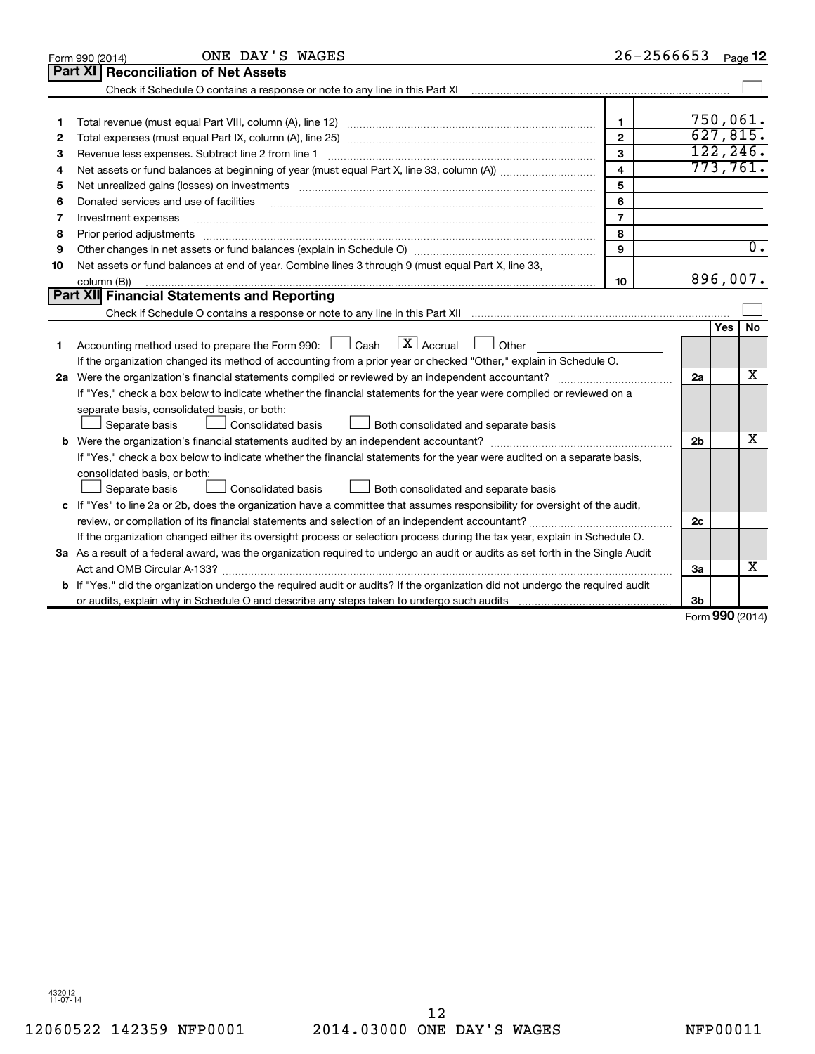Form 990 (2014) ONE DAY'S WAGES 26-2566653 Page 12

## Part XI Reconciliation of Net Assets

Check if Schedule O contains a response or note to any line in this Part XI ☐

| | | | |
|---|---|---|---|
| 1 | Total revenue (must equal Part VIII, column (A), line 12) | 1 | 750,061. |
| 2 | Total expenses (must equal Part IX, column (A), line 25) | 2 | 627,815. |
| 3 | Revenue less expenses. Subtract line 2 from line 1 | 3 | 122,246. |
| 4 | Net assets or fund balances at beginning of year (must equal Part X, line 33, column (A)) | 4 | 773,761. |
| 5 | Net unrealized gains (losses) on investments | 5 | |
| 6 | Donated services and use of facilities | 6 | |
| 7 | Investment expenses | 7 | |
| 8 | Prior period adjustments | 8 | |
| 9 | Other changes in net assets or fund balances (explain in Schedule O) | 9 | 0. |
| 10 | Net assets or fund balances at end of year. Combine lines 3 through 9 (must equal Part X, line 33, column (B)) | 10 | 896,007. |

## Part XII Financial Statements and Reporting

Check if Schedule O contains a response or note to any line in this Part XII ☐

| | | | Yes | No |
|---|---|---|---|---|
| 1 | Accounting method used to prepare the Form 990: ☐ Cash ☒ Accrual ☐ Other<br>If the organization changed its method of accounting from a prior year or checked "Other," explain in Schedule O. | | | |
| 2a | Were the organization's financial statements compiled or reviewed by an independent accountant?<br>If "Yes," check a box below to indicate whether the financial statements for the year were compiled or reviewed on a separate basis, consolidated basis, or both:<br>☐ Separate basis ☐ Consolidated basis ☐ Both consolidated and separate basis | 2a | | X |
| b | Were the organization's financial statements audited by an independent accountant?<br>If "Yes," check a box below to indicate whether the financial statements for the year were audited on a separate basis, consolidated basis, or both:<br>☐ Separate basis ☐ Consolidated basis ☐ Both consolidated and separate basis | 2b | | X |
| c | If "Yes" to line 2a or 2b, does the organization have a committee that assumes responsibility for oversight of the audit, review, or compilation of its financial statements and selection of an independent accountant?<br>If the organization changed either its oversight process or selection process during the tax year, explain in Schedule O. | 2c | | |
| 3a | As a result of a federal award, was the organization required to undergo an audit or audits as set forth in the Single Audit Act and OMB Circular A-133? | 3a | | X |
| b | If "Yes," did the organization undergo the required audit or audits? If the organization did not undergo the required audit or audits, explain why in Schedule O and describe any steps taken to undergo such audits | 3b | | |

Form 990 (2014)

432012 11-07-14

12060522 142359 NFP0001 2014.03000 ONE DAY'S WAGES NFP00011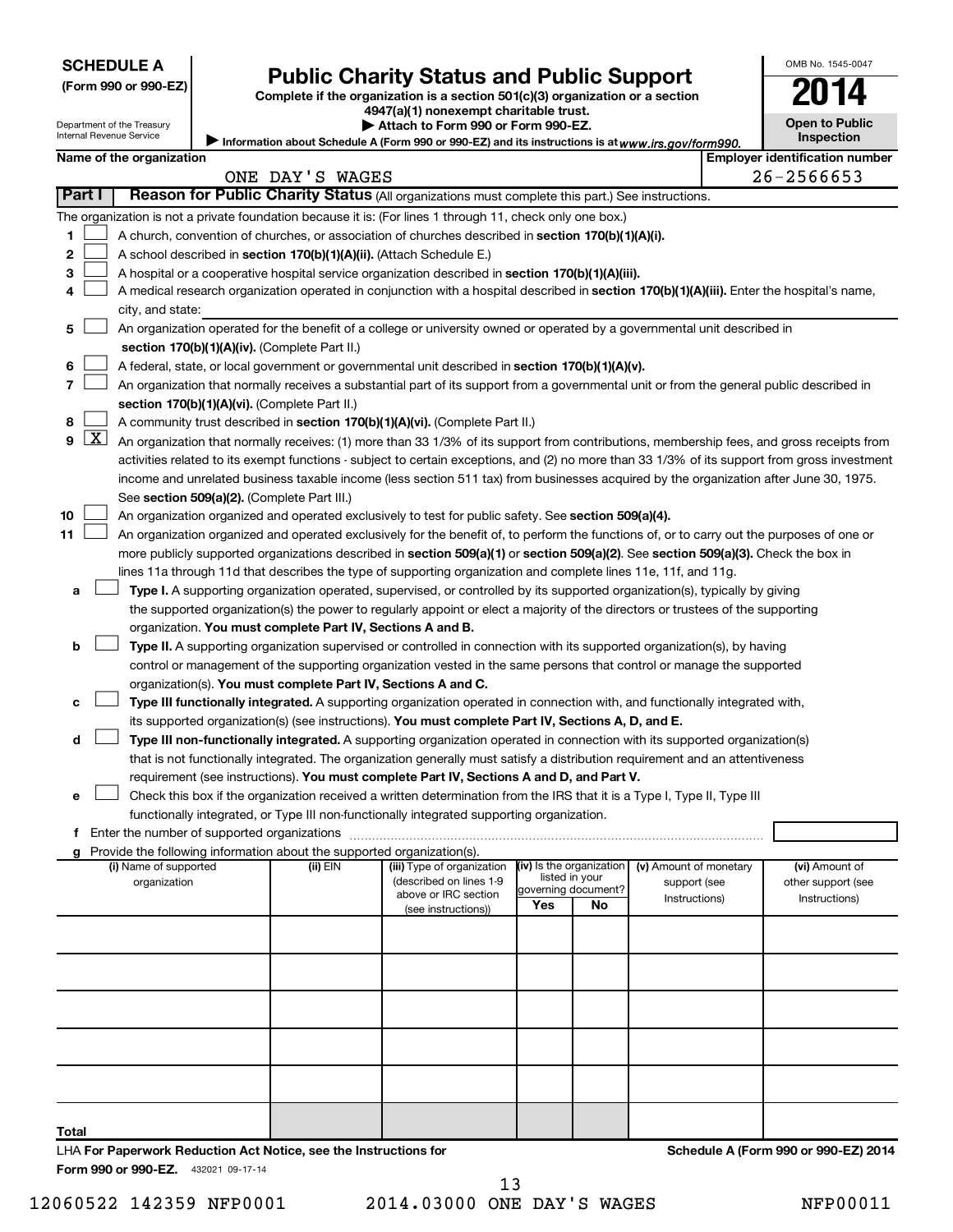**SCHEDULE A**
**(Form 990 or 990-EZ)**

Department of the Treasury
Internal Revenue Service

# Public Charity Status and Public Support

**Complete if the organization is a section 501(c)(3) organization or a section 4947(a)(1) nonexempt charitable trust.**
**▶ Attach to Form 990 or Form 990-EZ.**
▶ Information about Schedule A (Form 990 or 990-EZ) and its instructions is at www.irs.gov/form990.

OMB No. 1545-0047
**2014**
**Open to Public Inspection**

| Name of the organization | Employer identification number |
|---|---|
| ONE DAY'S WAGES | 26-2566653 |

**Part I — Reason for Public Charity Status** (All organizations must complete this part.) See instructions.

The organization is not a private foundation because it is: (For lines 1 through 11, check only one box.)

1. ☐ A church, convention of churches, or association of churches described in **section 170(b)(1)(A)(i).**
2. ☐ A school described in **section 170(b)(1)(A)(ii).** (Attach Schedule E.)
3. ☐ A hospital or a cooperative hospital service organization described in **section 170(b)(1)(A)(iii).**
4. ☐ A medical research organization operated in conjunction with a hospital described in **section 170(b)(1)(A)(iii).** Enter the hospital's name, city, and state:
5. ☐ An organization operated for the benefit of a college or university owned or operated by a governmental unit described in **section 170(b)(1)(A)(iv).** (Complete Part II.)
6. ☐ A federal, state, or local government or governmental unit described in **section 170(b)(1)(A)(v).**
7. ☐ An organization that normally receives a substantial part of its support from a governmental unit or from the general public described in **section 170(b)(1)(A)(vi).** (Complete Part II.)
8. ☐ A community trust described in **section 170(b)(1)(A)(vi).** (Complete Part II.)
9. ☒ An organization that normally receives: (1) more than 33 1/3% of its support from contributions, membership fees, and gross receipts from activities related to its exempt functions - subject to certain exceptions, and (2) no more than 33 1/3% of its support from gross investment income and unrelated business taxable income (less section 511 tax) from businesses acquired by the organization after June 30, 1975. See **section 509(a)(2).** (Complete Part III.)
10. ☐ An organization organized and operated exclusively to test for public safety. See **section 509(a)(4).**
11. ☐ An organization organized and operated exclusively for the benefit of, to perform the functions of, or to carry out the purposes of one or more publicly supported organizations described in **section 509(a)(1)** or **section 509(a)(2).** See **section 509(a)(3).** Check the box in lines 11a through 11d that describes the type of supporting organization and complete lines 11e, 11f, and 11g.
   - **a** ☐ **Type I.** A supporting organization operated, supervised, or controlled by its supported organization(s), typically by giving the supported organization(s) the power to regularly appoint or elect a majority of the directors or trustees of the supporting organization. **You must complete Part IV, Sections A and B.**
   - **b** ☐ **Type II.** A supporting organization supervised or controlled in connection with its supported organization(s), by having control or management of the supporting organization vested in the same persons that control or manage the supported organization(s). **You must complete Part IV, Sections A and C.**
   - **c** ☐ **Type III functionally integrated.** A supporting organization operated in connection with, and functionally integrated with, its supported organization(s) (see instructions). **You must complete Part IV, Sections A, D, and E.**
   - **d** ☐ **Type III non-functionally integrated.** A supporting organization operated in connection with its supported organization(s) that is not functionally integrated. The organization generally must satisfy a distribution requirement and an attentiveness requirement (see instructions). **You must complete Part IV, Sections A and D, and Part V.**
   - **e** ☐ Check this box if the organization received a written determination from the IRS that it is a Type I, Type II, Type III functionally integrated, or Type III non-functionally integrated supporting organization.
   - **f** Enter the number of supported organizations
   - **g** Provide the following information about the supported organization(s).

| (i) Name of supported organization | (ii) EIN | (iii) Type of organization (described on lines 1-9 above or IRC section (see instructions)) | (iv) Is the organization listed in your governing document? Yes | No | (v) Amount of monetary support (see Instructions) | (vi) Amount of other support (see Instructions) |
|---|---|---|---|---|---|---|
| | | | | | | |
| | | | | | | |
| | | | | | | |
| | | | | | | |
| | | | | | | |
| **Total** | | | | | | |

LHA **For Paperwork Reduction Act Notice, see the Instructions for Form 990 or 990-EZ.** 432021 09-17-14

**Schedule A (Form 990 or 990-EZ) 2014**

12060522 142359 NFP0001 2014.03000 ONE DAY'S WAGES NFP00011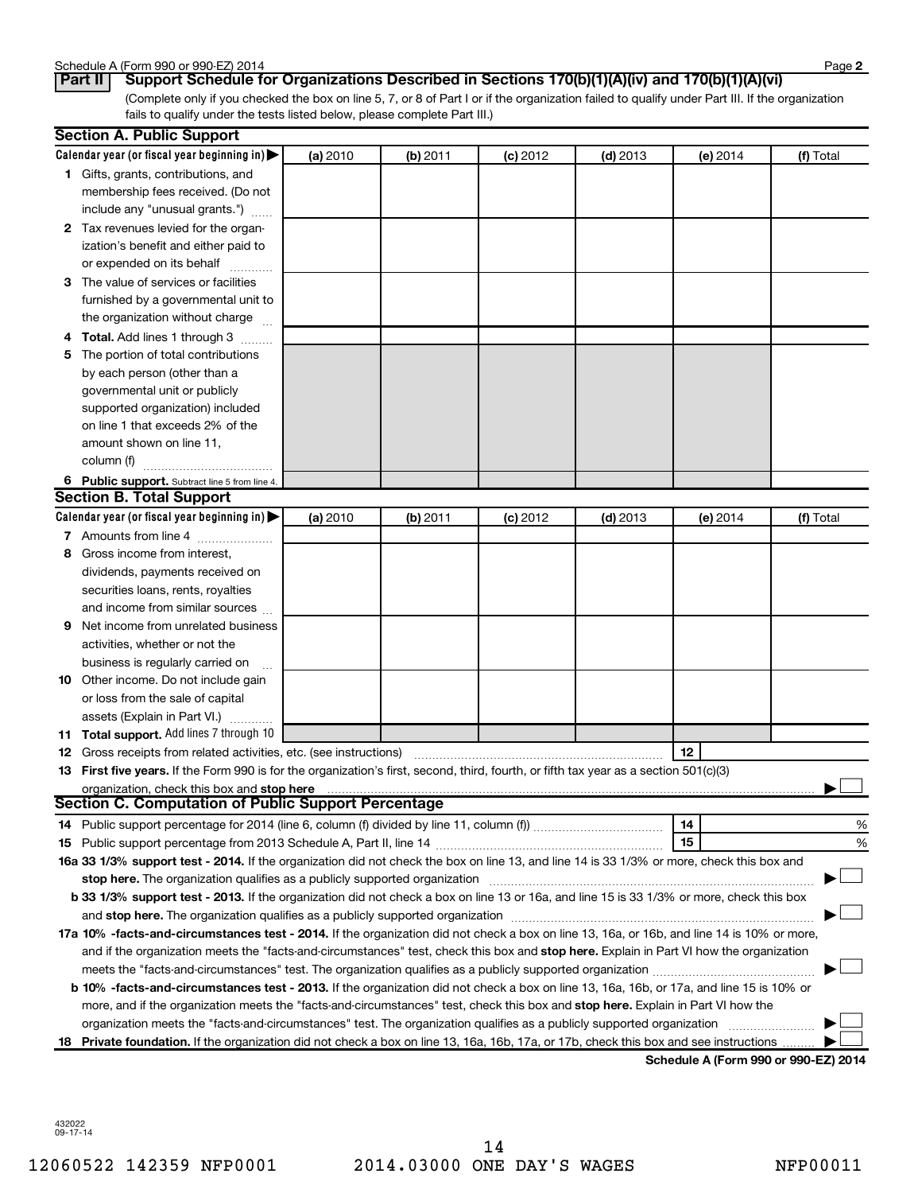Schedule A (Form 990 or 990-EZ) 2014

**Part II** **Support Schedule for Organizations Described in Sections 170(b)(1)(A)(iv) and 170(b)(1)(A)(vi)**

(Complete only if you checked the box on line 5, 7, or 8 of Part I or if the organization failed to qualify under Part III. If the organization fails to qualify under the tests listed below, please complete Part III.)

## Section A. Public Support

| Calendar year (or fiscal year beginning in) ▶ | (a) 2010 | (b) 2011 | (c) 2012 | (d) 2013 | (e) 2014 | (f) Total |
|---|---|---|---|---|---|---|
| **1** Gifts, grants, contributions, and membership fees received. (Do not include any "unusual grants.") | | | | | | |
| **2** Tax revenues levied for the organization's benefit and either paid to or expended on its behalf | | | | | | |
| **3** The value of services or facilities furnished by a governmental unit to the organization without charge | | | | | | |
| **4** **Total.** Add lines 1 through 3 | | | | | | |
| **5** The portion of total contributions by each person (other than a governmental unit or publicly supported organization) included on line 1 that exceeds 2% of the amount shown on line 11, column (f) | | | | | | |
| **6** **Public support.** Subtract line 5 from line 4. | | | | | | |

## Section B. Total Support

| Calendar year (or fiscal year beginning in) ▶ | (a) 2010 | (b) 2011 | (c) 2012 | (d) 2013 | (e) 2014 | (f) Total |
|---|---|---|---|---|---|---|
| **7** Amounts from line 4 | | | | | | |
| **8** Gross income from interest, dividends, payments received on securities loans, rents, royalties and income from similar sources | | | | | | |
| **9** Net income from unrelated business activities, whether or not the business is regularly carried on | | | | | | |
| **10** Other income. Do not include gain or loss from the sale of capital assets (Explain in Part VI.) | | | | | | |
| **11** **Total support.** Add lines 7 through 10 | | | | | | |

**12** Gross receipts from related activities, etc. (see instructions) **12**

**13** **First five years.** If the Form 990 is for the organization's first, second, third, fourth, or fifth tax year as a section 501(c)(3) organization, check this box and **stop here** ▶ ☐

## Section C. Computation of Public Support Percentage

**14** Public support percentage for 2014 (line 6, column (f) divided by line 11, column (f)) **14** %

**15** Public support percentage from 2013 Schedule A, Part II, line 14 **15** %

**16a** **33 1/3% support test - 2014.** If the organization did not check the box on line 13, and line 14 is 33 1/3% or more, check this box and **stop here.** The organization qualifies as a publicly supported organization ▶ ☐

**b** **33 1/3% support test - 2013.** If the organization did not check a box on line 13 or 16a, and line 15 is 33 1/3% or more, check this box and **stop here.** The organization qualifies as a publicly supported organization ▶ ☐

**17a** **10% -facts-and-circumstances test - 2014.** If the organization did not check a box on line 13, 16a, or 16b, and line 14 is 10% or more, and if the organization meets the "facts-and-circumstances" test, check this box and **stop here.** Explain in Part VI how the organization meets the "facts-and-circumstances" test. The organization qualifies as a publicly supported organization ▶ ☐

**b** **10% -facts-and-circumstances test - 2013.** If the organization did not check a box on line 13, 16a, 16b, or 17a, and line 15 is 10% or more, and if the organization meets the "facts-and-circumstances" test, check this box and **stop here.** Explain in Part VI how the organization meets the "facts-and-circumstances" test. The organization qualifies as a publicly supported organization ▶ ☐

**18** **Private foundation.** If the organization did not check a box on line 13, 16a, 16b, 17a, or 17b, check this box and see instructions ▶ ☐

**Schedule A (Form 990 or 990-EZ) 2014**

432022 09-17-14

12060522 142359 NFP0001 2014.03000 ONE DAY'S WAGES NFP00011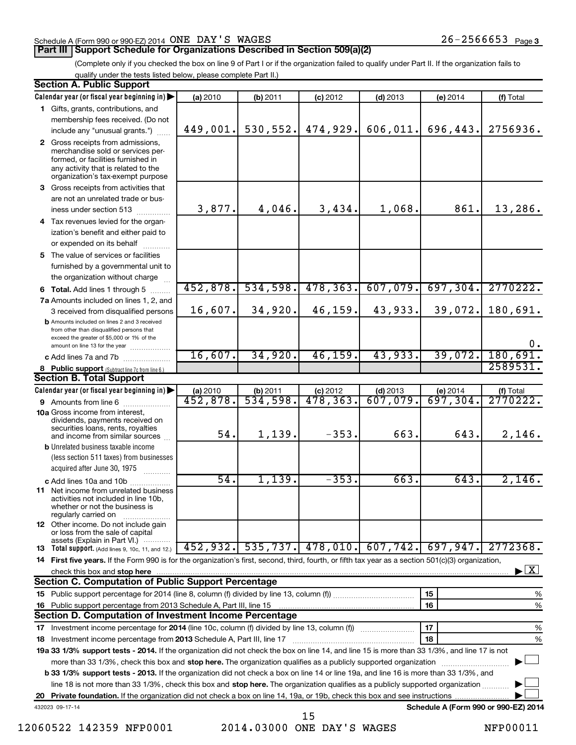Schedule A (Form 990 or 990-EZ) 2014 ONE DAY'S WAGES 26-2566653 Page 3

**Part III | Support Schedule for Organizations Described in Section 509(a)(2)**

(Complete only if you checked the box on line 9 of Part I or if the organization failed to qualify under Part II. If the organization fails to qualify under the tests listed below, please complete Part II.)

## Section A. Public Support

| Calendar year (or fiscal year beginning in) ▶ | (a) 2010 | (b) 2011 | (c) 2012 | (d) 2013 | (e) 2014 | (f) Total |
|---|---|---|---|---|---|---|
| 1 Gifts, grants, contributions, and membership fees received. (Do not include any "unusual grants.") | 449,001. | 530,552. | 474,929. | 606,011. | 696,443. | 2756936. |
| 2 Gross receipts from admissions, merchandise sold or services performed, or facilities furnished in any activity that is related to the organization's tax-exempt purpose | | | | | | |
| 3 Gross receipts from activities that are not an unrelated trade or business under section 513 | 3,877. | 4,046. | 3,434. | 1,068. | 861. | 13,286. |
| 4 Tax revenues levied for the organization's benefit and either paid to or expended on its behalf | | | | | | |
| 5 The value of services or facilities furnished by a governmental unit to the organization without charge | | | | | | |
| 6 **Total.** Add lines 1 through 5 | 452,878. | 534,598. | 478,363. | 607,079. | 697,304. | 2770222. |
| 7a Amounts included on lines 1, 2, and 3 received from disqualified persons | 16,607. | 34,920. | 46,159. | 43,933. | 39,072. | 180,691. |
| b Amounts included on lines 2 and 3 received from other than disqualified persons that exceed the greater of $5,000 or 1% of the amount on line 13 for the year | | | | | | 0. |
| c Add lines 7a and 7b | 16,607. | 34,920. | 46,159. | 43,933. | 39,072. | 180,691. |
| 8 **Public support** (Subtract line 7c from line 6.) | | | | | | 2589531. |

## Section B. Total Support

| Calendar year (or fiscal year beginning in) ▶ | (a) 2010 | (b) 2011 | (c) 2012 | (d) 2013 | (e) 2014 | (f) Total |
|---|---|---|---|---|---|---|
| 9 Amounts from line 6 | 452,878. | 534,598. | 478,363. | 607,079. | 697,304. | 2770222. |
| 10a Gross income from interest, dividends, payments received on securities loans, rents, royalties and income from similar sources | 54. | 1,139. | -353. | 663. | 643. | 2,146. |
| b Unrelated business taxable income (less section 511 taxes) from businesses acquired after June 30, 1975 | | | | | | |
| c Add lines 10a and 10b | 54. | 1,139. | -353. | 663. | 643. | 2,146. |
| 11 Net income from unrelated business activities not included in line 10b, whether or not the business is regularly carried on | | | | | | |
| 12 Other income. Do not include gain or loss from the sale of capital assets (Explain in Part VI.) | | | | | | |
| 13 **Total support.** (Add lines 9, 10c, 11, and 12.) | 452,932. | 535,737. | 478,010. | 607,742. | 697,947. | 2772368. |

14 **First five years.** If the Form 990 is for the organization's first, second, third, fourth, or fifth tax year as a section 501(c)(3) organization, check this box and **stop here** ▶ [X]

## Section C. Computation of Public Support Percentage

| | | | |
|---|---|---|---|
| 15 | Public support percentage for 2014 (line 8, column (f) divided by line 13, column (f)) | 15 | % |
| 16 | Public support percentage from 2013 Schedule A, Part III, line 15 | 16 | % |

## Section D. Computation of Investment Income Percentage

| | | | |
|---|---|---|---|
| 17 | Investment income percentage for **2014** (line 10c, column (f) divided by line 13, column (f)) | 17 | % |
| 18 | Investment income percentage from **2013** Schedule A, Part III, line 17 | 18 | % |

**19a 33 1/3% support tests - 2014.** If the organization did not check the box on line 14, and line 15 is more than 33 1/3%, and line 17 is not more than 33 1/3%, check this box and **stop here.** The organization qualifies as a publicly supported organization ▶ [ ]

**b 33 1/3% support tests - 2013.** If the organization did not check a box on line 14 or line 19a, and line 16 is more than 33 1/3%, and line 18 is not more than 33 1/3%, check this box and **stop here.** The organization qualifies as a publicly supported organization ▶ [ ]

**20 Private foundation.** If the organization did not check a box on line 14, 19a, or 19b, check this box and see instructions ▶ [ ]

432023 09-17-14 **Schedule A (Form 990 or 990-EZ) 2014**

12060522 142359 NFP0001 2014.03000 ONE DAY'S WAGES NFP00011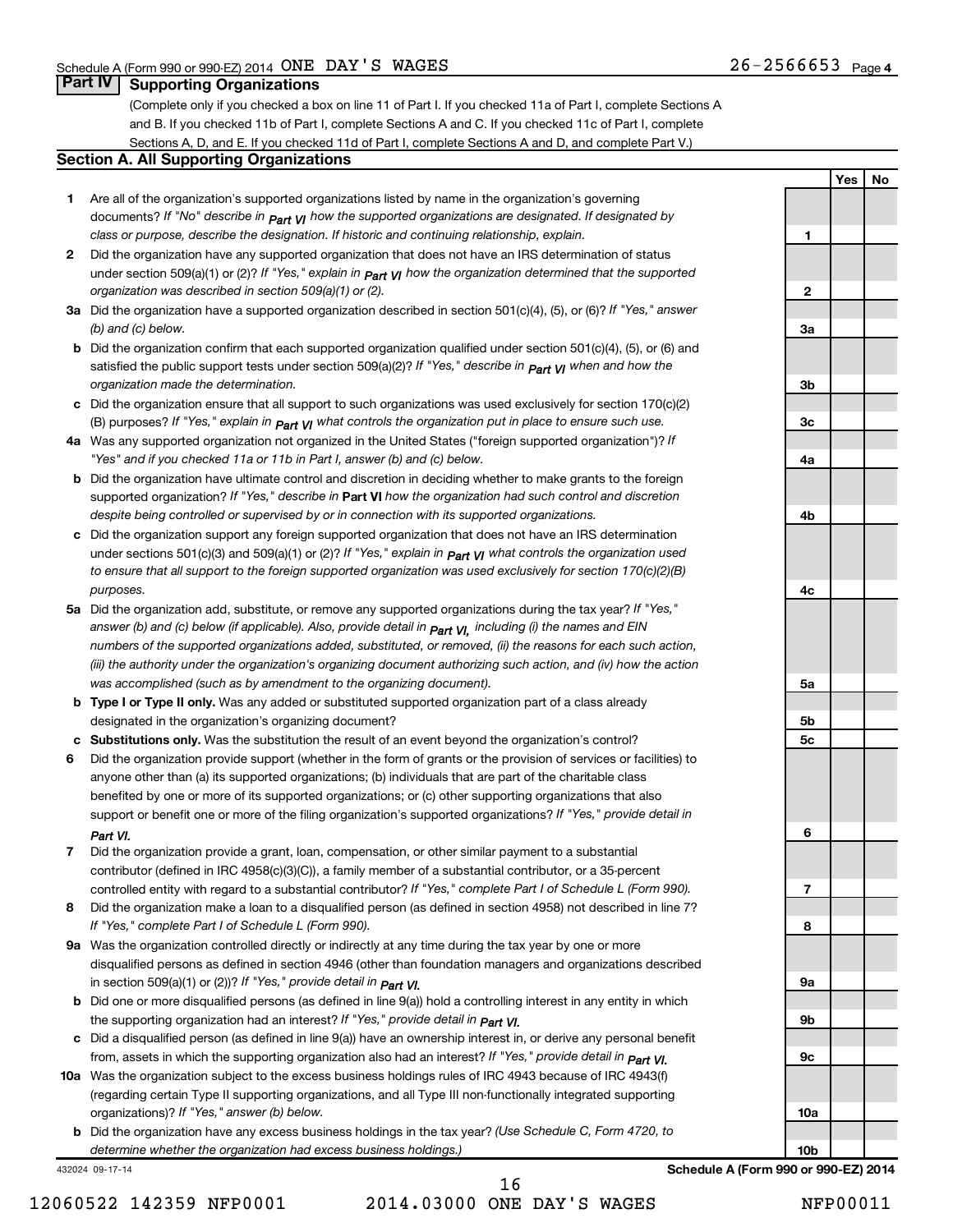Schedule A (Form 990 or 990-EZ) 2014 ONE DAY'S WAGES 26-2566653 Page 4

## Part IV Supporting Organizations

(Complete only if you checked a box on line 11 of Part I. If you checked 11a of Part I, complete Sections A and B. If you checked 11b of Part I, complete Sections A and C. If you checked 11c of Part I, complete Sections A, D, and E. If you checked 11d of Part I, complete Sections A and D, and complete Part V.)

### Section A. All Supporting Organizations

| | | Line | Yes | No |
|---|---|---|---|---|
| **1** | Are all of the organization's supported organizations listed by name in the organization's governing documents? *If "No" describe in Part VI how the supported organizations are designated. If designated by class or purpose, describe the designation. If historic and continuing relationship, explain.* | 1 | | |
| **2** | Did the organization have any supported organization that does not have an IRS determination of status under section 509(a)(1) or (2)? *If "Yes," explain in Part VI how the organization determined that the supported organization was described in section 509(a)(1) or (2).* | 2 | | |
| **3a** | Did the organization have a supported organization described in section 501(c)(4), (5), or (6)? *If "Yes," answer (b) and (c) below.* | 3a | | |
| **b** | Did the organization confirm that each supported organization qualified under section 501(c)(4), (5), or (6) and satisfied the public support tests under section 509(a)(2)? *If "Yes," describe in Part VI when and how the organization made the determination.* | 3b | | |
| **c** | Did the organization ensure that all support to such organizations was used exclusively for section 170(c)(2)(B) purposes? *If "Yes," explain in Part VI what controls the organization put in place to ensure such use.* | 3c | | |
| **4a** | Was any supported organization not organized in the United States ("foreign supported organization")? *If "Yes" and if you checked 11a or 11b in Part I, answer (b) and (c) below.* | 4a | | |
| **b** | Did the organization have ultimate control and discretion in deciding whether to make grants to the foreign supported organization? *If "Yes," describe in* **Part VI** *how the organization had such control and discretion despite being controlled or supervised by or in connection with its supported organizations.* | 4b | | |
| **c** | Did the organization support any foreign supported organization that does not have an IRS determination under sections 501(c)(3) and 509(a)(1) or (2)? *If "Yes," explain in Part VI what controls the organization used to ensure that all support to the foreign supported organization was used exclusively for section 170(c)(2)(B) purposes.* | 4c | | |
| **5a** | Did the organization add, substitute, or remove any supported organizations during the tax year? *If "Yes," answer (b) and (c) below (if applicable). Also, provide detail in Part VI, including (i) the names and EIN numbers of the supported organizations added, substituted, or removed, (ii) the reasons for each such action, (iii) the authority under the organization's organizing document authorizing such action, and (iv) how the action was accomplished (such as by amendment to the organizing document).* | 5a | | |
| **b** | **Type I or Type II only.** Was any added or substituted supported organization part of a class already designated in the organization's organizing document? | 5b | | |
| **c** | **Substitutions only.** Was the substitution the result of an event beyond the organization's control? | 5c | | |
| **6** | Did the organization provide support (whether in the form of grants or the provision of services or facilities) to anyone other than (a) its supported organizations; (b) individuals that are part of the charitable class benefited by one or more of its supported organizations; or (c) other supporting organizations that also support or benefit one or more of the filing organization's supported organizations? *If "Yes," provide detail in Part VI.* | 6 | | |
| **7** | Did the organization provide a grant, loan, compensation, or other similar payment to a substantial contributor (defined in IRC 4958(c)(3)(C)), a family member of a substantial contributor, or a 35-percent controlled entity with regard to a substantial contributor? *If "Yes," complete Part I of Schedule L (Form 990).* | 7 | | |
| **8** | Did the organization make a loan to a disqualified person (as defined in section 4958) not described in line 7? *If "Yes," complete Part I of Schedule L (Form 990).* | 8 | | |
| **9a** | Was the organization controlled directly or indirectly at any time during the tax year by one or more disqualified persons as defined in section 4946 (other than foundation managers and organizations described in section 509(a)(1) or (2))? *If "Yes," provide detail in Part VI.* | 9a | | |
| **b** | Did one or more disqualified persons (as defined in line 9(a)) hold a controlling interest in any entity in which the supporting organization had an interest? *If "Yes," provide detail in Part VI.* | 9b | | |
| **c** | Did a disqualified person (as defined in line 9(a)) have an ownership interest in, or derive any personal benefit from, assets in which the supporting organization also had an interest? *If "Yes," provide detail in Part VI.* | 9c | | |
| **10a** | Was the organization subject to the excess business holdings rules of IRC 4943 because of IRC 4943(f) (regarding certain Type II supporting organizations, and all Type III non-functionally integrated supporting organizations)? *If "Yes," answer (b) below.* | 10a | | |
| **b** | Did the organization have any excess business holdings in the tax year? *(Use Schedule C, Form 4720, to determine whether the organization had excess business holdings.)* | 10b | | |

432024 09-17-14 **Schedule A (Form 990 or 990-EZ) 2014**

12060522 142359 NFP0001 2014.03000 ONE DAY'S WAGES NFP00011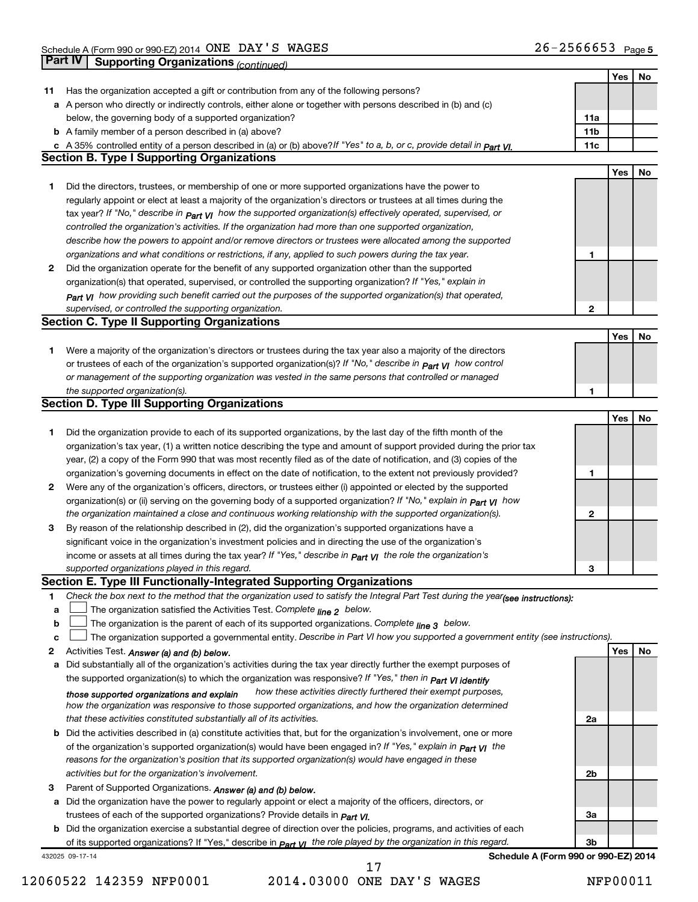Schedule A (Form 990 or 990-EZ) 2014 ONE DAY'S WAGES 26-2566653 Page 5

## Part IV Supporting Organizations *(continued)*

| | | | Yes | No |
|---|---|---|---|---|
| **11** | Has the organization accepted a gift or contribution from any of the following persons? | | | |
| **a** | A person who directly or indirectly controls, either alone or together with persons described in (b) and (c) below, the governing body of a supported organization? | **11a** | | |
| **b** | A family member of a person described in (a) above? | **11b** | | |
| **c** | A 35% controlled entity of a person described in (a) or (b) above? *If "Yes" to a, b, or c, provide detail in Part VI.* | **11c** | | |

### Section B. Type I Supporting Organizations

| | | | Yes | No |
|---|---|---|---|---|
| **1** | Did the directors, trustees, or membership of one or more supported organizations have the power to regularly appoint or elect at least a majority of the organization's directors or trustees at all times during the tax year? *If "No," describe in Part VI how the supported organization(s) effectively operated, supervised, or controlled the organization's activities. If the organization had more than one supported organization, describe how the powers to appoint and/or remove directors or trustees were allocated among the supported organizations and what conditions or restrictions, if any, applied to such powers during the tax year.* | **1** | | |
| **2** | Did the organization operate for the benefit of any supported organization other than the supported organization(s) that operated, supervised, or controlled the supporting organization? *If "Yes," explain in Part VI how providing such benefit carried out the purposes of the supported organization(s) that operated, supervised, or controlled the supporting organization.* | **2** | | |

### Section C. Type II Supporting Organizations

| | | | Yes | No |
|---|---|---|---|---|
| **1** | Were a majority of the organization's directors or trustees during the tax year also a majority of the directors or trustees of each of the organization's supported organization(s)? *If "No," describe in Part VI how control or management of the supporting organization was vested in the same persons that controlled or managed the supported organization(s).* | **1** | | |

### Section D. Type III Supporting Organizations

| | | | Yes | No |
|---|---|---|---|---|
| **1** | Did the organization provide to each of its supported organizations, by the last day of the fifth month of the organization's tax year, (1) a written notice describing the type and amount of support provided during the prior tax year, (2) a copy of the Form 990 that was most recently filed as of the date of notification, and (3) copies of the organization's governing documents in effect on the date of notification, to the extent not previously provided? | **1** | | |
| **2** | Were any of the organization's officers, directors, or trustees either (i) appointed or elected by the supported organization(s) or (ii) serving on the governing body of a supported organization? *If "No," explain in Part VI how the organization maintained a close and continuous working relationship with the supported organization(s).* | **2** | | |
| **3** | By reason of the relationship described in (2), did the organization's supported organizations have a significant voice in the organization's investment policies and in directing the use of the organization's income or assets at all times during the tax year? *If "Yes," describe in Part VI the role the organization's supported organizations played in this regard.* | **3** | | |

### Section E. Type III Functionally-Integrated Supporting Organizations

**1** *Check the box next to the method that the organization used to satisfy the Integral Part Test during the year (see instructions):*

- **a** ☐ The organization satisfied the Activities Test. *Complete line 2 below.*
- **b** ☐ The organization is the parent of each of its supported organizations. *Complete line 3 below.*
- **c** ☐ The organization supported a governmental entity. *Describe in Part VI how you supported a government entity (see instructions).*

| | | | Yes | No |
|---|---|---|---|---|
| **2** | Activities Test. *Answer (a) and (b) below.* | | | |
| **a** | Did substantially all of the organization's activities during the tax year directly further the exempt purposes of the supported organization(s) to which the organization was responsive? *If "Yes," then in Part VI identify those supported organizations and explain how these activities directly furthered their exempt purposes, how the organization was responsive to those supported organizations, and how the organization determined that these activities constituted substantially all of its activities.* | **2a** | | |
| **b** | Did the activities described in (a) constitute activities that, but for the organization's involvement, one or more of the organization's supported organization(s) would have been engaged in? *If "Yes," explain in Part VI the reasons for the organization's position that its supported organization(s) would have engaged in these activities but for the organization's involvement.* | **2b** | | |
| **3** | Parent of Supported Organizations. *Answer (a) and (b) below.* | | | |
| **a** | Did the organization have the power to regularly appoint or elect a majority of the officers, directors, or trustees of each of the supported organizations? *Provide details in Part VI.* | **3a** | | |
| **b** | Did the organization exercise a substantial degree of direction over the policies, programs, and activities of each of its supported organizations? If "Yes," describe in *Part VI the role played by the organization in this regard.* | **3b** | | |

432025 09-17-14 **Schedule A (Form 990 or 990-EZ) 2014**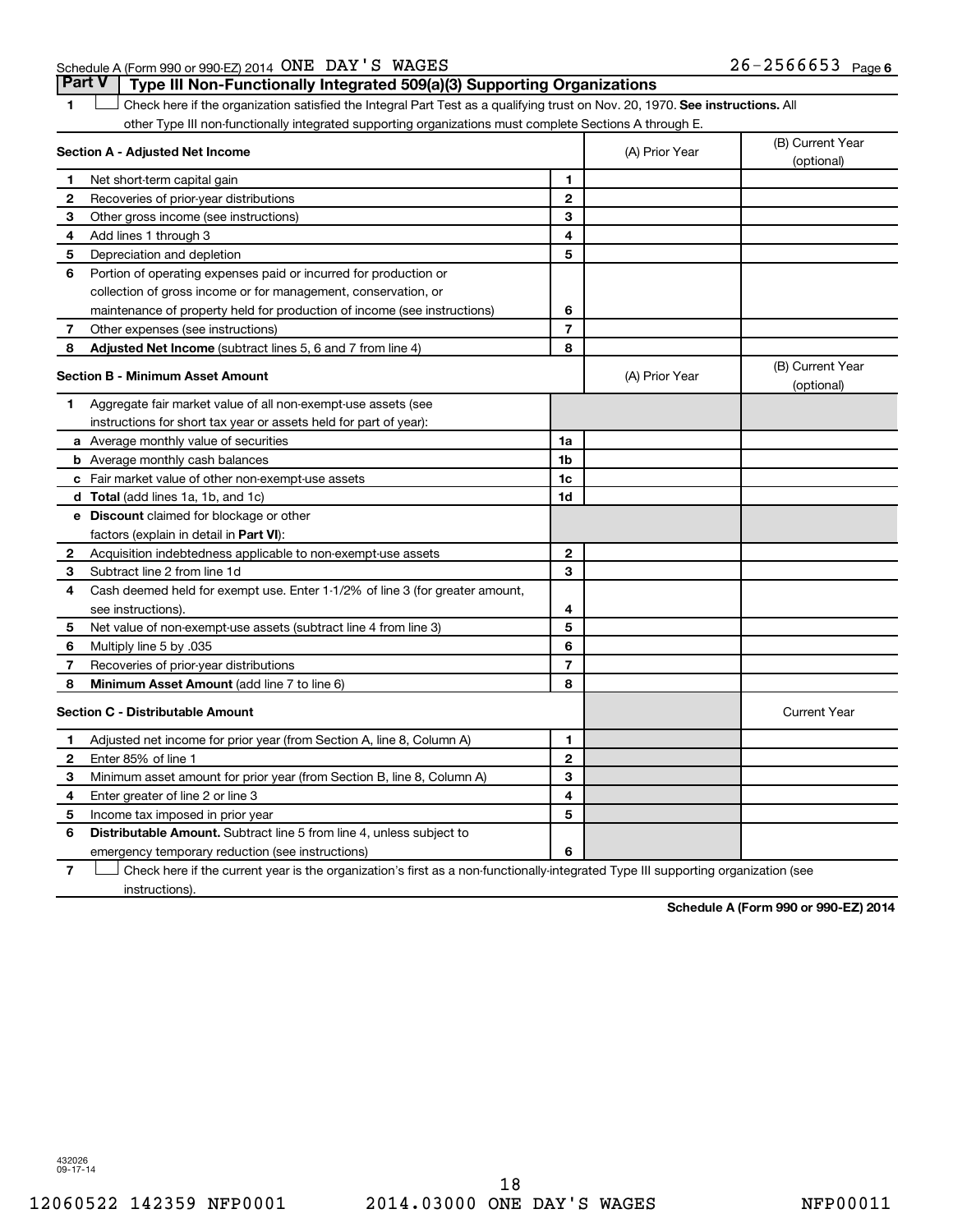Schedule A (Form 990 or 990-EZ) 2014 ONE DAY'S WAGES 26-2566653 Page 6

## Part V Type III Non-Functionally Integrated 509(a)(3) Supporting Organizations

**1** ☐ Check here if the organization satisfied the Integral Part Test as a qualifying trust on Nov. 20, 1970. **See instructions.** All other Type III non-functionally integrated supporting organizations must complete Sections A through E.

| **Section A - Adjusted Net Income** | | | (A) Prior Year | (B) Current Year (optional) |
|---|---|---|---|---|
| 1 | Net short-term capital gain | 1 | | |
| 2 | Recoveries of prior-year distributions | 2 | | |
| 3 | Other gross income (see instructions) | 3 | | |
| 4 | Add lines 1 through 3 | 4 | | |
| 5 | Depreciation and depletion | 5 | | |
| 6 | Portion of operating expenses paid or incurred for production or collection of gross income or for management, conservation, or maintenance of property held for production of income (see instructions) | 6 | | |
| 7 | Other expenses (see instructions) | 7 | | |
| 8 | **Adjusted Net Income** (subtract lines 5, 6 and 7 from line 4) | 8 | | |

| **Section B - Minimum Asset Amount** | | | (A) Prior Year | (B) Current Year (optional) |
|---|---|---|---|---|
| 1 | Aggregate fair market value of all non-exempt-use assets (see instructions for short tax year or assets held for part of year): | | | |
| a | Average monthly value of securities | 1a | | |
| b | Average monthly cash balances | 1b | | |
| c | Fair market value of other non-exempt-use assets | 1c | | |
| d | **Total** (add lines 1a, 1b, and 1c) | 1d | | |
| e | **Discount** claimed for blockage or other factors (explain in detail in **Part VI**): | | | |
| 2 | Acquisition indebtedness applicable to non-exempt-use assets | 2 | | |
| 3 | Subtract line 2 from line 1d | 3 | | |
| 4 | Cash deemed held for exempt use. Enter 1-1/2% of line 3 (for greater amount, see instructions). | 4 | | |
| 5 | Net value of non-exempt-use assets (subtract line 4 from line 3) | 5 | | |
| 6 | Multiply line 5 by .035 | 6 | | |
| 7 | Recoveries of prior-year distributions | 7 | | |
| 8 | **Minimum Asset Amount** (add line 7 to line 6) | 8 | | |

| **Section C - Distributable Amount** | | | | Current Year |
|---|---|---|---|---|
| 1 | Adjusted net income for prior year (from Section A, line 8, Column A) | 1 | | |
| 2 | Enter 85% of line 1 | 2 | | |
| 3 | Minimum asset amount for prior year (from Section B, line 8, Column A) | 3 | | |
| 4 | Enter greater of line 2 or line 3 | 4 | | |
| 5 | Income tax imposed in prior year | 5 | | |
| 6 | **Distributable Amount.** Subtract line 5 from line 4, unless subject to emergency temporary reduction (see instructions) | 6 | | |

**7** ☐ Check here if the current year is the organization's first as a non-functionally-integrated Type III supporting organization (see instructions).

**Schedule A (Form 990 or 990-EZ) 2014**

432026 09-17-14

12060522 142359 NFP0001 2014.03000 ONE DAY'S WAGES NFP00011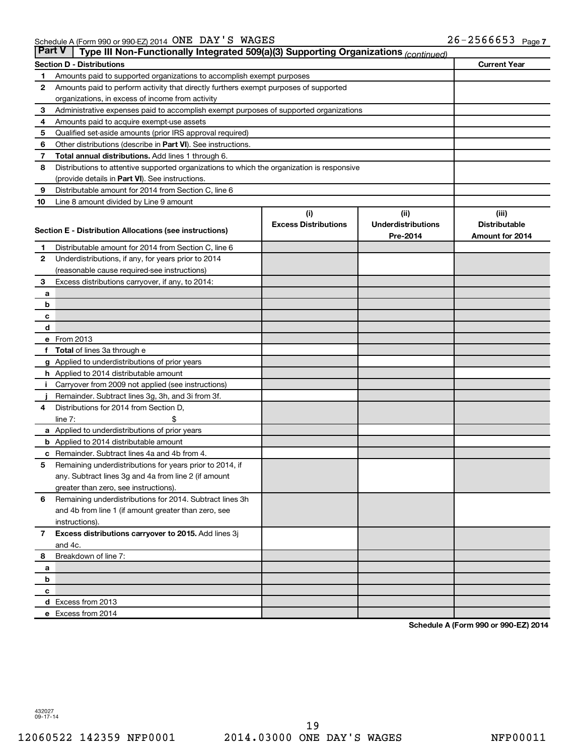Schedule A (Form 990 or 990-EZ) 2014 ONE DAY'S WAGES 26-2566653 Page 7

## Part V | Type III Non-Functionally Integrated 509(a)(3) Supporting Organizations *(continued)*

| Section D - Distributions | | Current Year |
|---|---|---|
| 1 | Amounts paid to supported organizations to accomplish exempt purposes | |
| 2 | Amounts paid to perform activity that directly furthers exempt purposes of supported organizations, in excess of income from activity | |
| 3 | Administrative expenses paid to accomplish exempt purposes of supported organizations | |
| 4 | Amounts paid to acquire exempt-use assets | |
| 5 | Qualified set-aside amounts (prior IRS approval required) | |
| 6 | Other distributions (describe in **Part VI**). See instructions. | |
| 7 | **Total annual distributions.** Add lines 1 through 6. | |
| 8 | Distributions to attentive supported organizations to which the organization is responsive (provide details in **Part VI**). See instructions. | |
| 9 | Distributable amount for 2014 from Section C, line 6 | |
| 10 | Line 8 amount divided by Line 9 amount | |

| Section E - Distribution Allocations (see instructions) | | (i) Excess Distributions | (ii) Underdistributions Pre-2014 | (iii) Distributable Amount for 2014 |
|---|---|---|---|---|
| 1 | Distributable amount for 2014 from Section C, line 6 | | | |
| 2 | Underdistributions, if any, for years prior to 2014 (reasonable cause required-see instructions) | | | |
| 3 | Excess distributions carryover, if any, to 2014: | | | |
| a | | | | |
| b | | | | |
| c | | | | |
| d | | | | |
| e | From 2013 | | | |
| f | **Total** of lines 3a through e | | | |
| g | Applied to underdistributions of prior years | | | |
| h | Applied to 2014 distributable amount | | | |
| i | Carryover from 2009 not applied (see instructions) | | | |
| j | Remainder. Subtract lines 3g, 3h, and 3i from 3f. | | | |
| 4 | Distributions for 2014 from Section D, line 7: $ | | | |
| a | Applied to underdistributions of prior years | | | |
| b | Applied to 2014 distributable amount | | | |
| c | Remainder. Subtract lines 4a and 4b from 4. | | | |
| 5 | Remaining underdistributions for years prior to 2014, if any. Subtract lines 3g and 4a from line 2 (if amount greater than zero, see instructions). | | | |
| 6 | Remaining underdistributions for 2014. Subtract lines 3h and 4b from line 1 (if amount greater than zero, see instructions). | | | |
| 7 | **Excess distributions carryover to 2015.** Add lines 3j and 4c. | | | |
| 8 | Breakdown of line 7: | | | |
| a | | | | |
| b | | | | |
| c | | | | |
| d | Excess from 2013 | | | |
| e | Excess from 2014 | | | |

**Schedule A (Form 990 or 990-EZ) 2014**

432027 09-17-14

12060522 142359 NFP0001 2014.03000 ONE DAY'S WAGES NFP00011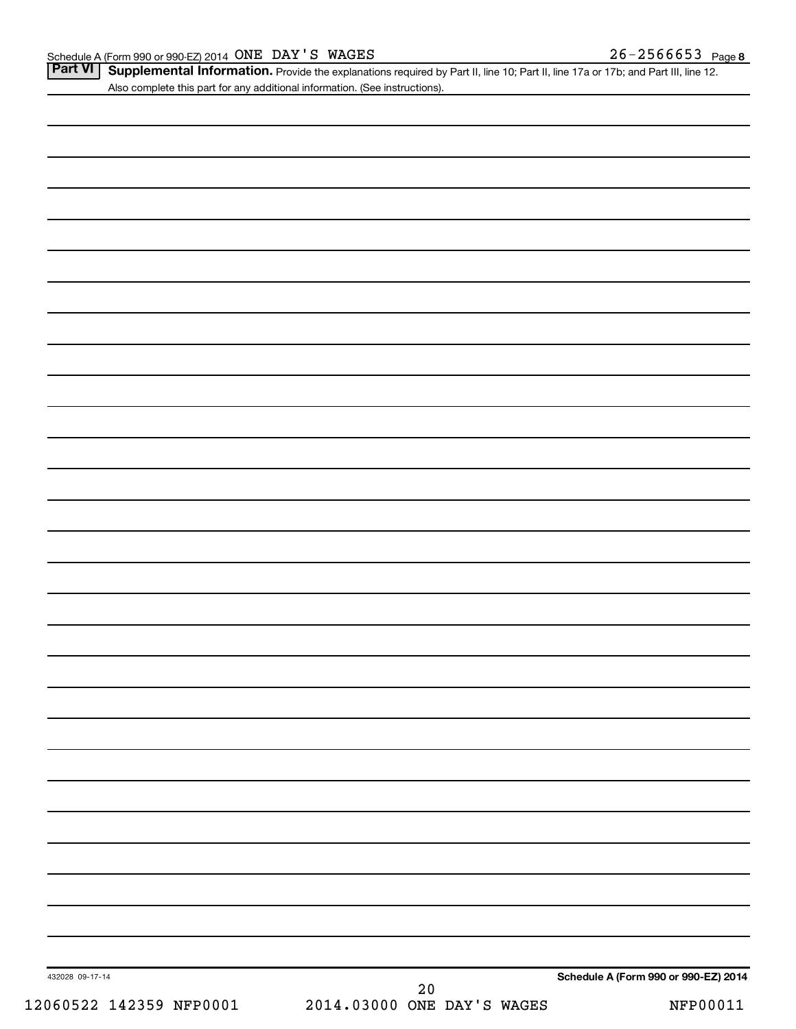Schedule A (Form 990 or 990-EZ) 2014 ONE DAY'S WAGES 26-2566653 Page 8

**Part VI** **Supplemental Information.** Provide the explanations required by Part II, line 10; Part II, line 17a or 17b; and Part III, line 12. Also complete this part for any additional information. (See instructions).

432028 09-17-14 **Schedule A (Form 990 or 990-EZ) 2014**

12060522 142359 NFP0001 2014.03000 ONE DAY'S WAGES NFP00011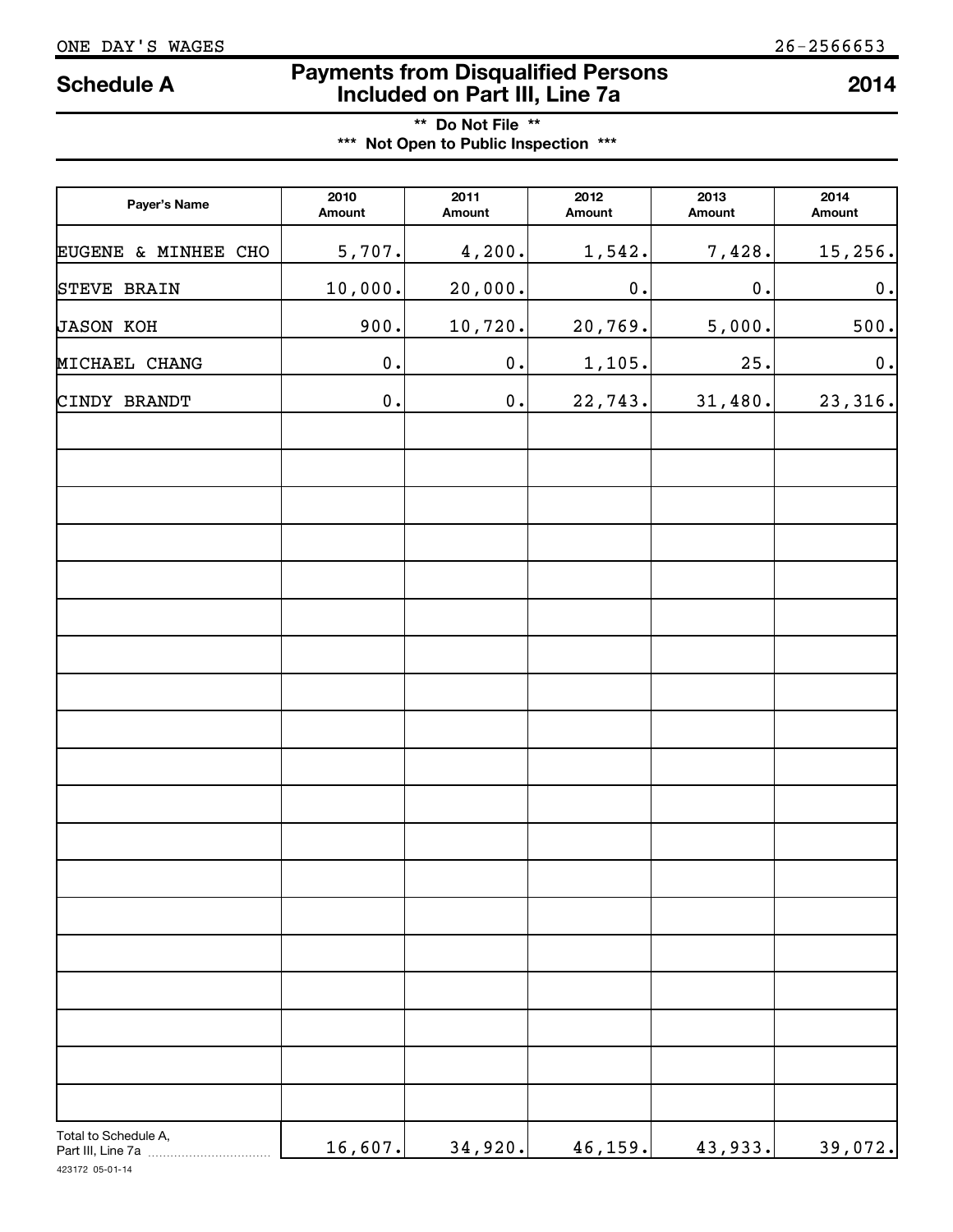ONE DAY'S WAGES 26-2566653

# Schedule A

## Payments from Disqualified Persons Included on Part III, Line 7a

**2014**

** Do Not File **

*** Not Open to Public Inspection ***

| Payer's Name | 2010 Amount | 2011 Amount | 2012 Amount | 2013 Amount | 2014 Amount |
|---|---|---|---|---|---|
| EUGENE & MINHEE CHO | 5,707. | 4,200. | 1,542. | 7,428. | 15,256. |
| STEVE BRAIN | 10,000. | 20,000. | 0. | 0. | 0. |
| JASON KOH | 900. | 10,720. | 20,769. | 5,000. | 500. |
| MICHAEL CHANG | 0. | 0. | 1,105. | 25. | 0. |
| CINDY BRANDT | 0. | 0. | 22,743. | 31,480. | 23,316. |
| | | | | | |
| | | | | | |
| | | | | | |
| | | | | | |
| | | | | | |
| | | | | | |
| | | | | | |
| | | | | | |
| | | | | | |
| | | | | | |
| | | | | | |
| | | | | | |
| | | | | | |
| | | | | | |
| | | | | | |
| | | | | | |
| | | | | | |
| | | | | | |
| | | | | | |
| Total to Schedule A, Part III, Line 7a | 16,607. | 34,920. | 46,159. | 43,933. | 39,072. |

423172 05-01-14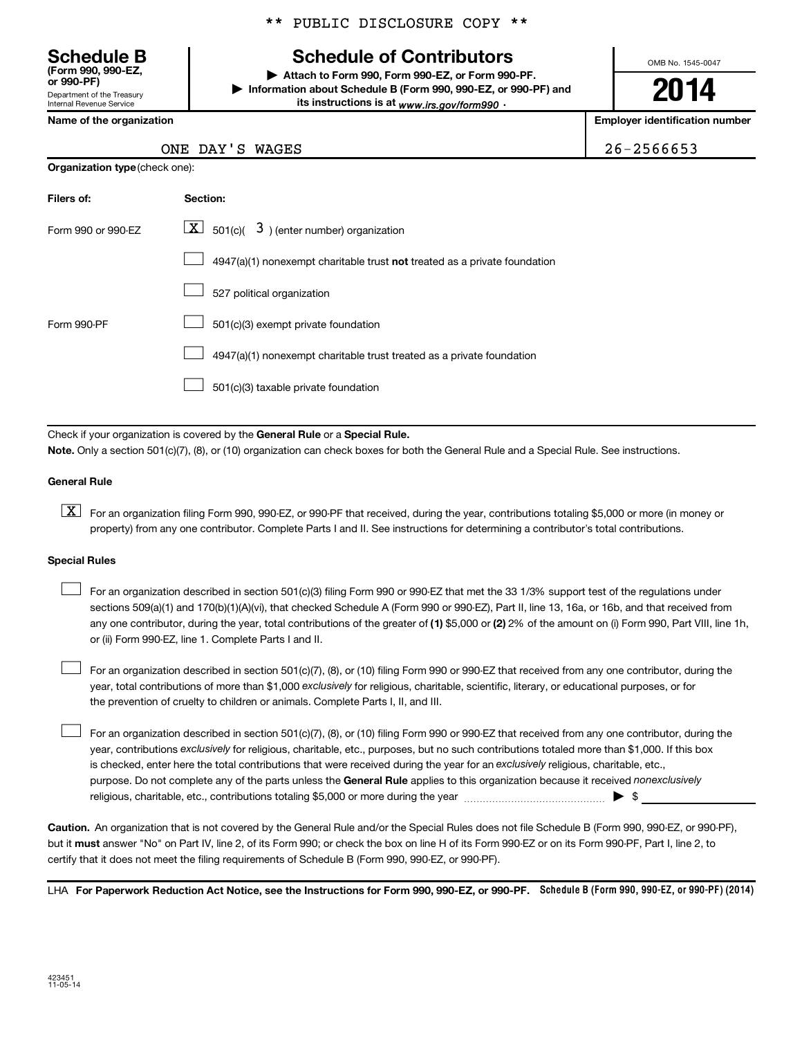\*\* PUBLIC DISCLOSURE COPY \*\*

**Schedule B** (Form 990, 990-EZ, or 990-PF)
Department of the Treasury
Internal Revenue Service

# Schedule of Contributors

▶ Attach to Form 990, Form 990-EZ, or Form 990-PF.
▶ Information about Schedule B (Form 990, 990-EZ, or 990-PF) and its instructions is at *www.irs.gov/form990* .

OMB No. 1545-0047

**2014**

| Name of the organization | Employer identification number |
|---|---|
| ONE DAY'S WAGES | 26-2566653 |

**Organization type** (check one):

| Filers of: | Section: |
|---|---|
| Form 990 or 990-EZ | [X] 501(c)( 3 ) (enter number) organization |
| | [ ] 4947(a)(1) nonexempt charitable trust **not** treated as a private foundation |
| | [ ] 527 political organization |
| Form 990-PF | [ ] 501(c)(3) exempt private foundation |
| | [ ] 4947(a)(1) nonexempt charitable trust treated as a private foundation |
| | [ ] 501(c)(3) taxable private foundation |

Check if your organization is covered by the **General Rule** or a **Special Rule.**

**Note.** Only a section 501(c)(7), (8), or (10) organization can check boxes for both the General Rule and a Special Rule. See instructions.

**General Rule**

[X] For an organization filing Form 990, 990-EZ, or 990-PF that received, during the year, contributions totaling $5,000 or more (in money or property) from any one contributor. Complete Parts I and II. See instructions for determining a contributor's total contributions.

**Special Rules**

[ ] For an organization described in section 501(c)(3) filing Form 990 or 990-EZ that met the 33 1/3% support test of the regulations under sections 509(a)(1) and 170(b)(1)(A)(vi), that checked Schedule A (Form 990 or 990-EZ), Part II, line 13, 16a, or 16b, and that received from any one contributor, during the year, total contributions of the greater of **(1)** $5,000 or **(2)** 2% of the amount on (i) Form 990, Part VIII, line 1h, or (ii) Form 990-EZ, line 1. Complete Parts I and II.

[ ] For an organization described in section 501(c)(7), (8), or (10) filing Form 990 or 990-EZ that received from any one contributor, during the year, total contributions of more than $1,000 *exclusively* for religious, charitable, scientific, literary, or educational purposes, or for the prevention of cruelty to children or animals. Complete Parts I, II, and III.

[ ] For an organization described in section 501(c)(7), (8), or (10) filing Form 990 or 990-EZ that received from any one contributor, during the year, contributions *exclusively* for religious, charitable, etc., purposes, but no such contributions totaled more than $1,000. If this box is checked, enter here the total contributions that were received during the year for an *exclusively* religious, charitable, etc., purpose. Do not complete any of the parts unless the **General Rule** applies to this organization because it received *nonexclusively* religious, charitable, etc., contributions totaling $5,000 or more during the year ▶ $ \_\_\_\_\_\_\_\_\_\_

**Caution.** An organization that is not covered by the General Rule and/or the Special Rules does not file Schedule B (Form 990, 990-EZ, or 990-PF), but it **must** answer "No" on Part IV, line 2, of its Form 990; or check the box on line H of its Form 990-EZ or on its Form 990-PF, Part I, line 2, to certify that it does not meet the filing requirements of Schedule B (Form 990, 990-EZ, or 990-PF).

LHA **For Paperwork Reduction Act Notice, see the Instructions for Form 990, 990-EZ, or 990-PF.** **Schedule B (Form 990, 990-EZ, or 990-PF) (2014)**

423451
11-05-14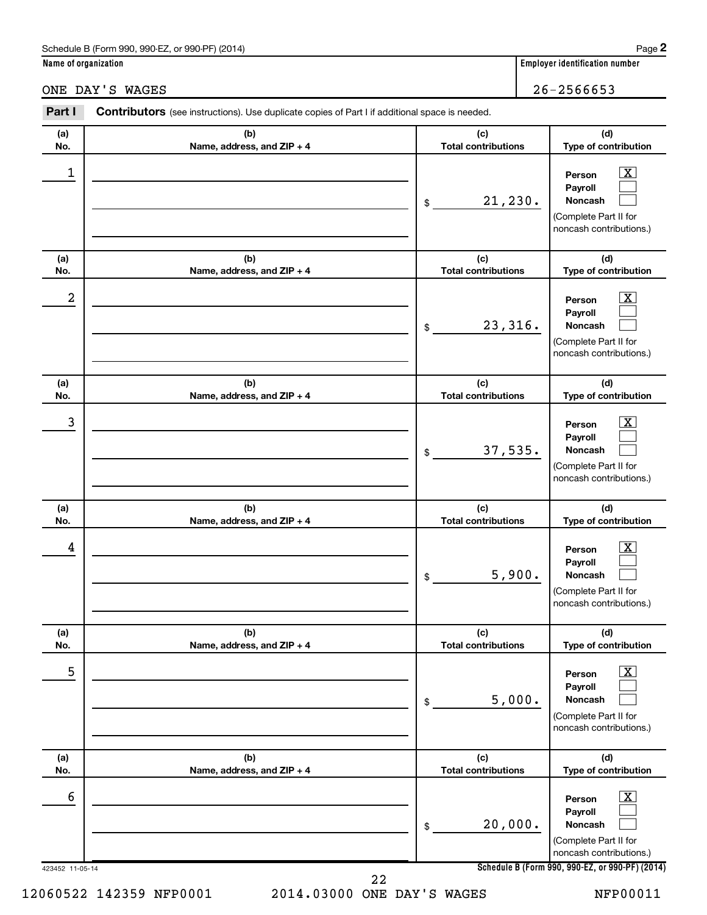Schedule B (Form 990, 990-EZ, or 990-PF) (2014)

**Name of organization**

ONE DAY'S WAGES

**Employer identification number**

26-2566653

**Part I** **Contributors** (see instructions). Use duplicate copies of Part I if additional space is needed.

| (a) No. | (b) Name, address, and ZIP + 4 | (c) Total contributions | (d) Type of contribution |
| --- | --- | --- | --- |
| 1 | | $ 21,230. | Person [X] Payroll [ ] Noncash [ ] (Complete Part II for noncash contributions.) |
| 2 | | $ 23,316. | Person [X] Payroll [ ] Noncash [ ] (Complete Part II for noncash contributions.) |
| 3 | | $ 37,535. | Person [X] Payroll [ ] Noncash [ ] (Complete Part II for noncash contributions.) |
| 4 | | $ 5,900. | Person [X] Payroll [ ] Noncash [ ] (Complete Part II for noncash contributions.) |
| 5 | | $ 5,000. | Person [X] Payroll [ ] Noncash [ ] (Complete Part II for noncash contributions.) |
| 6 | | $ 20,000. | Person [X] Payroll [ ] Noncash [ ] (Complete Part II for noncash contributions.) |

423452 11-05-14

Schedule B (Form 990, 990-EZ, or 990-PF) (2014)

12060522 142359 NFP0001 2014.03000 ONE DAY'S WAGES NFP00011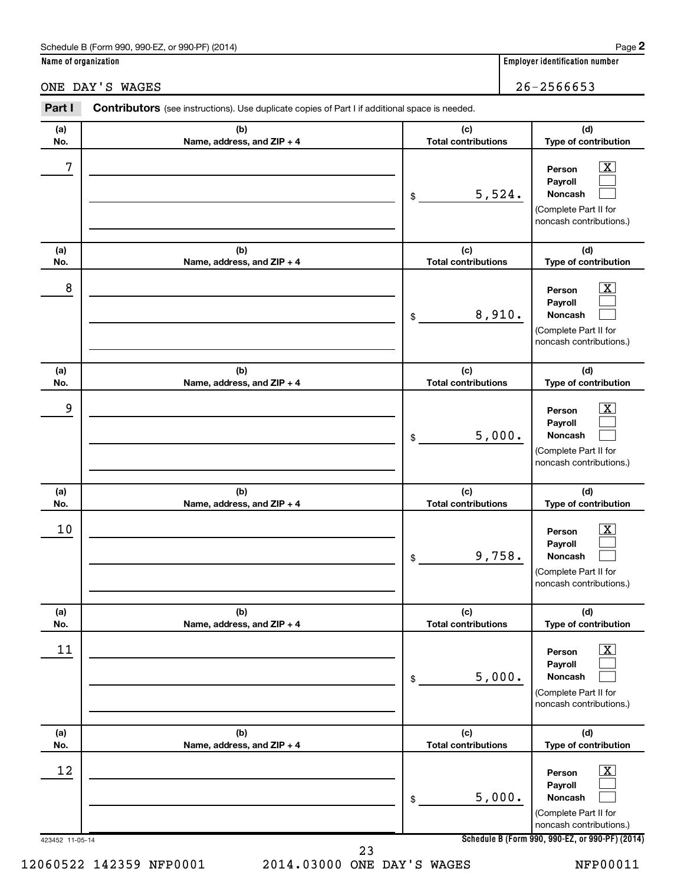Schedule B (Form 990, 990-EZ, or 990-PF) (2014)

**Name of organization**

ONE DAY'S WAGES

**Employer identification number**

26-2566653

**Part I** **Contributors** (see instructions). Use duplicate copies of Part I if additional space is needed.

| (a) No. | (b) Name, address, and ZIP + 4 | (c) Total contributions | (d) Type of contribution |
|---|---|---|---|
| 7 | | $ 5,524. | Person [X] Payroll [ ] Noncash [ ] (Complete Part II for noncash contributions.) |
| 8 | | $ 8,910. | Person [X] Payroll [ ] Noncash [ ] (Complete Part II for noncash contributions.) |
| 9 | | $ 5,000. | Person [X] Payroll [ ] Noncash [ ] (Complete Part II for noncash contributions.) |
| 10 | | $ 9,758. | Person [X] Payroll [ ] Noncash [ ] (Complete Part II for noncash contributions.) |
| 11 | | $ 5,000. | Person [X] Payroll [ ] Noncash [ ] (Complete Part II for noncash contributions.) |
| 12 | | $ 5,000. | Person [X] Payroll [ ] Noncash [ ] (Complete Part II for noncash contributions.) |

423452 11-05-14

**Schedule B (Form 990, 990-EZ, or 990-PF) (2014)**

12060522 142359 NFP0001 2014.03000 ONE DAY'S WAGES NFP00011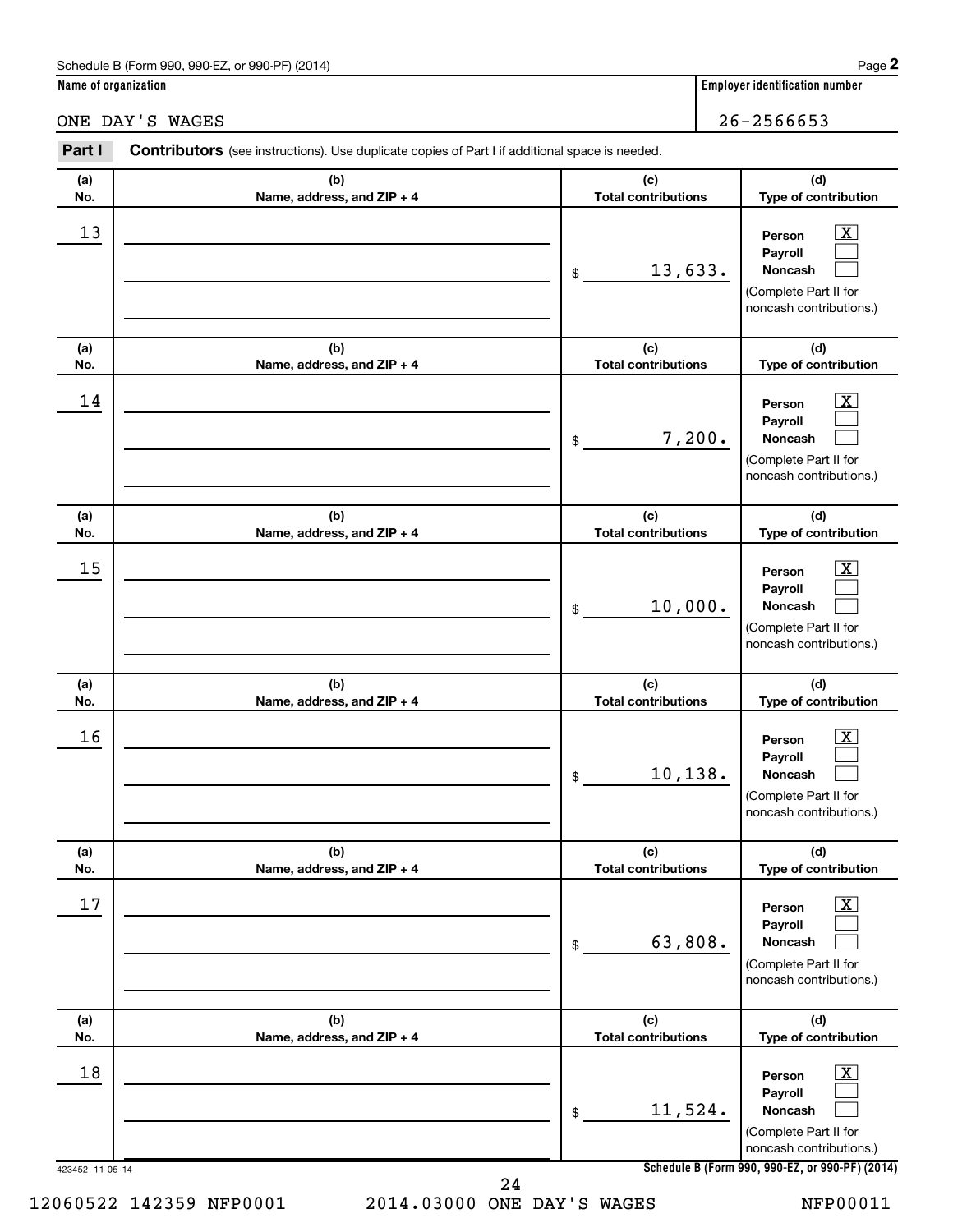Schedule B (Form 990, 990-EZ, or 990-PF) (2014)

**Name of organization**

ONE DAY'S WAGES

**Employer identification number**

26-2566653

**Part I** **Contributors** (see instructions). Use duplicate copies of Part I if additional space is needed.

| (a) No. | (b) Name, address, and ZIP + 4 | (c) Total contributions | (d) Type of contribution |
|---|---|---|---|
| 13 | | $ 13,633. | Person [X] Payroll [ ] Noncash [ ] (Complete Part II for noncash contributions.) |
| 14 | | $ 7,200. | Person [X] Payroll [ ] Noncash [ ] (Complete Part II for noncash contributions.) |
| 15 | | $ 10,000. | Person [X] Payroll [ ] Noncash [ ] (Complete Part II for noncash contributions.) |
| 16 | | $ 10,138. | Person [X] Payroll [ ] Noncash [ ] (Complete Part II for noncash contributions.) |
| 17 | | $ 63,808. | Person [X] Payroll [ ] Noncash [ ] (Complete Part II for noncash contributions.) |
| 18 | | $ 11,524. | Person [X] Payroll [ ] Noncash [ ] (Complete Part II for noncash contributions.) |

423452 11-05-14

**Schedule B (Form 990, 990-EZ, or 990-PF) (2014)**

12060522 142359 NFP0001 2014.03000 ONE DAY'S WAGES NFP00011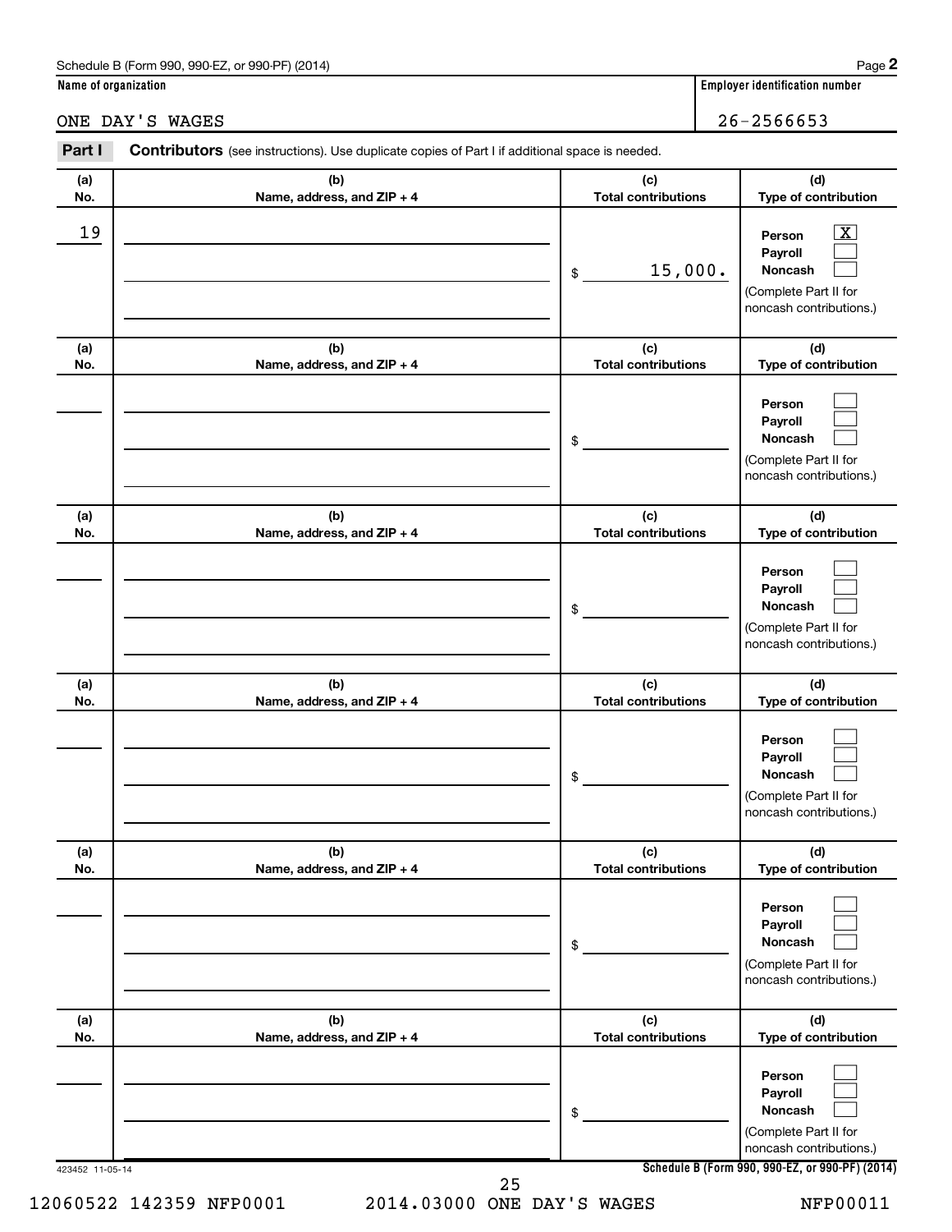Schedule B (Form 990, 990-EZ, or 990-PF) (2014)

**Name of organization**

ONE DAY'S WAGES

**Employer identification number**

26-2566653

**Part I** **Contributors** (see instructions). Use duplicate copies of Part I if additional space is needed.

| (a) No. | (b) Name, address, and ZIP + 4 | (c) Total contributions | (d) Type of contribution |
|---|---|---|---|
| 19 | | $ 15,000. | Person [X] Payroll [ ] Noncash [ ] (Complete Part II for noncash contributions.) |
| | | $ | Person [ ] Payroll [ ] Noncash [ ] (Complete Part II for noncash contributions.) |
| | | $ | Person [ ] Payroll [ ] Noncash [ ] (Complete Part II for noncash contributions.) |
| | | $ | Person [ ] Payroll [ ] Noncash [ ] (Complete Part II for noncash contributions.) |
| | | $ | Person [ ] Payroll [ ] Noncash [ ] (Complete Part II for noncash contributions.) |
| | | $ | Person [ ] Payroll [ ] Noncash [ ] (Complete Part II for noncash contributions.) |

423452 11-05-14

**Schedule B (Form 990, 990-EZ, or 990-PF) (2014)**

12060522 142359 NFP0001 2014.03000 ONE DAY'S WAGES NFP00011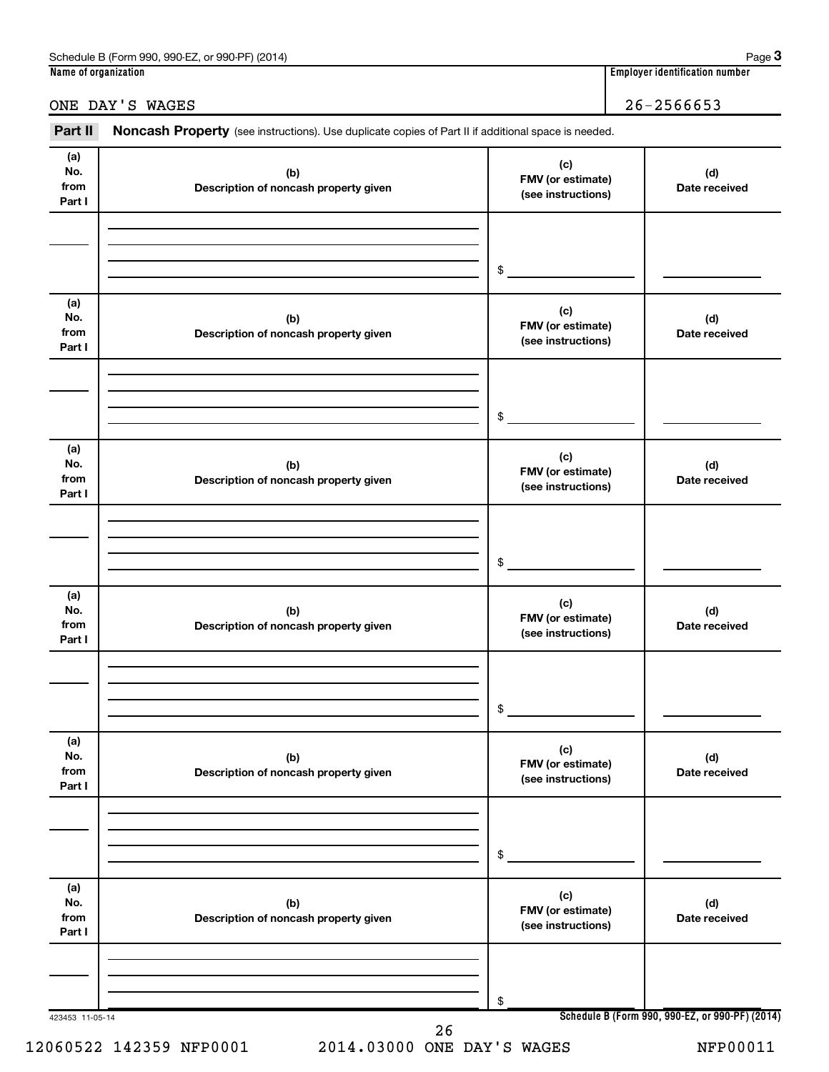Schedule B (Form 990, 990-EZ, or 990-PF) (2014) Page **3**

| Name of organization | Employer identification number |
|---|---|
| ONE DAY'S WAGES | 26-2566653 |

**Part II** **Noncash Property** (see instructions). Use duplicate copies of Part II if additional space is needed.

| (a) No. from Part I | (b) Description of noncash property given | (c) FMV (or estimate) (see instructions) | (d) Date received |
|---|---|---|---|
| | | $ | |

| (a) No. from Part I | (b) Description of noncash property given | (c) FMV (or estimate) (see instructions) | (d) Date received |
|---|---|---|---|
| | | $ | |

| (a) No. from Part I | (b) Description of noncash property given | (c) FMV (or estimate) (see instructions) | (d) Date received |
|---|---|---|---|
| | | $ | |

| (a) No. from Part I | (b) Description of noncash property given | (c) FMV (or estimate) (see instructions) | (d) Date received |
|---|---|---|---|
| | | $ | |

| (a) No. from Part I | (b) Description of noncash property given | (c) FMV (or estimate) (see instructions) | (d) Date received |
|---|---|---|---|
| | | $ | |

| (a) No. from Part I | (b) Description of noncash property given | (c) FMV (or estimate) (see instructions) | (d) Date received |
|---|---|---|---|
| | | $ | |

423453 11-05-14

**Schedule B (Form 990, 990-EZ, or 990-PF) (2014)**

12060522 142359 NFP0001 2014.03000 ONE DAY'S WAGES NFP00011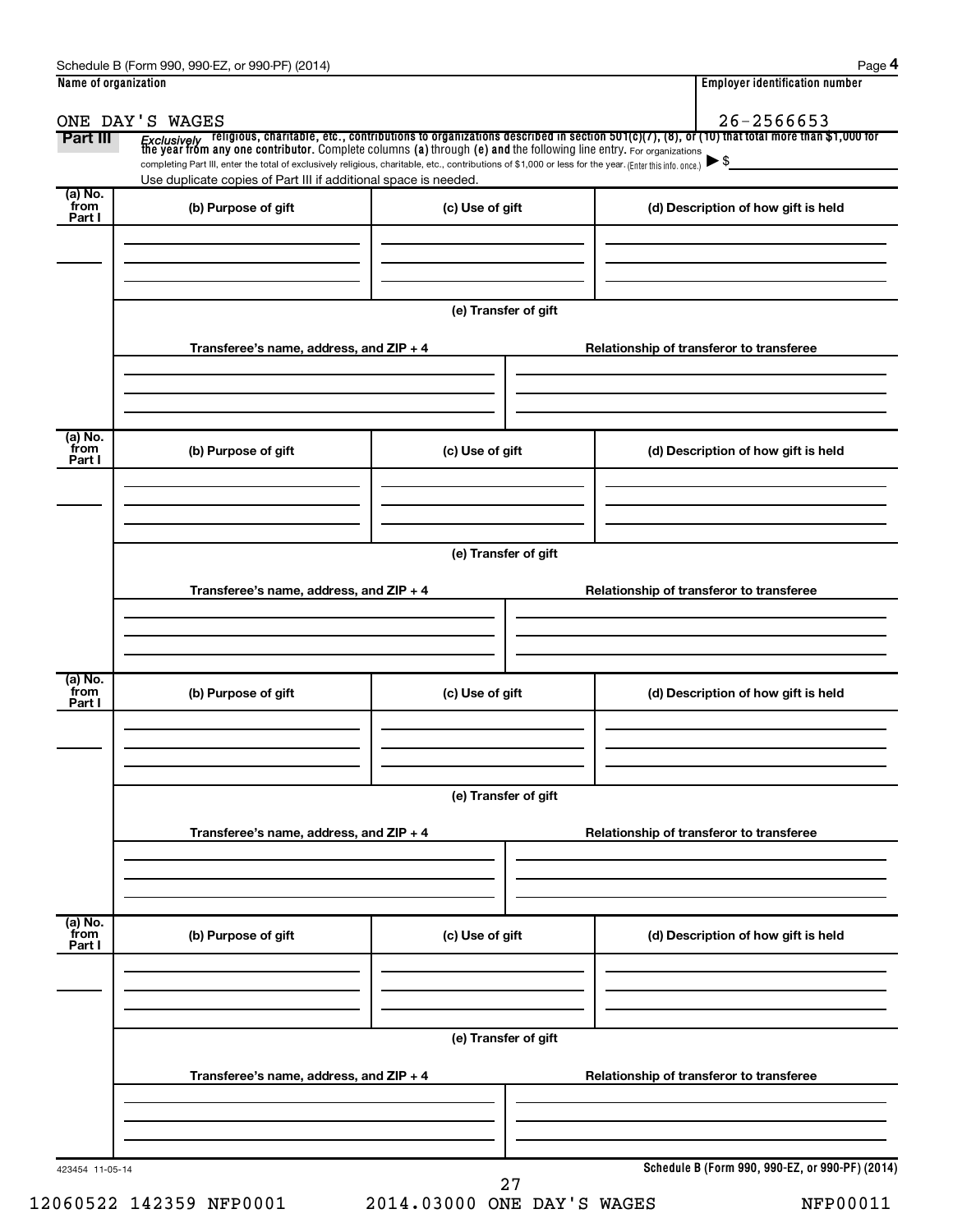Schedule B (Form 990, 990-EZ, or 990-PF) (2014)

| Name of organization | Employer identification number |
|---|---|
| ONE DAY'S WAGES | 26-2566653 |

**Part III** *Exclusively* religious, charitable, etc., contributions to organizations described in section 501(c)(7), (8), or (10) that total more than $1,000 for the year from any one contributor. Complete columns (a) through (e) and the following line entry. For organizations completing Part III, enter the total of exclusively religious, charitable, etc., contributions of $1,000 or less for the year. (Enter this info. once.) ▶ $

Use duplicate copies of Part III if additional space is needed.

| (a) No. from Part I | (b) Purpose of gift | (c) Use of gift | (d) Description of how gift is held |
|---|---|---|---|
| | | | |

(e) Transfer of gift

| Transferee's name, address, and ZIP + 4 | Relationship of transferor to transferee |
|---|---|
| | |

| (a) No. from Part I | (b) Purpose of gift | (c) Use of gift | (d) Description of how gift is held |
|---|---|---|---|
| | | | |

(e) Transfer of gift

| Transferee's name, address, and ZIP + 4 | Relationship of transferor to transferee |
|---|---|
| | |

| (a) No. from Part I | (b) Purpose of gift | (c) Use of gift | (d) Description of how gift is held |
|---|---|---|---|
| | | | |

(e) Transfer of gift

| Transferee's name, address, and ZIP + 4 | Relationship of transferor to transferee |
|---|---|
| | |

| (a) No. from Part I | (b) Purpose of gift | (c) Use of gift | (d) Description of how gift is held |
|---|---|---|---|
| | | | |

(e) Transfer of gift

| Transferee's name, address, and ZIP + 4 | Relationship of transferor to transferee |
|---|---|
| | |

423454 11-05-14

**Schedule B (Form 990, 990-EZ, or 990-PF) (2014)**

12060522 142359 NFP0001 2014.03000 ONE DAY'S WAGES NFP00011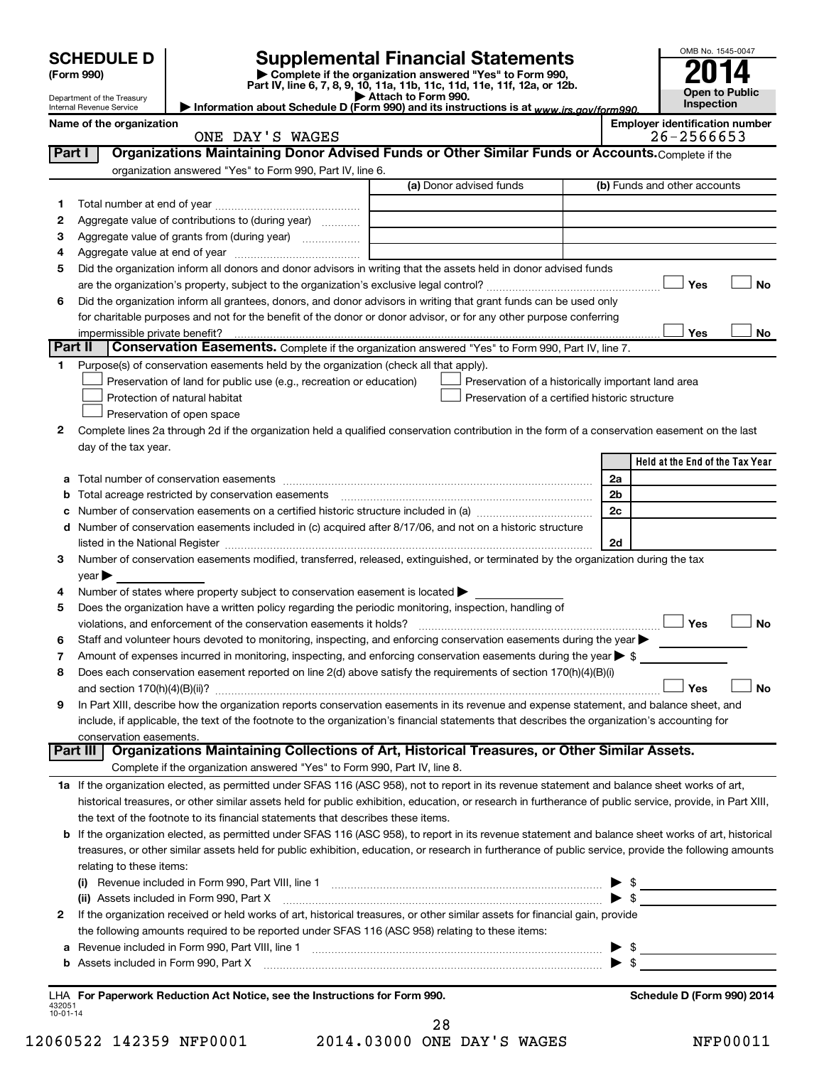**SCHEDULE D (Form 990)**

Department of the Treasury
Internal Revenue Service

# Supplemental Financial Statements

▶ Complete if the organization answered "Yes" to Form 990, Part IV, line 6, 7, 8, 9, 10, 11a, 11b, 11c, 11d, 11e, 11f, 12a, or 12b.
▶ Attach to Form 990.
▶ Information about Schedule D (Form 990) and its instructions is at www.irs.gov/form990.

OMB No. 1545-0047

**2014**

**Open to Public Inspection**

**Name of the organization:** ONE DAY'S WAGES

**Employer identification number:** 26-2566653

## Part I Organizations Maintaining Donor Advised Funds or Other Similar Funds or Accounts.

Complete if the organization answered "Yes" to Form 990, Part IV, line 6.

| | | (a) Donor advised funds | (b) Funds and other accounts |
|---|---|---|---|
| 1 | Total number at end of year | | |
| 2 | Aggregate value of contributions to (during year) | | |
| 3 | Aggregate value of grants from (during year) | | |
| 4 | Aggregate value at end of year | | |

5 Did the organization inform all donors and donor advisors in writing that the assets held in donor advised funds are the organization's property, subject to the organization's exclusive legal control? ☐ Yes ☐ No

6 Did the organization inform all grantees, donors, and donor advisors in writing that grant funds can be used only for charitable purposes and not for the benefit of the donor or donor advisor, or for any other purpose conferring impermissible private benefit? ☐ Yes ☐ No

## Part II Conservation Easements.

Complete if the organization answered "Yes" to Form 990, Part IV, line 7.

1 Purpose(s) of conservation easements held by the organization (check all that apply).

☐ Preservation of land for public use (e.g., recreation or education)
☐ Preservation of a historically important land area
☐ Protection of natural habitat
☐ Preservation of a certified historic structure
☐ Preservation of open space

2 Complete lines 2a through 2d if the organization held a qualified conservation contribution in the form of a conservation easement on the last day of the tax year.

| | | | Held at the End of the Tax Year |
|---|---|---|---|
| a | Total number of conservation easements | 2a | |
| b | Total acreage restricted by conservation easements | 2b | |
| c | Number of conservation easements on a certified historic structure included in (a) | 2c | |
| d | Number of conservation easements included in (c) acquired after 8/17/06, and not on a historic structure listed in the National Register | 2d | |

3 Number of conservation easements modified, transferred, released, extinguished, or terminated by the organization during the tax year ▶

4 Number of states where property subject to conservation easement is located ▶

5 Does the organization have a written policy regarding the periodic monitoring, inspection, handling of violations, and enforcement of the conservation easements it holds? ☐ Yes ☐ No

6 Staff and volunteer hours devoted to monitoring, inspecting, and enforcing conservation easements during the year ▶

7 Amount of expenses incurred in monitoring, inspecting, and enforcing conservation easements during the year ▶ $

8 Does each conservation easement reported on line 2(d) above satisfy the requirements of section 170(h)(4)(B)(i) and section 170(h)(4)(B)(ii)? ☐ Yes ☐ No

9 In Part XIII, describe how the organization reports conservation easements in its revenue and expense statement, and balance sheet, and include, if applicable, the text of the footnote to the organization's financial statements that describes the organization's accounting for conservation easements.

## Part III Organizations Maintaining Collections of Art, Historical Treasures, or Other Similar Assets.

Complete if the organization answered "Yes" to Form 990, Part IV, line 8.

1a If the organization elected, as permitted under SFAS 116 (ASC 958), not to report in its revenue statement and balance sheet works of art, historical treasures, or other similar assets held for public exhibition, education, or research in furtherance of public service, provide, in Part XIII, the text of the footnote to its financial statements that describes these items.

b If the organization elected, as permitted under SFAS 116 (ASC 958), to report in its revenue statement and balance sheet works of art, historical treasures, or other similar assets held for public exhibition, education, or research in furtherance of public service, provide the following amounts relating to these items:

(i) Revenue included in Form 990, Part VIII, line 1 ▶ $

(ii) Assets included in Form 990, Part X ▶ $

2 If the organization received or held works of art, historical treasures, or other similar assets for financial gain, provide the following amounts required to be reported under SFAS 116 (ASC 958) relating to these items:

a Revenue included in Form 990, Part VIII, line 1 ▶ $

b Assets included in Form 990, Part X ▶ $

LHA **For Paperwork Reduction Act Notice, see the Instructions for Form 990.**

**Schedule D (Form 990) 2014**

432051
10-01-14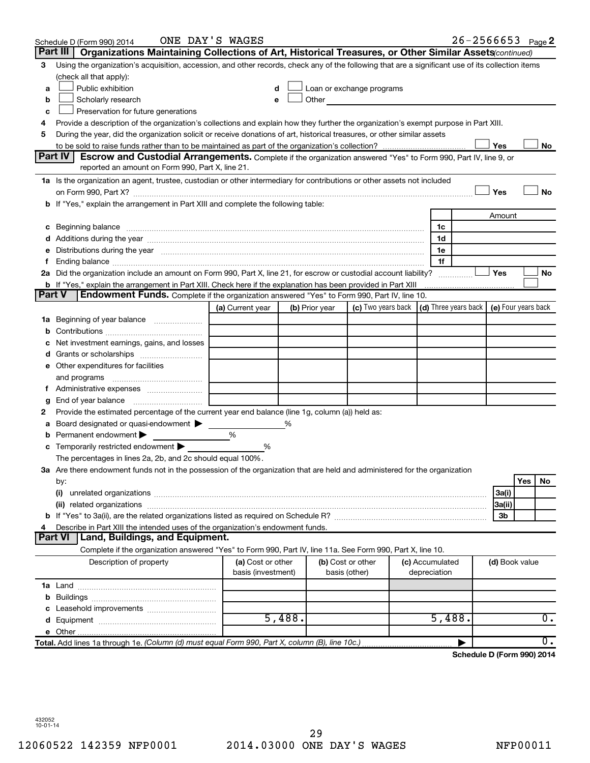Schedule D (Form 990) 2014 ONE DAY'S WAGES 26-2566653 Page 2

## Part III Organizations Maintaining Collections of Art, Historical Treasures, or Other Similar Assets *(continued)*

3 Using the organization's acquisition, accession, and other records, check any of the following that are a significant use of its collection items (check all that apply):

- a ☐ Public exhibition
- b ☐ Scholarly research
- c ☐ Preservation for future generations
- d ☐ Loan or exchange programs
- e ☐ Other

4 Provide a description of the organization's collections and explain how they further the organization's exempt purpose in Part XIII.

5 During the year, did the organization solicit or receive donations of art, historical treasures, or other similar assets to be sold to raise funds rather than to be maintained as part of the organization's collection? ☐ Yes ☐ No

## Part IV Escrow and Custodial Arrangements.

Complete if the organization answered "Yes" to Form 990, Part IV, line 9, or reported an amount on Form 990, Part X, line 21.

1a Is the organization an agent, trustee, custodian or other intermediary for contributions or other assets not included on Form 990, Part X? ☐ Yes ☐ No

b If "Yes," explain the arrangement in Part XIII and complete the following table:

| | | Amount |
|---|---|---|
| c Beginning balance | 1c | |
| d Additions during the year | 1d | |
| e Distributions during the year | 1e | |
| f Ending balance | 1f | |

2a Did the organization include an amount on Form 990, Part X, line 21, for escrow or custodial account liability? ☐ Yes ☐ No

b If "Yes," explain the arrangement in Part XIII. Check here if the explanation has been provided in Part XIII ☐

## Part V Endowment Funds.

Complete if the organization answered "Yes" to Form 990, Part IV, line 10.

| | (a) Current year | (b) Prior year | (c) Two years back | (d) Three years back | (e) Four years back |
|---|---|---|---|---|---|
| 1a Beginning of year balance | | | | | |
| b Contributions | | | | | |
| c Net investment earnings, gains, and losses | | | | | |
| d Grants or scholarships | | | | | |
| e Other expenditures for facilities and programs | | | | | |
| f Administrative expenses | | | | | |
| g End of year balance | | | | | |

2 Provide the estimated percentage of the current year end balance (line 1g, column (a)) held as:

- a Board designated or quasi-endowment ▶ ______ %
- b Permanent endowment ▶ ______ %
- c Temporarily restricted endowment ▶ ______ %

The percentages in lines 2a, 2b, and 2c should equal 100%.

3a Are there endowment funds not in the possession of the organization that are held and administered for the organization by:

| | | Yes | No |
|---|---|---|---|
| (i) unrelated organizations | 3a(i) | | |
| (ii) related organizations | 3a(ii) | | |
| b If "Yes" to 3a(ii), are the related organizations listed as required on Schedule R? | 3b | | |

4 Describe in Part XIII the intended uses of the organization's endowment funds.

## Part VI Land, Buildings, and Equipment.

Complete if the organization answered "Yes" to Form 990, Part IV, line 11a. See Form 990, Part X, line 10.

| Description of property | (a) Cost or other basis (investment) | (b) Cost or other basis (other) | (c) Accumulated depreciation | (d) Book value |
|---|---|---|---|---|
| 1a Land | | | | |
| b Buildings | | | | |
| c Leasehold improvements | | | | |
| d Equipment | 5,488. | | 5,488. | 0. |
| e Other | | | | |
| **Total.** Add lines 1a through 1e. *(Column (d) must equal Form 990, Part X, column (B), line 10c.)* ▶ | | | | 0. |

**Schedule D (Form 990) 2014**

432052 10-01-14

12060522 142359 NFP0001 2014.03000 ONE DAY'S WAGES NFP00011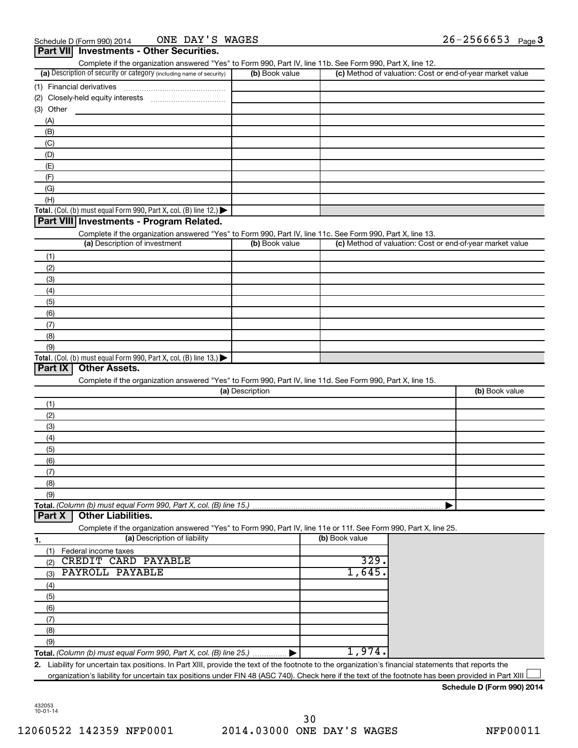Schedule D (Form 990) 2014 ONE DAY'S WAGES 26-2566653 Page 3

## Part VII Investments - Other Securities.

Complete if the organization answered "Yes" to Form 990, Part IV, line 11b. See Form 990, Part X, line 12.

| (a) Description of security or category (including name of security) | (b) Book value | (c) Method of valuation: Cost or end-of-year market value |
|---|---|---|
| (1) Financial derivatives | | |
| (2) Closely-held equity interests | | |
| (3) Other | | |
| (A) | | |
| (B) | | |
| (C) | | |
| (D) | | |
| (E) | | |
| (F) | | |
| (G) | | |
| (H) | | |
| **Total.** (Col. (b) must equal Form 990, Part X, col. (B) line 12.) ▶ | | |

## Part VIII Investments - Program Related.

Complete if the organization answered "Yes" to Form 990, Part IV, line 11c. See Form 990, Part X, line 13.

| (a) Description of investment | (b) Book value | (c) Method of valuation: Cost or end-of-year market value |
|---|---|---|
| (1) | | |
| (2) | | |
| (3) | | |
| (4) | | |
| (5) | | |
| (6) | | |
| (7) | | |
| (8) | | |
| (9) | | |
| **Total.** (Col. (b) must equal Form 990, Part X, col. (B) line 13.) ▶ | | |

## Part IX Other Assets.

Complete if the organization answered "Yes" to Form 990, Part IV, line 11d. See Form 990, Part X, line 15.

| (a) Description | (b) Book value |
|---|---|
| (1) | |
| (2) | |
| (3) | |
| (4) | |
| (5) | |
| (6) | |
| (7) | |
| (8) | |
| (9) | |
| **Total.** *(Column (b) must equal Form 990, Part X, col. (B) line 15.)* ▶ | |

## Part X Other Liabilities.

Complete if the organization answered "Yes" to Form 990, Part IV, line 11e or 11f. See Form 990, Part X, line 25.

| 1. (a) Description of liability | (b) Book value |
|---|---|
| (1) Federal income taxes | |
| (2) CREDIT CARD PAYABLE | 329. |
| (3) PAYROLL PAYABLE | 1,645. |
| (4) | |
| (5) | |
| (6) | |
| (7) | |
| (8) | |
| (9) | |
| **Total.** *(Column (b) must equal Form 990, Part X, col. (B) line 25.)* ▶ | 1,974. |

**2.** Liability for uncertain tax positions. In Part XIII, provide the text of the footnote to the organization's financial statements that reports the organization's liability for uncertain tax positions under FIN 48 (ASC 740). Check here if the text of the footnote has been provided in Part XIII ☐

**Schedule D (Form 990) 2014**

432053
10-01-14

12060522 142359 NFP0001 2014.03000 ONE DAY'S WAGES NFP00011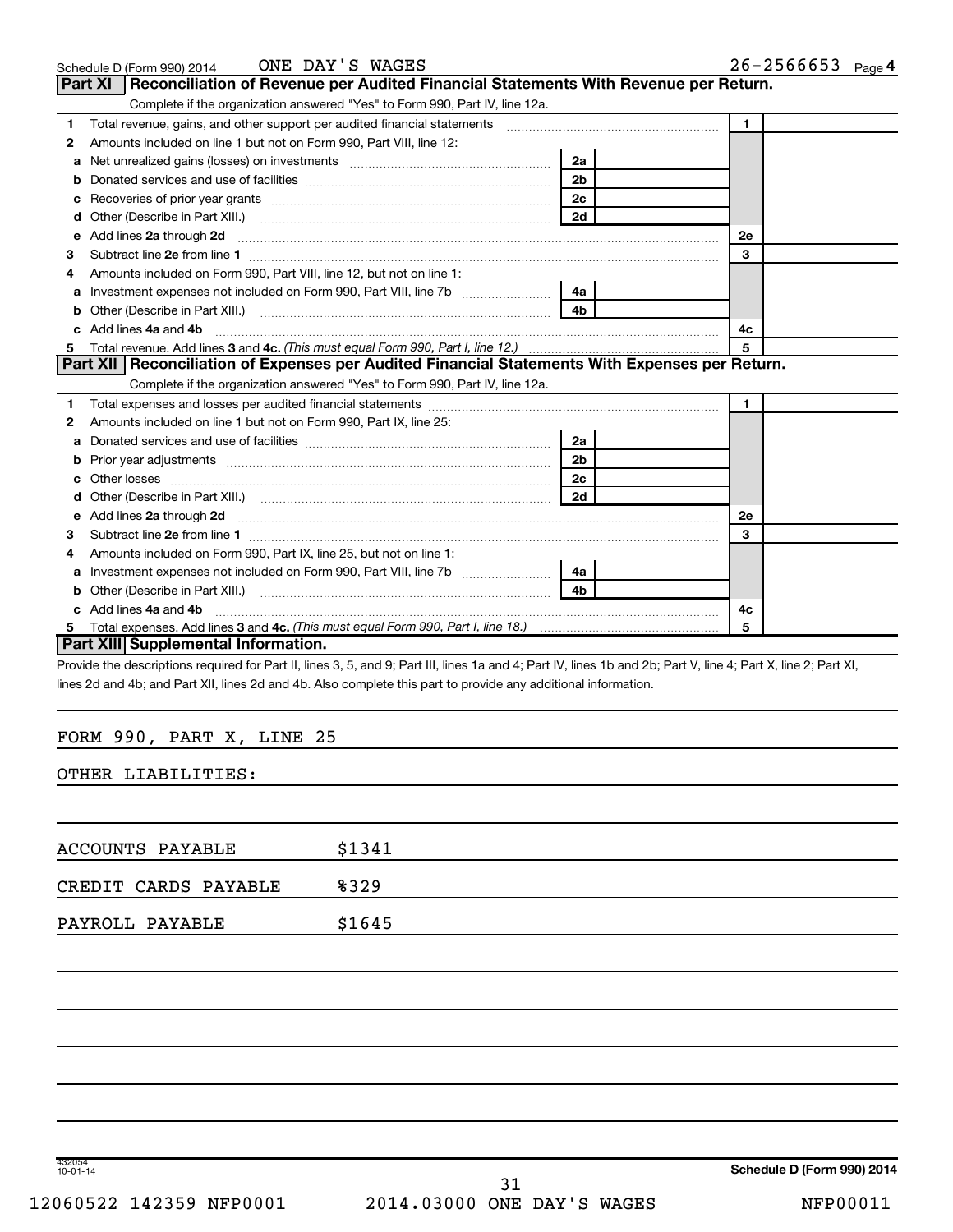Schedule D (Form 990) 2014 ONE DAY'S WAGES 26-2566653 Page **4**

## Part XI Reconciliation of Revenue per Audited Financial Statements With Revenue per Return.

Complete if the organization answered "Yes" to Form 990, Part IV, line 12a.

| | | | | | |
|---|---|---|---|---|---|
| 1 | Total revenue, gains, and other support per audited financial statements | | | 1 | |
| 2 | Amounts included on line 1 but not on Form 990, Part VIII, line 12: | | | | |
| a | Net unrealized gains (losses) on investments | 2a | | | |
| b | Donated services and use of facilities | 2b | | | |
| c | Recoveries of prior year grants | 2c | | | |
| d | Other (Describe in Part XIII.) | 2d | | | |
| e | Add lines **2a** through **2d** | | | 2e | |
| 3 | Subtract line **2e** from line **1** | | | 3 | |
| 4 | Amounts included on Form 990, Part VIII, line 12, but not on line 1: | | | | |
| a | Investment expenses not included on Form 990, Part VIII, line 7b | 4a | | | |
| b | Other (Describe in Part XIII.) | 4b | | | |
| c | Add lines **4a** and **4b** | | | 4c | |
| 5 | Total revenue. Add lines **3** and **4c.** *(This must equal Form 990, Part I, line 12.)* | | | 5 | |

## Part XII Reconciliation of Expenses per Audited Financial Statements With Expenses per Return.

Complete if the organization answered "Yes" to Form 990, Part IV, line 12a.

| | | | | | |
|---|---|---|---|---|---|
| 1 | Total expenses and losses per audited financial statements | | | 1 | |
| 2 | Amounts included on line 1 but not on Form 990, Part IX, line 25: | | | | |
| a | Donated services and use of facilities | 2a | | | |
| b | Prior year adjustments | 2b | | | |
| c | Other losses | 2c | | | |
| d | Other (Describe in Part XIII.) | 2d | | | |
| e | Add lines **2a** through **2d** | | | 2e | |
| 3 | Subtract line **2e** from line **1** | | | 3 | |
| 4 | Amounts included on Form 990, Part IX, line 25, but not on line 1: | | | | |
| a | Investment expenses not included on Form 990, Part VIII, line 7b | 4a | | | |
| b | Other (Describe in Part XIII.) | 4b | | | |
| c | Add lines **4a** and **4b** | | | 4c | |
| 5 | Total expenses. Add lines **3** and **4c.** *(This must equal Form 990, Part I, line 18.)* | | | 5 | |

## Part XIII Supplemental Information.

Provide the descriptions required for Part II, lines 3, 5, and 9; Part III, lines 1a and 4; Part IV, lines 1b and 2b; Part V, line 4; Part X, line 2; Part XI, lines 2d and 4b; and Part XII, lines 2d and 4b. Also complete this part to provide any additional information.

FORM 990, PART X, LINE 25

OTHER LIABILITIES:

ACCOUNTS PAYABLE $1341

CREDIT CARDS PAYABLE %329

PAYROLL PAYABLE $1645

432054 10-01-14

**Schedule D (Form 990) 2014**

12060522 142359 NFP0001 2014.03000 ONE DAY'S WAGES NFP00011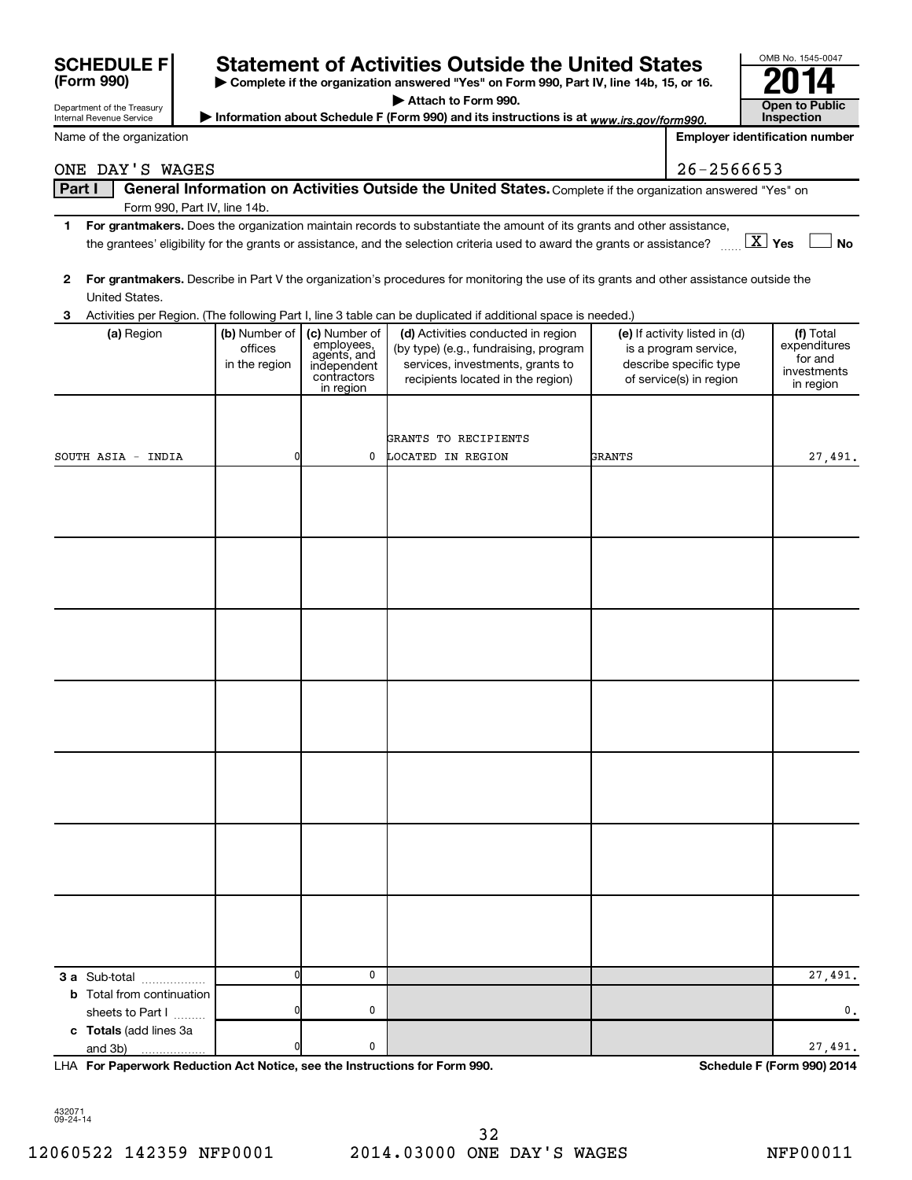# SCHEDULE F (Form 990)

Department of the Treasury
Internal Revenue Service

## Statement of Activities Outside the United States

▶ Complete if the organization answered "Yes" on Form 990, Part IV, line 14b, 15, or 16.
▶ Attach to Form 990.
▶ Information about Schedule F (Form 990) and its instructions is at www.irs.gov/form990.

OMB No. 1545-0047

**2014**

**Open to Public Inspection**

Name of the organization: ONE DAY'S WAGES

Employer identification number: 26-2566653

**Part I — General Information on Activities Outside the United States.** Complete if the organization answered "Yes" on Form 990, Part IV, line 14b.

**1** **For grantmakers.** Does the organization maintain records to substantiate the amount of its grants and other assistance, the grantees' eligibility for the grants or assistance, and the selection criteria used to award the grants or assistance? [X] Yes [ ] No

**2** **For grantmakers.** Describe in Part V the organization's procedures for monitoring the use of its grants and other assistance outside the United States.

**3** Activities per Region. (The following Part I, line 3 table can be duplicated if additional space is needed.)

| (a) Region | (b) Number of offices in the region | (c) Number of employees, agents, and independent contractors in region | (d) Activities conducted in region (by type) (e.g., fundraising, program services, investments, grants to recipients located in the region) | (e) If activity listed in (d) is a program service, describe specific type of service(s) in region | (f) Total expenditures for and investments in region |
|---|---|---|---|---|---|
| SOUTH ASIA - INDIA | 0 | 0 | GRANTS TO RECIPIENTS LOCATED IN REGION | GRANTS | 27,491. |
| | | | | | |
| | | | | | |
| | | | | | |
| | | | | | |
| | | | | | |
| | | | | | |
| | | | | | |
| **3 a** Sub-total | 0 | 0 | | | 27,491. |
| **b** Total from continuation sheets to Part I | 0 | 0 | | | 0. |
| **c** **Totals** (add lines 3a and 3b) | 0 | 0 | | | 27,491. |

LHA **For Paperwork Reduction Act Notice, see the Instructions for Form 990.** **Schedule F (Form 990) 2014**

432071
09-24-14

12060522 142359 NFP0001 2014.03000 ONE DAY'S WAGES NFP00011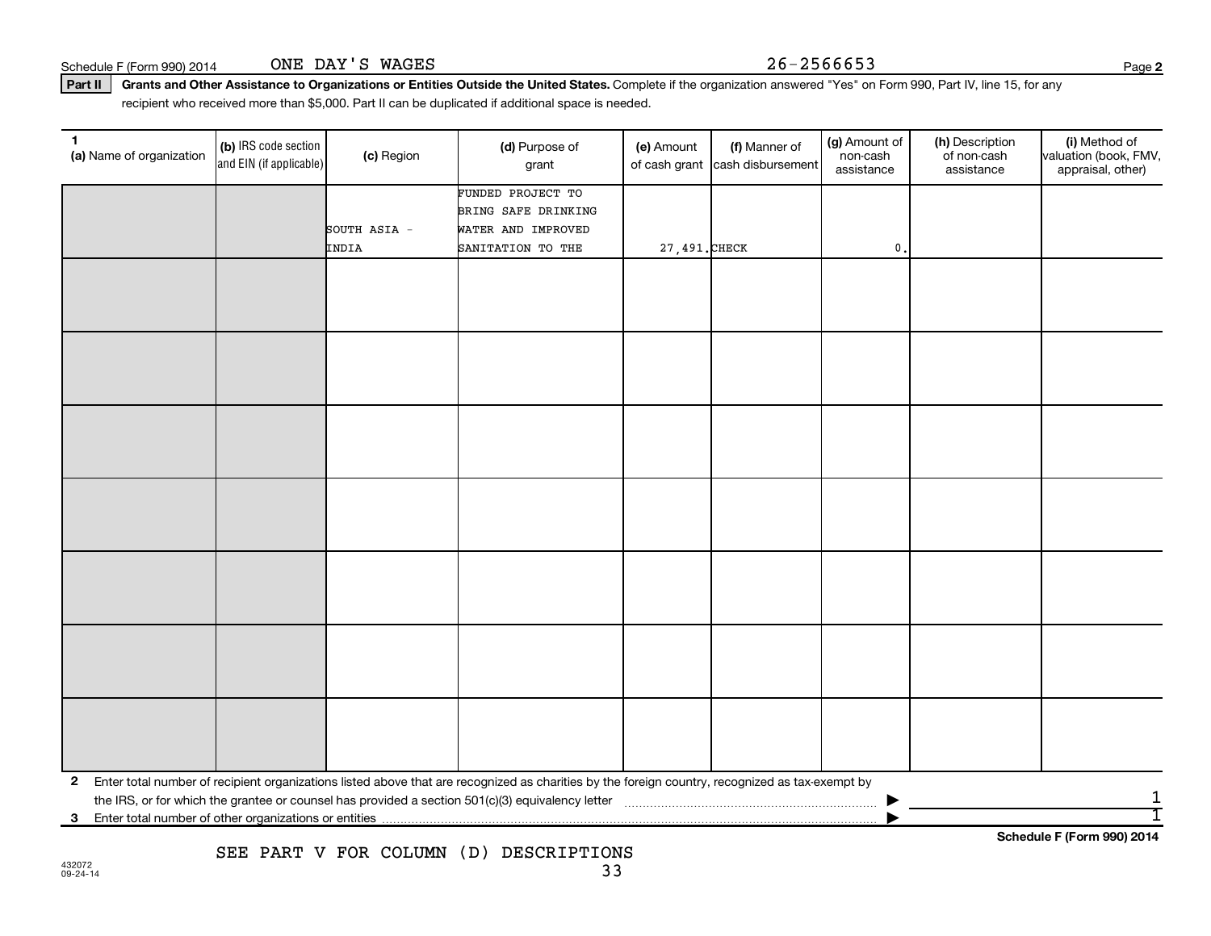Schedule F (Form 990) 2014 ONE DAY'S WAGES 26-2566653

**Part II** **Grants and Other Assistance to Organizations or Entities Outside the United States.** Complete if the organization answered "Yes" on Form 990, Part IV, line 15, for any recipient who received more than $5,000. Part II can be duplicated if additional space is needed.

| 1 (a) Name of organization | (b) IRS code section and EIN (if applicable) | (c) Region | (d) Purpose of grant | (e) Amount of cash grant | (f) Manner of cash disbursement | (g) Amount of non-cash assistance | (h) Description of non-cash assistance | (i) Method of valuation (book, FMV, appraisal, other) |
|---|---|---|---|---|---|---|---|---|
| | | SOUTH ASIA - INDIA | FUNDED PROJECT TO BRING SAFE DRINKING WATER AND IMPROVED SANITATION TO THE | 27,491. | CHECK | 0. | | |
| | | | | | | | | |
| | | | | | | | | |
| | | | | | | | | |
| | | | | | | | | |
| | | | | | | | | |
| | | | | | | | | |
| | | | | | | | | |

**2** Enter total number of recipient organizations listed above that are recognized as charities by the foreign country, recognized as tax-exempt by the IRS, or for which the grantee or counsel has provided a section 501(c)(3) equivalency letter ▶ 1

**3** Enter total number of other organizations or entities ▶ 1

**Schedule F (Form 990) 2014**

SEE PART V FOR COLUMN (D) DESCRIPTIONS

432072 09-24-14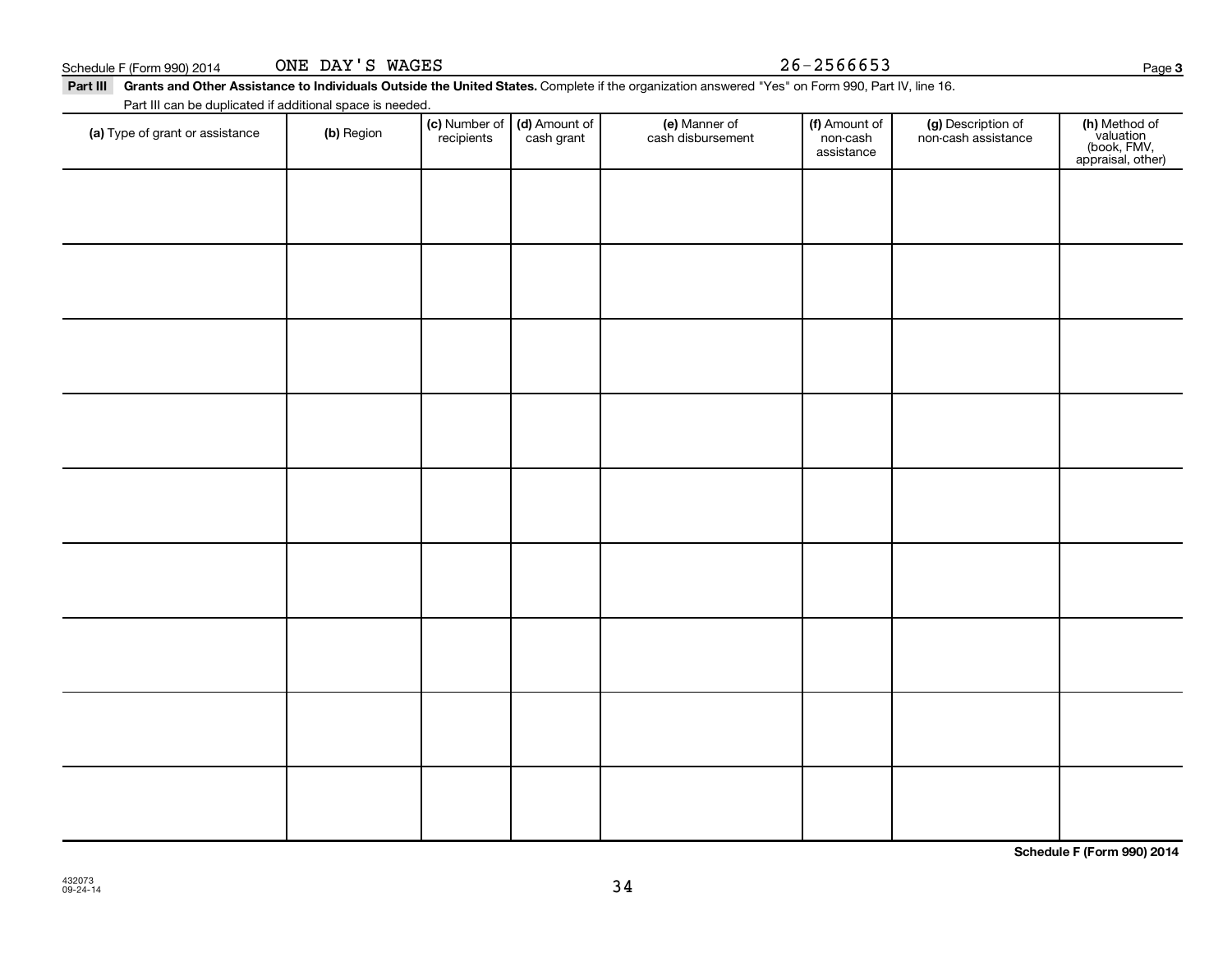Schedule F (Form 990) 2014 ONE DAY'S WAGES 26-2566653 Page **3**

**Part III** **Grants and Other Assistance to Individuals Outside the United States.** Complete if the organization answered "Yes" on Form 990, Part IV, line 16.

Part III can be duplicated if additional space is needed.

| **(a)** Type of grant or assistance | **(b)** Region | **(c)** Number of recipients | **(d)** Amount of cash grant | **(e)** Manner of cash disbursement | **(f)** Amount of non-cash assistance | **(g)** Description of non-cash assistance | **(h)** Method of valuation (book, FMV, appraisal, other) |
|---|---|---|---|---|---|---|---|
| | | | | | | | |
| | | | | | | | |
| | | | | | | | |
| | | | | | | | |
| | | | | | | | |
| | | | | | | | |
| | | | | | | | |
| | | | | | | | |
| | | | | | | | |

**Schedule F (Form 990) 2014**

432073
09-24-14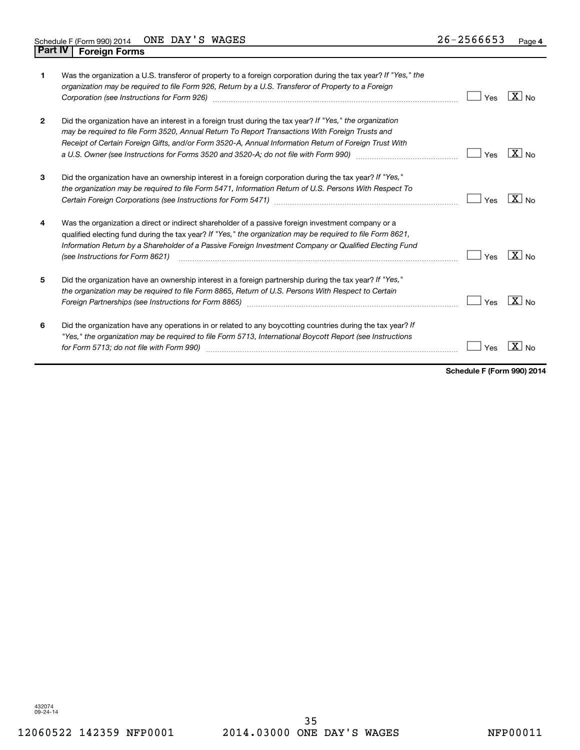Schedule F (Form 990) 2014 ONE DAY'S WAGES 26-2566653

## Part IV Foreign Forms

| | | Yes | No |
|---|---|---|---|
| 1 | Was the organization a U.S. transferor of property to a foreign corporation during the tax year? *If "Yes," the organization may be required to file Form 926, Return by a U.S. Transferor of Property to a Foreign Corporation (see Instructions for Form 926)* | | X |
| 2 | Did the organization have an interest in a foreign trust during the tax year? *If "Yes," the organization may be required to file Form 3520, Annual Return To Report Transactions With Foreign Trusts and Receipt of Certain Foreign Gifts, and/or Form 3520-A, Annual Information Return of Foreign Trust With a U.S. Owner (see Instructions for Forms 3520 and 3520-A; do not file with Form 990)* | | X |
| 3 | Did the organization have an ownership interest in a foreign corporation during the tax year? *If "Yes," the organization may be required to file Form 5471, Information Return of U.S. Persons With Respect To Certain Foreign Corporations (see Instructions for Form 5471)* | | X |
| 4 | Was the organization a direct or indirect shareholder of a passive foreign investment company or a qualified electing fund during the tax year? *If "Yes," the organization may be required to file Form 8621, Information Return by a Shareholder of a Passive Foreign Investment Company or Qualified Electing Fund (see Instructions for Form 8621)* | | X |
| 5 | Did the organization have an ownership interest in a foreign partnership during the tax year? *If "Yes," the organization may be required to file Form 8865, Return of U.S. Persons With Respect to Certain Foreign Partnerships (see Instructions for Form 8865)* | | X |
| 6 | Did the organization have any operations in or related to any boycotting countries during the tax year? *If "Yes," the organization may be required to file Form 5713, International Boycott Report (see Instructions for Form 5713; do not file with Form 990)* | | X |

**Schedule F (Form 990) 2014**

432074
09-24-14

12060522 142359 NFP0001 2014.03000 ONE DAY'S WAGES NFP00011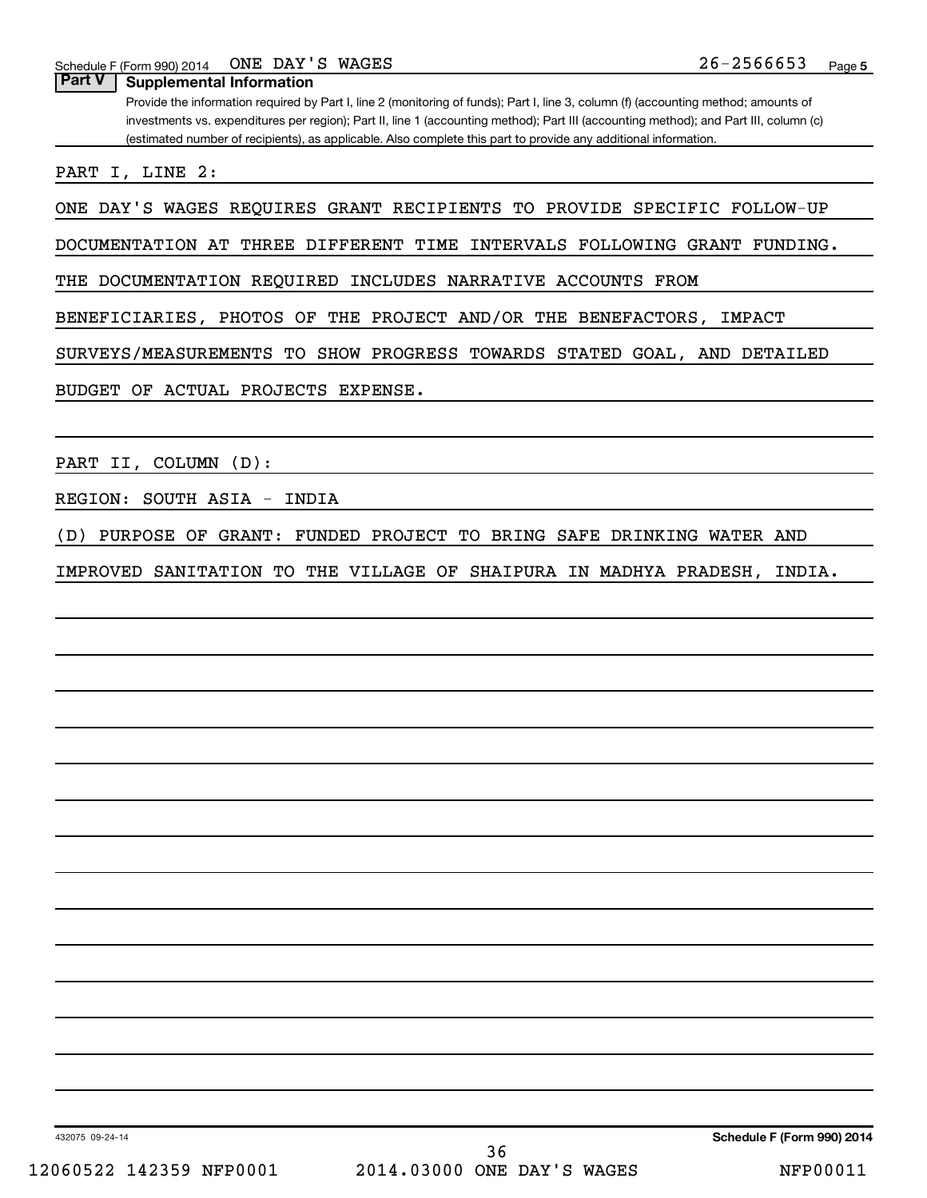## Part V | Supplemental Information

Provide the information required by Part I, line 2 (monitoring of funds); Part I, line 3, column (f) (accounting method; amounts of investments vs. expenditures per region); Part II, line 1 (accounting method); Part III (accounting method); and Part III, column (c) (estimated number of recipients), as applicable. Also complete this part to provide any additional information.

PART I, LINE 2:

ONE DAY'S WAGES REQUIRES GRANT RECIPIENTS TO PROVIDE SPECIFIC FOLLOW-UP DOCUMENTATION AT THREE DIFFERENT TIME INTERVALS FOLLOWING GRANT FUNDING. THE DOCUMENTATION REQUIRED INCLUDES NARRATIVE ACCOUNTS FROM BENEFICIARIES, PHOTOS OF THE PROJECT AND/OR THE BENEFACTORS, IMPACT SURVEYS/MEASUREMENTS TO SHOW PROGRESS TOWARDS STATED GOAL, AND DETAILED BUDGET OF ACTUAL PROJECTS EXPENSE.

PART II, COLUMN (D):

REGION: SOUTH ASIA - INDIA

(D) PURPOSE OF GRANT: FUNDED PROJECT TO BRING SAFE DRINKING WATER AND IMPROVED SANITATION TO THE VILLAGE OF SHAIPURA IN MADHYA PRADESH, INDIA.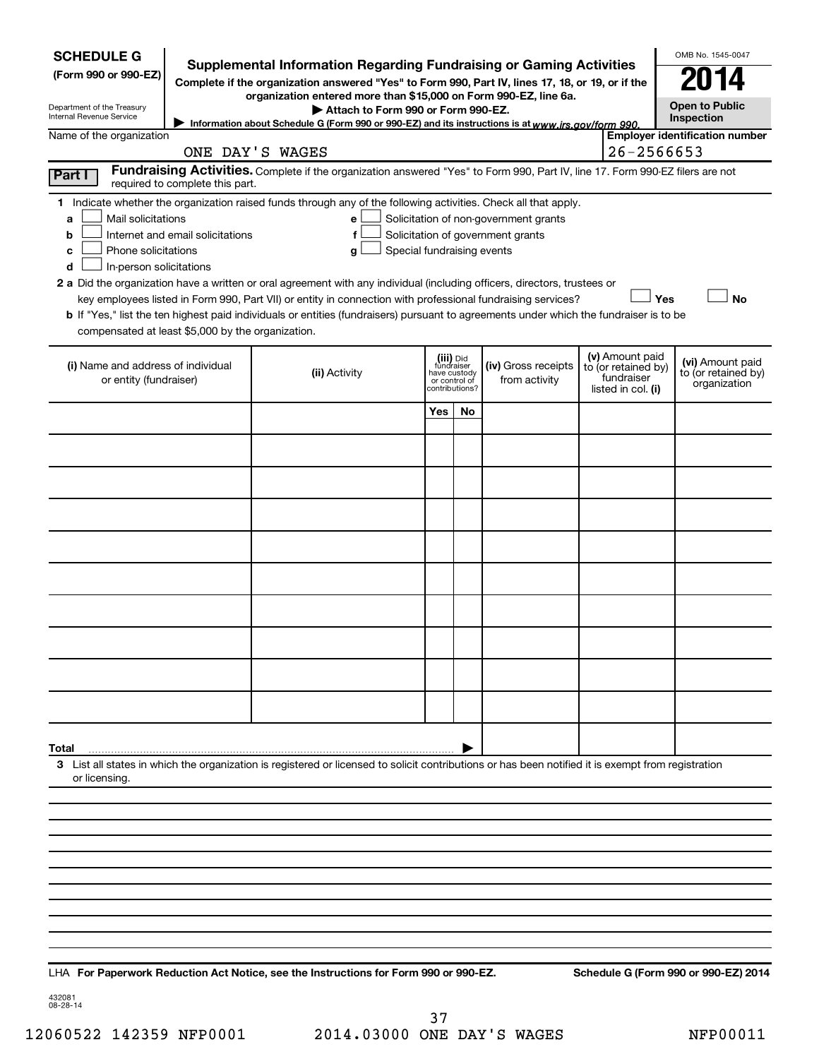**SCHEDULE G**
**(Form 990 or 990-EZ)**

Department of the Treasury
Internal Revenue Service

# Supplemental Information Regarding Fundraising or Gaming Activities

**Complete if the organization answered "Yes" to Form 990, Part IV, lines 17, 18, or 19, or if the organization entered more than $15,000 on Form 990-EZ, line 6a.**

**▶ Attach to Form 990 or Form 990-EZ.**

**▶ Information about Schedule G (Form 990 or 990-EZ) and its instructions is at www.irs.gov/form 990.**

OMB No. 1545-0047

**2014**

**Open to Public Inspection**

Name of the organization: ONE DAY'S WAGES

**Employer identification number:** 26-2566653

**Part I** **Fundraising Activities.** Complete if the organization answered "Yes" to Form 990, Part IV, line 17. Form 990-EZ filers are not required to complete this part.

**1** Indicate whether the organization raised funds through any of the following activities. Check all that apply.

- **a** ☐ Mail solicitations
- **b** ☐ Internet and email solicitations
- **c** ☐ Phone solicitations
- **d** ☐ In-person solicitations
- **e** ☐ Solicitation of non-government grants
- **f** ☐ Solicitation of government grants
- **g** ☐ Special fundraising events

**2 a** Did the organization have a written or oral agreement with any individual (including officers, directors, trustees or key employees listed in Form 990, Part VII) or entity in connection with professional fundraising services? ☐ **Yes** ☐ **No**

**b** If "Yes," list the ten highest paid individuals or entities (fundraisers) pursuant to agreements under which the fundraiser is to be compensated at least $5,000 by the organization.

| (i) Name and address of individual or entity (fundraiser) | (ii) Activity | (iii) Did fundraiser have custody or control of contributions? | | (iv) Gross receipts from activity | (v) Amount paid to (or retained by) fundraiser listed in col. (i) | (vi) Amount paid to (or retained by) organization |
|---|---|---|---|---|---|---|
| | | Yes | No | | | |
| | | | | | | |
| | | | | | | |
| | | | | | | |
| | | | | | | |
| | | | | | | |
| | | | | | | |
| | | | | | | |
| | | | | | | |
| | | | | | | |
| | | | | | | |
| **Total** ▶ | | | | | | |

**3** List all states in which the organization is registered or licensed to solicit contributions or has been notified it is exempt from registration or licensing.

LHA **For Paperwork Reduction Act Notice, see the Instructions for Form 990 or 990-EZ.** **Schedule G (Form 990 or 990-EZ) 2014**

432081
08-28-14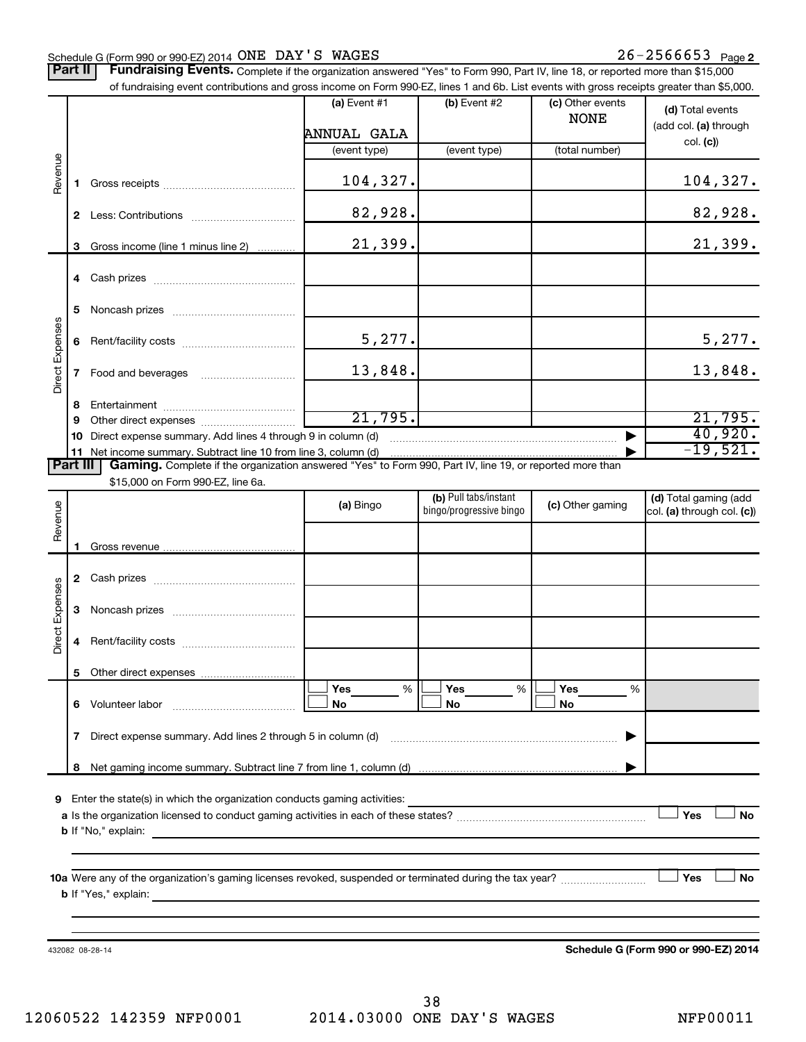Schedule G (Form 990 or 990-EZ) 2014 ONE DAY'S WAGES 26-2566653 Page **2**

**Part II** **Fundraising Events.** Complete if the organization answered "Yes" to Form 990, Part IV, line 18, or reported more than $15,000 of fundraising event contributions and gross income on Form 990-EZ, lines 1 and 6b. List events with gross receipts greater than $5,000.

| | | (a) Event #1 | (b) Event #2 | (c) Other events | (d) Total events (add col. (a) through col. (c)) |
|---|---|---|---|---|---|
| | | ANNUAL GALA | | NONE | |
| | | (event type) | (event type) | (total number) | |
| Revenue | 1 Gross receipts | 104,327. | | | 104,327. |
| | 2 Less: Contributions | 82,928. | | | 82,928. |
| | 3 Gross income (line 1 minus line 2) | 21,399. | | | 21,399. |
| Direct Expenses | 4 Cash prizes | | | | |
| | 5 Noncash prizes | | | | |
| | 6 Rent/facility costs | 5,277. | | | 5,277. |
| | 7 Food and beverages | 13,848. | | | 13,848. |
| | 8 Entertainment | | | | |
| | 9 Other direct expenses | 21,795. | | | 21,795. |
| | 10 Direct expense summary. Add lines 4 through 9 in column (d) | | | ▶ | 40,920. |
| | 11 Net income summary. Subtract line 10 from line 3, column (d) | | | ▶ | -19,521. |

**Part III** **Gaming.** Complete if the organization answered "Yes" to Form 990, Part IV, line 19, or reported more than $15,000 on Form 990-EZ, line 6a.

| | | (a) Bingo | (b) Pull tabs/instant bingo/progressive bingo | (c) Other gaming | (d) Total gaming (add col. (a) through col. (c)) |
|---|---|---|---|---|---|
| Revenue | 1 Gross revenue | | | | |
| Direct Expenses | 2 Cash prizes | | | | |
| | 3 Noncash prizes | | | | |
| | 4 Rent/facility costs | | | | |
| | 5 Other direct expenses | | | | |
| | 6 Volunteer labor | ☐ Yes ___% ☐ No | ☐ Yes ___% ☐ No | ☐ Yes ___% ☐ No | |
| | 7 Direct expense summary. Add lines 2 through 5 in column (d) | | | ▶ | |
| | 8 Net gaming income summary. Subtract line 7 from line 1, column (d) | | | ▶ | |

**9** Enter the state(s) in which the organization conducts gaming activities:

**a** Is the organization licensed to conduct gaming activities in each of these states? ☐ Yes ☐ No

**b** If "No," explain:

**10a** Were any of the organization's gaming licenses revoked, suspended or terminated during the tax year? ☐ Yes ☐ No

**b** If "Yes," explain:

432082 08-28-14 **Schedule G (Form 990 or 990-EZ) 2014**

12060522 142359 NFP0001 2014.03000 ONE DAY'S WAGES NFP00011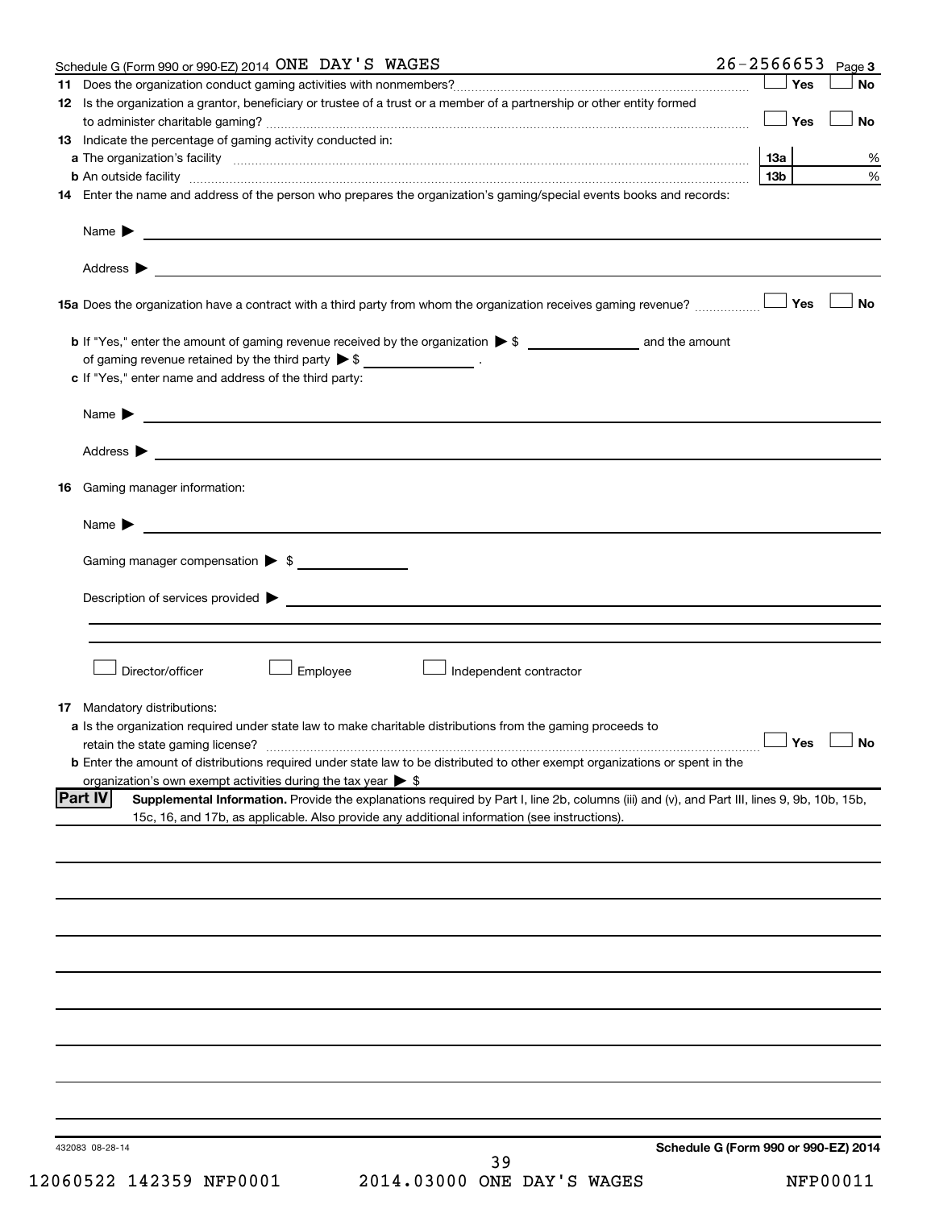Schedule G (Form 990 or 990-EZ) 2014 ONE DAY'S WAGES 26-2566653 Page 3

**11** Does the organization conduct gaming activities with nonmembers? ☐ Yes ☐ No

**12** Is the organization a grantor, beneficiary or trustee of a trust or a member of a partnership or other entity formed to administer charitable gaming? ☐ Yes ☐ No

**13** Indicate the percentage of gaming activity conducted in:

**a** The organization's facility **13a** %

**b** An outside facility **13b** %

**14** Enter the name and address of the person who prepares the organization's gaming/special events books and records:

Name ▶

Address ▶

**15a** Does the organization have a contract with a third party from whom the organization receives gaming revenue? ☐ Yes ☐ No

**b** If "Yes," enter the amount of gaming revenue received by the organization ▶ $ ______ and the amount of gaming revenue retained by the third party ▶ $ ______ .

**c** If "Yes," enter name and address of the third party:

Name ▶

Address ▶

**16** Gaming manager information:

Name ▶

Gaming manager compensation ▶ $

Description of services provided ▶

☐ Director/officer ☐ Employee ☐ Independent contractor

**17** Mandatory distributions:

**a** Is the organization required under state law to make charitable distributions from the gaming proceeds to retain the state gaming license? ☐ Yes ☐ No

**b** Enter the amount of distributions required under state law to be distributed to other exempt organizations or spent in the organization's own exempt activities during the tax year ▶ $

**Part IV** **Supplemental Information.** Provide the explanations required by Part I, line 2b, columns (iii) and (v), and Part III, lines 9, 9b, 10b, 15b, 15c, 16, and 17b, as applicable. Also provide any additional information (see instructions).

432083 08-28-14 **Schedule G (Form 990 or 990-EZ) 2014**

12060522 142359 NFP0001 2014.03000 ONE DAY'S WAGES NFP00011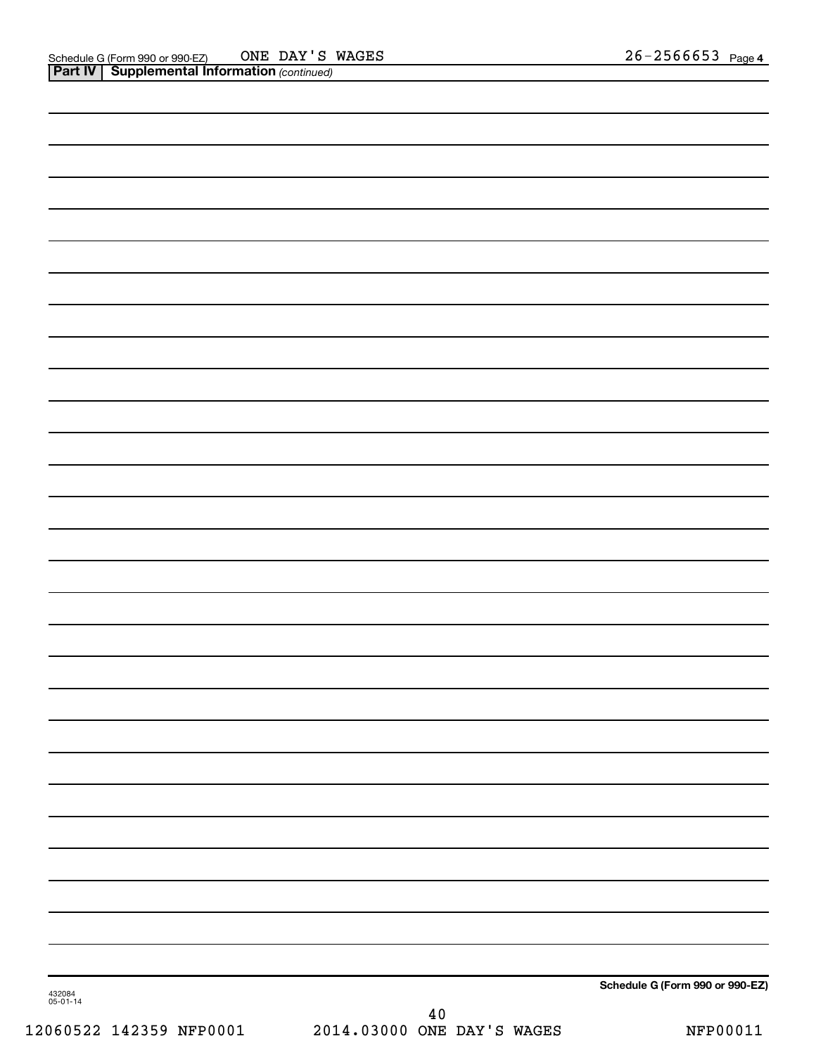Schedule G (Form 990 or 990-EZ) ONE DAY'S WAGES 26-2566653 Page 4

**Part IV | Supplemental Information** *(continued)*

**Schedule G (Form 990 or 990-EZ)**

432084
05-01-14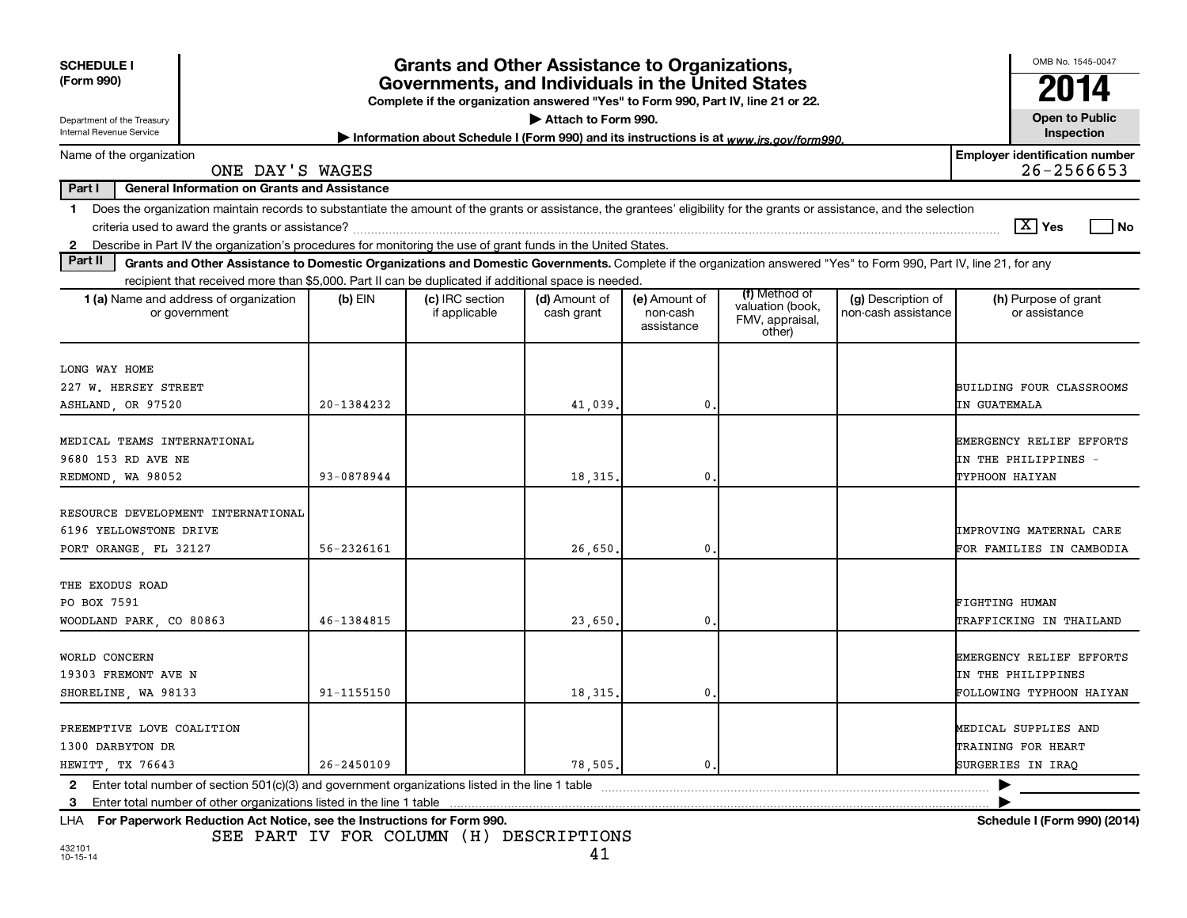**SCHEDULE I**
**(Form 990)**

Department of the Treasury
Internal Revenue Service

# Grants and Other Assistance to Organizations, Governments, and Individuals in the United States

**Complete if the organization answered "Yes" to Form 990, Part IV, line 21 or 22.**

▶ **Attach to Form 990.**

▶ **Information about Schedule I (Form 990) and its instructions is at** *www.irs.gov/form990.*

OMB No. 1545-0047

**2014**

**Open to Public Inspection**

Name of the organization: ONE DAY'S WAGES

**Employer identification number:** 26-2566653

**Part I — General Information on Grants and Assistance**

1 Does the organization maintain records to substantiate the amount of the grants or assistance, the grantees' eligibility for the grants or assistance, and the selection criteria used to award the grants or assistance? [X] Yes [ ] No

2 Describe in Part IV the organization's procedures for monitoring the use of grant funds in the United States.

**Part II — Grants and Other Assistance to Domestic Organizations and Domestic Governments.** Complete if the organization answered "Yes" to Form 990, Part IV, line 21, for any recipient that received more than $5,000. Part II can be duplicated if additional space is needed.

| 1 (a) Name and address of organization or government | (b) EIN | (c) IRC section if applicable | (d) Amount of cash grant | (e) Amount of non-cash assistance | (f) Method of valuation (book, FMV, appraisal, other) | (g) Description of non-cash assistance | (h) Purpose of grant or assistance |
|---|---|---|---|---|---|---|---|
| LONG WAY HOME<br>227 W. HERSEY STREET<br>ASHLAND, OR 97520 | 20-1384232 | | 41,039. | 0. | | | BUILDING FOUR CLASSROOMS IN GUATEMALA |
| MEDICAL TEAMS INTERNATIONAL<br>9680 153 RD AVE NE<br>REDMOND, WA 98052 | 93-0878944 | | 18,315. | 0. | | | EMERGENCY RELIEF EFFORTS IN THE PHILIPPINES - TYPHOON HAIYAN |
| RESOURCE DEVELOPMENT INTERNATIONAL<br>6196 YELLOWSTONE DRIVE<br>PORT ORANGE, FL 32127 | 56-2326161 | | 26,650. | 0. | | | IMPROVING MATERNAL CARE FOR FAMILIES IN CAMBODIA |
| THE EXODUS ROAD<br>PO BOX 7591<br>WOODLAND PARK, CO 80863 | 46-1384815 | | 23,650. | 0. | | | FIGHTING HUMAN TRAFFICKING IN THAILAND |
| WORLD CONCERN<br>19303 FREMONT AVE N<br>SHORELINE, WA 98133 | 91-1155150 | | 18,315. | 0. | | | EMERGENCY RELIEF EFFORTS IN THE PHILIPPINES FOLLOWING TYPHOON HAIYAN |
| PREEMPTIVE LOVE COALITION<br>1300 DARBYTON DR<br>HEWITT, TX 76643 | 26-2450109 | | 78,505. | 0. | | | MEDICAL SUPPLIES AND TRAINING FOR HEART SURGERIES IN IRAQ |

2 Enter total number of section 501(c)(3) and government organizations listed in the line 1 table ▶

3 Enter total number of other organizations listed in the line 1 table ▶

LHA **For Paperwork Reduction Act Notice, see the Instructions for Form 990.** **Schedule I (Form 990) (2014)**

SEE PART IV FOR COLUMN (H) DESCRIPTIONS

432101
10-15-14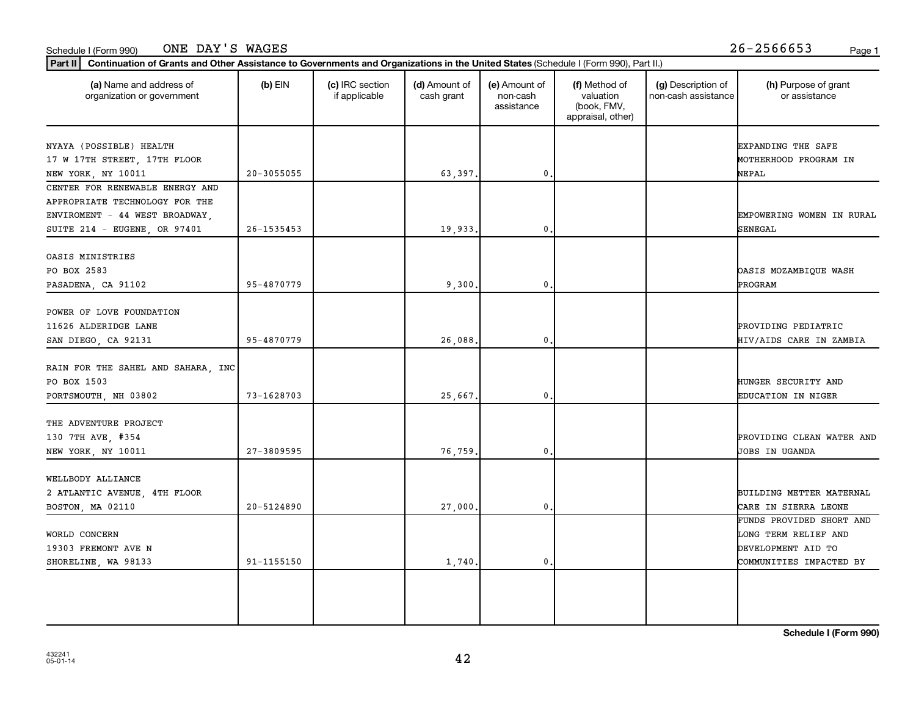Schedule I (Form 990) ONE DAY'S WAGES 26-2566653

**Part II** **Continuation of Grants and Other Assistance to Governments and Organizations in the United States** (Schedule I (Form 990), Part II.)

| (a) Name and address of organization or government | (b) EIN | (c) IRC section if applicable | (d) Amount of cash grant | (e) Amount of non-cash assistance | (f) Method of valuation (book, FMV, appraisal, other) | (g) Description of non-cash assistance | (h) Purpose of grant or assistance |
|---|---|---|---|---|---|---|---|
| NYAYA (POSSIBLE) HEALTH 17 W 17TH STREET, 17TH FLOOR NEW YORK, NY 10011 | 20-3055055 | | 63,397. | 0. | | | EXPANDING THE SAFE MOTHERHOOD PROGRAM IN NEPAL |
| CENTER FOR RENEWABLE ENERGY AND APPROPRIATE TECHNOLOGY FOR THE ENVIROMENT - 44 WEST BROADWAY, SUITE 214 - EUGENE, OR 97401 | 26-1535453 | | 19,933. | 0. | | | EMPOWERING WOMEN IN RURAL SENEGAL |
| OASIS MINISTRIES PO BOX 2583 PASADENA, CA 91102 | 95-4870779 | | 9,300. | 0. | | | OASIS MOZAMBIQUE WASH PROGRAM |
| POWER OF LOVE FOUNDATION 11626 ALDERIDGE LANE SAN DIEGO, CA 92131 | 95-4870779 | | 26,088. | 0. | | | PROVIDING PEDIATRIC HIV/AIDS CARE IN ZAMBIA |
| RAIN FOR THE SAHEL AND SAHARA, INC PO BOX 1503 PORTSMOUTH, NH 03802 | 73-1628703 | | 25,667. | 0. | | | HUNGER SECURITY AND EDUCATION IN NIGER |
| THE ADVENTURE PROJECT 130 7TH AVE, #354 NEW YORK, NY 10011 | 27-3809595 | | 76,759. | 0. | | | PROVIDING CLEAN WATER AND JOBS IN UGANDA |
| WELLBODY ALLIANCE 2 ATLANTIC AVENUE, 4TH FLOOR BOSTON, MA 02110 | 20-5124890 | | 27,000. | 0. | | | BUILDING METTER MATERNAL CARE IN SIERRA LEONE |
| WORLD CONCERN 19303 FREMONT AVE N SHORELINE, WA 98133 | 91-1155150 | | 1,740. | 0. | | | FUNDS PROVIDED SHORT AND LONG TERM RELIEF AND DEVELOPMENT AID TO COMMUNITIES IMPACTED BY |
| | | | | | | | |

**Schedule I (Form 990)**

432241
05-01-14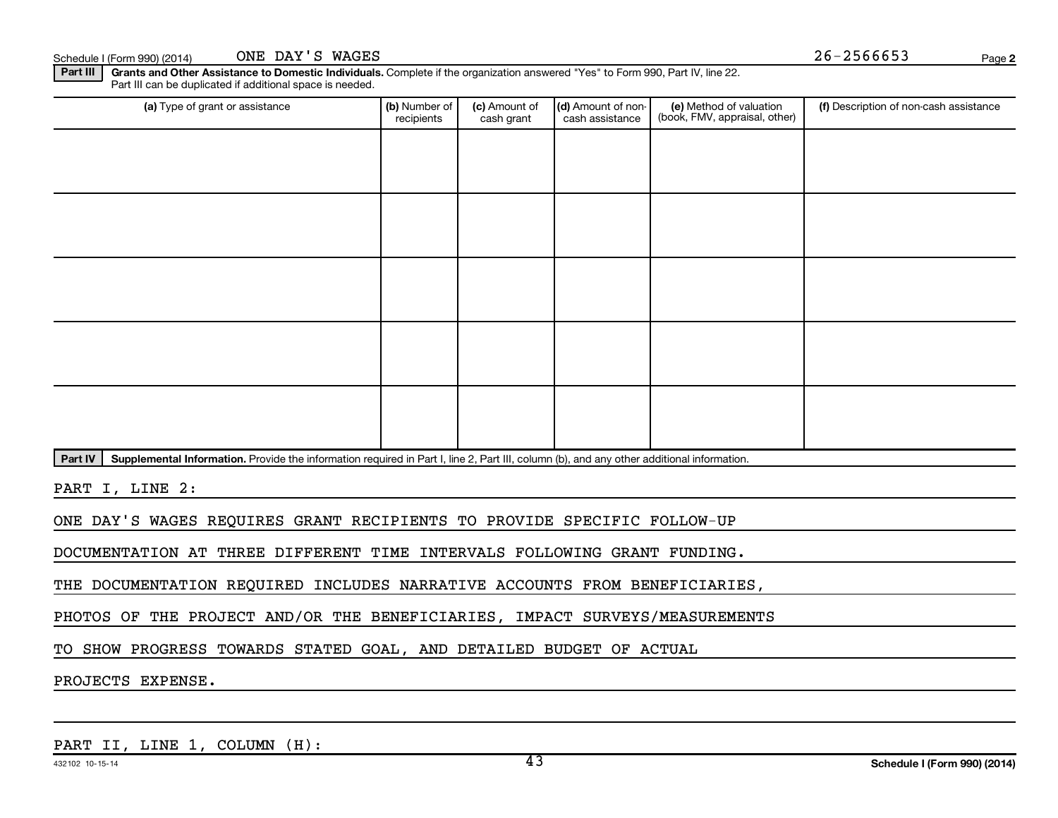Schedule I (Form 990) (2014) ONE DAY'S WAGES 26-2566653

**Part III** **Grants and Other Assistance to Domestic Individuals.** Complete if the organization answered "Yes" to Form 990, Part IV, line 22. Part III can be duplicated if additional space is needed.

| (a) Type of grant or assistance | (b) Number of recipients | (c) Amount of cash grant | (d) Amount of non-cash assistance | (e) Method of valuation (book, FMV, appraisal, other) | (f) Description of non-cash assistance |
|---|---|---|---|---|---|
| | | | | | |
| | | | | | |
| | | | | | |
| | | | | | |
| | | | | | |

**Part IV** **Supplemental Information.** Provide the information required in Part I, line 2, Part III, column (b), and any other additional information.

PART I, LINE 2:

ONE DAY'S WAGES REQUIRES GRANT RECIPIENTS TO PROVIDE SPECIFIC FOLLOW-UP DOCUMENTATION AT THREE DIFFERENT TIME INTERVALS FOLLOWING GRANT FUNDING. THE DOCUMENTATION REQUIRED INCLUDES NARRATIVE ACCOUNTS FROM BENEFICIARIES, PHOTOS OF THE PROJECT AND/OR THE BENEFICIARIES, IMPACT SURVEYS/MEASUREMENTS TO SHOW PROGRESS TOWARDS STATED GOAL, AND DETAILED BUDGET OF ACTUAL PROJECTS EXPENSE.

PART II, LINE 1, COLUMN (H):

432102 10-15-14 Schedule I (Form 990) (2014)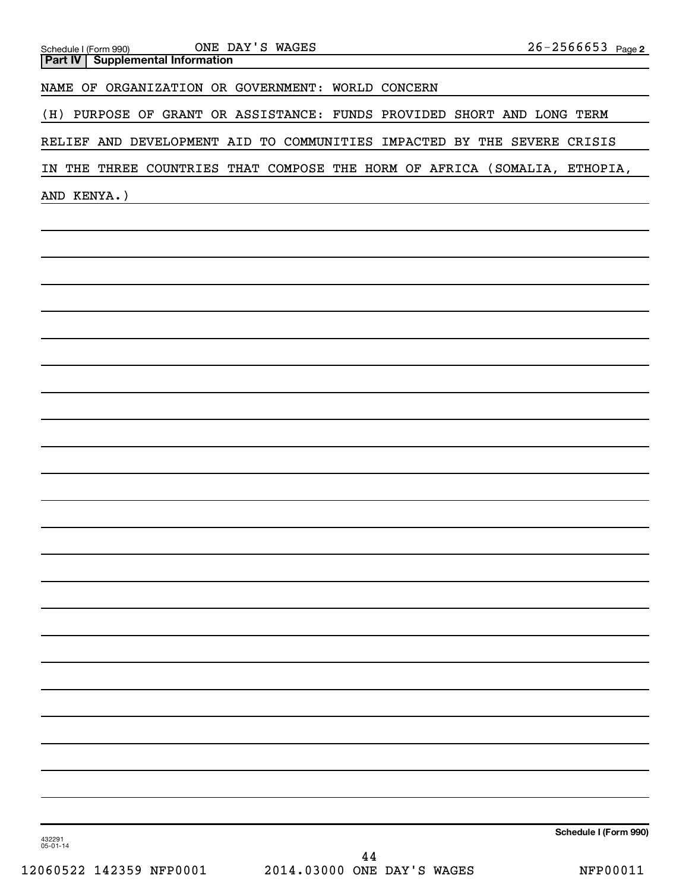Schedule I (Form 990) ONE DAY'S WAGES 26-2566653 Page 2

**Part IV | Supplemental Information**

NAME OF ORGANIZATION OR GOVERNMENT: WORLD CONCERN

(H) PURPOSE OF GRANT OR ASSISTANCE: FUNDS PROVIDED SHORT AND LONG TERM RELIEF AND DEVELOPMENT AID TO COMMUNITIES IMPACTED BY THE SEVERE CRISIS IN THE THREE COUNTRIES THAT COMPOSE THE HORM OF AFRICA (SOMALIA, ETHOPIA, AND KENYA.)

**Schedule I (Form 990)**

432291
05-01-14

12060522 142359 NFP0001 2014.03000 ONE DAY'S WAGES NFP00011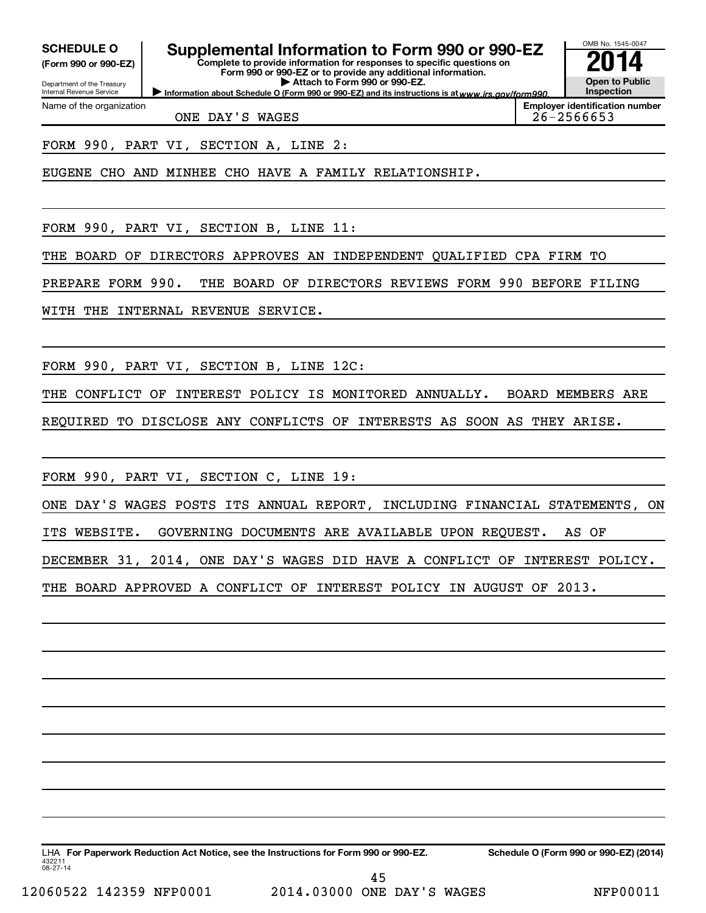**SCHEDULE O**
**(Form 990 or 990-EZ)**

Department of the Treasury
Internal Revenue Service

# Supplemental Information to Form 990 or 990-EZ

**Complete to provide information for responses to specific questions on Form 990 or 990-EZ or to provide any additional information.**
**▶ Attach to Form 990 or 990-EZ.**
▶ Information about Schedule O (Form 990 or 990-EZ) and its instructions is at www.irs.gov/form990.

OMB No. 1545-0047
**2014**
**Open to Public Inspection**

| Name of the organization | Employer identification number |
|---|---|
| ONE DAY'S WAGES | 26-2566653 |

FORM 990, PART VI, SECTION A, LINE 2:

EUGENE CHO AND MINHEE CHO HAVE A FAMILY RELATIONSHIP.

FORM 990, PART VI, SECTION B, LINE 11:

THE BOARD OF DIRECTORS APPROVES AN INDEPENDENT QUALIFIED CPA FIRM TO PREPARE FORM 990. THE BOARD OF DIRECTORS REVIEWS FORM 990 BEFORE FILING WITH THE INTERNAL REVENUE SERVICE.

FORM 990, PART VI, SECTION B, LINE 12C:

THE CONFLICT OF INTEREST POLICY IS MONITORED ANNUALLY. BOARD MEMBERS ARE REQUIRED TO DISCLOSE ANY CONFLICTS OF INTERESTS AS SOON AS THEY ARISE.

FORM 990, PART VI, SECTION C, LINE 19:

ONE DAY'S WAGES POSTS ITS ANNUAL REPORT, INCLUDING FINANCIAL STATEMENTS, ON ITS WEBSITE. GOVERNING DOCUMENTS ARE AVAILABLE UPON REQUEST. AS OF DECEMBER 31, 2014, ONE DAY'S WAGES DID HAVE A CONFLICT OF INTEREST POLICY. THE BOARD APPROVED A CONFLICT OF INTEREST POLICY IN AUGUST OF 2013.

LHA **For Paperwork Reduction Act Notice, see the Instructions for Form 990 or 990-EZ.** **Schedule O (Form 990 or 990-EZ) (2014)**

432211
08-27-14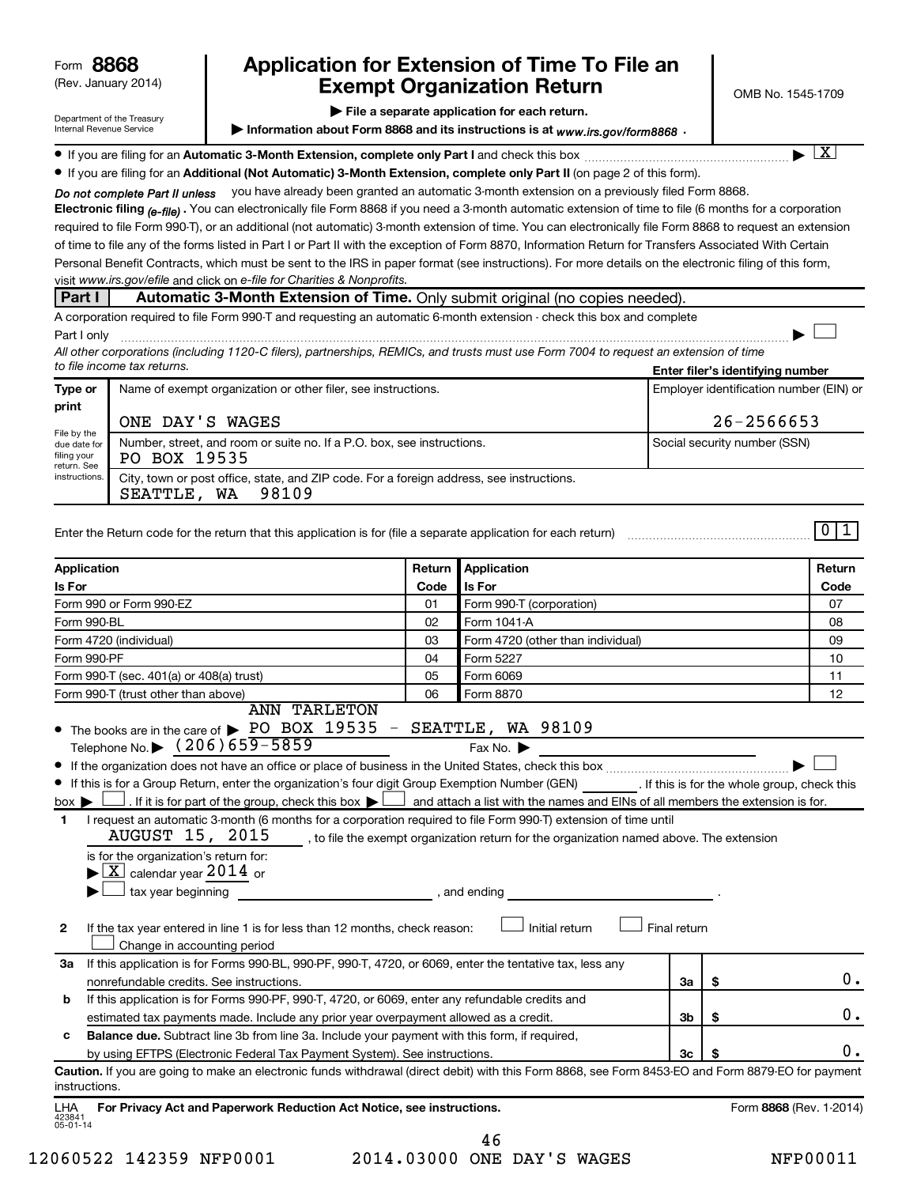Form **8868**
(Rev. January 2014)

Department of the Treasury
Internal Revenue Service

# Application for Extension of Time To File an Exempt Organization Return

▶ File a separate application for each return.

▶ Information about Form 8868 and its instructions is at *www.irs.gov/form8868*.

OMB No. 1545-1709

- If you are filing for an **Automatic 3-Month Extension, complete only Part I** and check this box ▶ [X]
- If you are filing for an **Additional (Not Automatic) 3-Month Extension, complete only Part II** (on page 2 of this form).

*Do not complete Part II unless* you have already been granted an automatic 3-month extension on a previously filed Form 8868.

**Electronic filing** *(e-file)*. You can electronically file Form 8868 if you need a 3-month automatic extension of time to file (6 months for a corporation required to file Form 990-T), or an additional (not automatic) 3-month extension of time. You can electronically file Form 8868 to request an extension of time to file any of the forms listed in Part I or Part II with the exception of Form 8870, Information Return for Transfers Associated With Certain Personal Benefit Contracts, which must be sent to the IRS in paper format (see instructions). For more details on the electronic filing of this form, visit *www.irs.gov/efile* and click on *e-file for Charities & Nonprofits.*

**Part I** **Automatic 3-Month Extension of Time.** Only submit original (no copies needed).

A corporation required to file Form 990-T and requesting an automatic 6-month extension - check this box and complete Part I only ▶ [ ]

*All other corporations (including 1120-C filers), partnerships, REMICs, and trusts must use Form 7004 to request an extension of time to file income tax returns.*

**Enter filer's identifying number**

| Type or print | Name of exempt organization or other filer, see instructions. | Employer identification number (EIN) or |
|---|---|---|
| | ONE DAY'S WAGES | 26-2566653 |
| File by the due date for filing your return. See instructions. | Number, street, and room or suite no. If a P.O. box, see instructions. PO BOX 19535 | Social security number (SSN) |
| | City, town or post office, state, and ZIP code. For a foreign address, see instructions. SEATTLE, WA 98109 | |

Enter the Return code for the return that this application is for (file a separate application for each return) 0 1

| Application Is For | Return Code | Application Is For | Return Code |
|---|---|---|---|
| Form 990 or Form 990-EZ | 01 | Form 990-T (corporation) | 07 |
| Form 990-BL | 02 | Form 1041-A | 08 |
| Form 4720 (individual) | 03 | Form 4720 (other than individual) | 09 |
| Form 990-PF | 04 | Form 5227 | 10 |
| Form 990-T (sec. 401(a) or 408(a) trust) | 05 | Form 6069 | 11 |
| Form 990-T (trust other than above) | 06 | Form 8870 | 12 |

- The books are in the care of ▶ ANN TARLETON PO BOX 19535 - SEATTLE, WA 98109
  Telephone No. ▶ (206)659-5859 Fax No. ▶
- If the organization does not have an office or place of business in the United States, check this box ▶ [ ]
- If this is for a Group Return, enter the organization's four digit Group Exemption Number (GEN) ______. If this is for the whole group, check this box ▶ [ ]. If it is for part of the group, check this box ▶ [ ] and attach a list with the names and EINs of all members the extension is for.

**1** I request an automatic 3-month (6 months for a corporation required to file Form 990-T) extension of time until AUGUST 15, 2015, to file the exempt organization return for the organization named above. The extension is for the organization's return for:
▶ [X] calendar year 2014 or
▶ [ ] tax year beginning ______, and ending ______.

**2** If the tax year entered in line 1 is for less than 12 months, check reason: [ ] Initial return [ ] Final return [ ] Change in accounting period

| | | | |
|---|---|---|---|
| **3a** | If this application is for Forms 990-BL, 990-PF, 990-T, 4720, or 6069, enter the tentative tax, less any nonrefundable credits. See instructions. | 3a | $ 0. |
| **b** | If this application is for Forms 990-PF, 990-T, 4720, or 6069, enter any refundable credits and estimated tax payments made. Include any prior year overpayment allowed as a credit. | 3b | $ 0. |
| **c** | **Balance due.** Subtract line 3b from line 3a. Include your payment with this form, if required, by using EFTPS (Electronic Federal Tax Payment System). See instructions. | 3c | $ 0. |

**Caution.** If you are going to make an electronic funds withdrawal (direct debit) with this Form 8868, see Form 8453-EO and Form 8879-EO for payment instructions.

LHA **For Privacy Act and Paperwork Reduction Act Notice, see instructions.** Form **8868** (Rev. 1-2014)

423841
05-01-14

12060522 142359 NFP0001 2014.03000 ONE DAY'S WAGES NFP00011